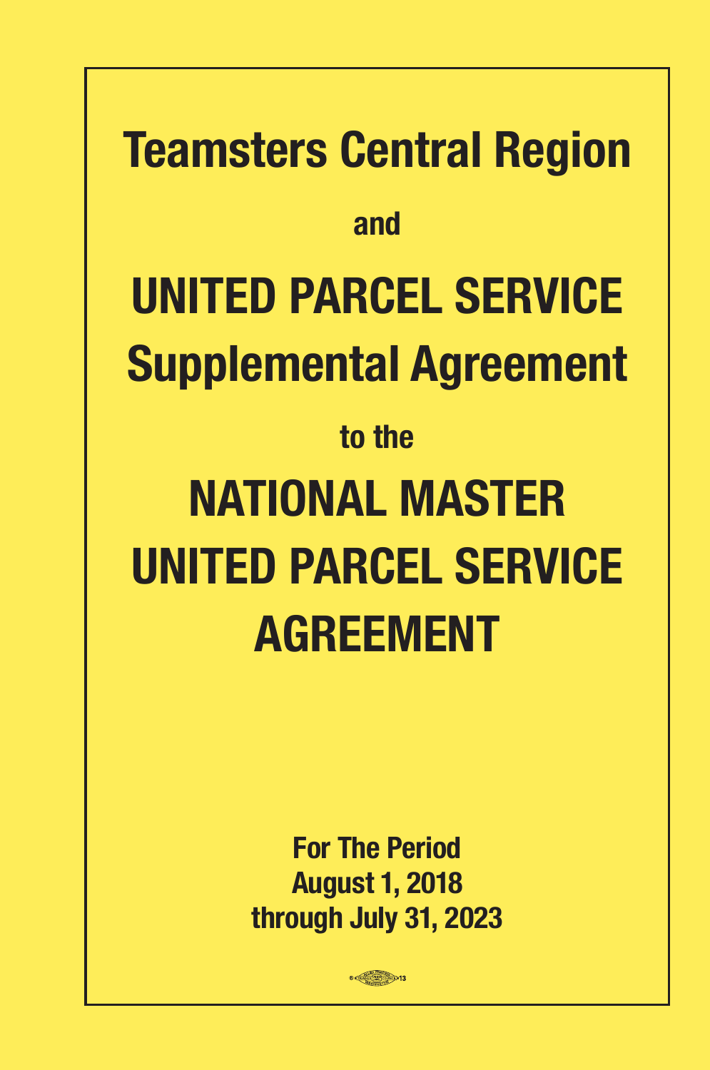# Teamsters Central Region

**and**

# UNITED PARCEL SERVICE Supplemental Agreement

**to the**

# NATIONAL MASTER UNITED PARCEL SERVICE AGREEMENT

**For The Period**
**August 1, 2018**
**through July 31, 2023**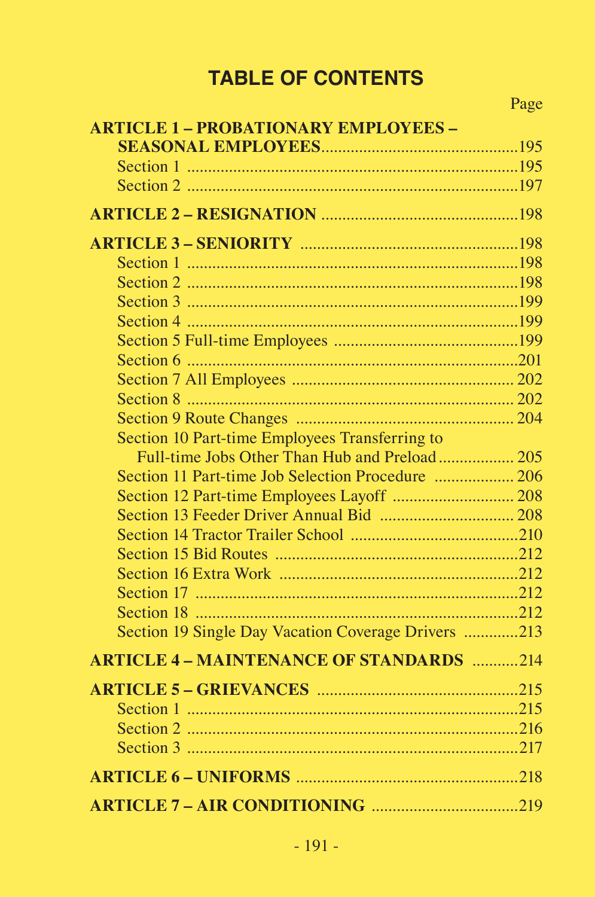## TABLE OF CONTENTS

| | Page |
|---|---|
| **ARTICLE 1 – PROBATIONARY EMPLOYEES – SEASONAL EMPLOYEES** | 195 |
| Section 1 | 195 |
| Section 2 | 197 |
| **ARTICLE 2 – RESIGNATION** | 198 |
| **ARTICLE 3 – SENIORITY** | 198 |
| Section 1 | 198 |
| Section 2 | 198 |
| Section 3 | 199 |
| Section 4 | 199 |
| Section 5 Full-time Employees | 199 |
| Section 6 | 201 |
| Section 7 All Employees | 202 |
| Section 8 | 202 |
| Section 9 Route Changes | 204 |
| Section 10 Part-time Employees Transferring to Full-time Jobs Other Than Hub and Preload | 205 |
| Section 11 Part-time Job Selection Procedure | 206 |
| Section 12 Part-time Employees Layoff | 208 |
| Section 13 Feeder Driver Annual Bid | 208 |
| Section 14 Tractor Trailer School | 210 |
| Section 15 Bid Routes | 212 |
| Section 16 Extra Work | 212 |
| Section 17 | 212 |
| Section 18 | 212 |
| Section 19 Single Day Vacation Coverage Drivers | 213 |
| **ARTICLE 4 – MAINTENANCE OF STANDARDS** | 214 |
| **ARTICLE 5 – GRIEVANCES** | 215 |
| Section 1 | 215 |
| Section 2 | 216 |
| Section 3 | 217 |
| **ARTICLE 6 – UNIFORMS** | 218 |
| **ARTICLE 7 – AIR CONDITIONING** | 219 |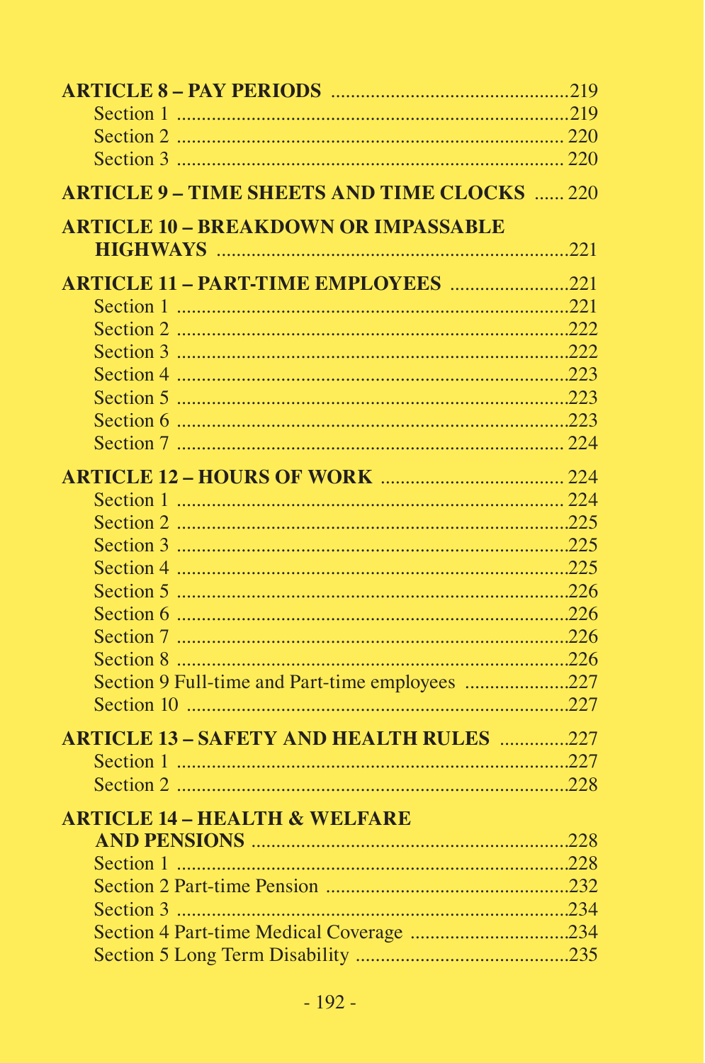**ARTICLE 8 – PAY PERIODS** ....................................219

- Section 1 ....................................219
- Section 2 ....................................220
- Section 3 ....................................220

**ARTICLE 9 – TIME SHEETS AND TIME CLOCKS** ...... 220

**ARTICLE 10 – BREAKDOWN OR IMPASSABLE HIGHWAYS** ....................................221

**ARTICLE 11 – PART-TIME EMPLOYEES** ....................221

- Section 1 ....................................221
- Section 2 ....................................222
- Section 3 ....................................222
- Section 4 ....................................223
- Section 5 ....................................223
- Section 6 ....................................223
- Section 7 ....................................224

**ARTICLE 12 – HOURS OF WORK** ....................... 224

- Section 1 ....................................224
- Section 2 ....................................225
- Section 3 ....................................225
- Section 4 ....................................225
- Section 5 ....................................226
- Section 6 ....................................226
- Section 7 ....................................226
- Section 8 ....................................226
- Section 9 Full-time and Part-time employees ..................227
- Section 10 ....................................227

**ARTICLE 13 – SAFETY AND HEALTH RULES** ..............227

- Section 1 ....................................227
- Section 2 ....................................228

**ARTICLE 14 – HEALTH & WELFARE AND PENSIONS** ....................................228

- Section 1 ....................................228
- Section 2 Part-time Pension ....................................232
- Section 3 ....................................234
- Section 4 Part-time Medical Coverage ..........................234
- Section 5 Long Term Disability ................................235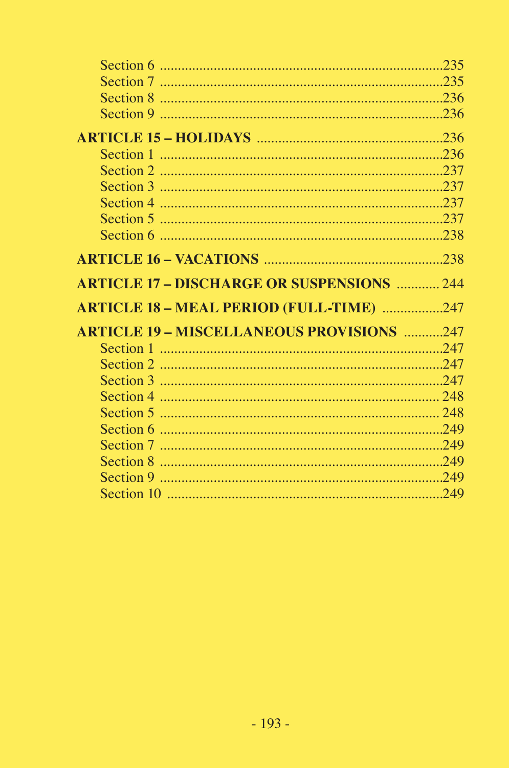Section 6 ....................................................................235
Section 7 ....................................................................235
Section 8 ....................................................................236
Section 9 ....................................................................236

**ARTICLE 15 – HOLIDAYS** ....................................................236
Section 1 ....................................................................236
Section 2 ....................................................................237
Section 3 ....................................................................237
Section 4 ....................................................................237
Section 5 ....................................................................237
Section 6 ....................................................................238

**ARTICLE 16 – VACATIONS** ...................................................238

**ARTICLE 17 – DISCHARGE OR SUSPENSIONS** ............ 244

**ARTICLE 18 – MEAL PERIOD (FULL-TIME)** .................247

**ARTICLE 19 – MISCELLANEOUS PROVISIONS** ...........247
Section 1 ....................................................................247
Section 2 ....................................................................247
Section 3 ....................................................................247
Section 4 .................................................................... 248
Section 5 .................................................................... 248
Section 6 ....................................................................249
Section 7 ....................................................................249
Section 8 ....................................................................249
Section 9 ....................................................................249
Section 10 ..................................................................249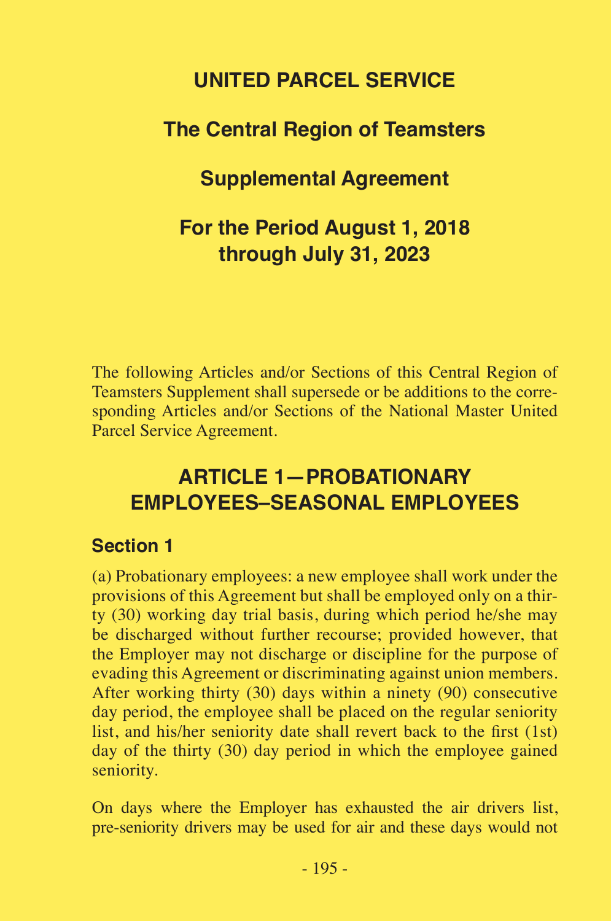# UNITED PARCEL SERVICE

## The Central Region of Teamsters

## Supplemental Agreement

## For the Period August 1, 2018 through July 31, 2023

The following Articles and/or Sections of this Central Region of Teamsters Supplement shall supersede or be additions to the corresponding Articles and/or Sections of the National Master United Parcel Service Agreement.

## ARTICLE 1—PROBATIONARY EMPLOYEES–SEASONAL EMPLOYEES

### Section 1

(a) Probationary employees: a new employee shall work under the provisions of this Agreement but shall be employed only on a thirty (30) working day trial basis, during which period he/she may be discharged without further recourse; provided however, that the Employer may not discharge or discipline for the purpose of evading this Agreement or discriminating against union members. After working thirty (30) days within a ninety (90) consecutive day period, the employee shall be placed on the regular seniority list, and his/her seniority date shall revert back to the first (1st) day of the thirty (30) day period in which the employee gained seniority.

On days where the Employer has exhausted the air drivers list, pre-seniority drivers may be used for air and these days would not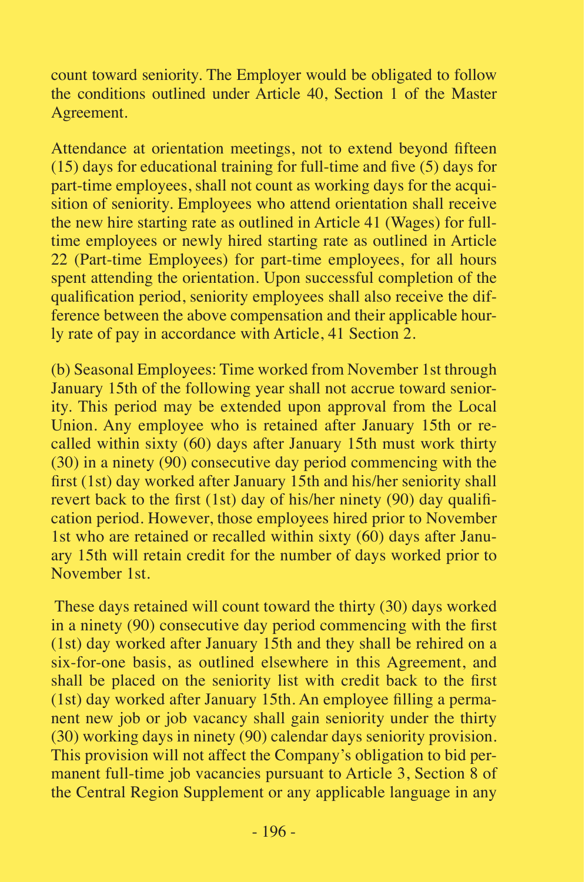count toward seniority. The Employer would be obligated to follow the conditions outlined under Article 40, Section 1 of the Master Agreement.

Attendance at orientation meetings, not to extend beyond fifteen (15) days for educational training for full-time and five (5) days for part-time employees, shall not count as working days for the acquisition of seniority. Employees who attend orientation shall receive the new hire starting rate as outlined in Article 41 (Wages) for full-time employees or newly hired starting rate as outlined in Article 22 (Part-time Employees) for part-time employees, for all hours spent attending the orientation. Upon successful completion of the qualification period, seniority employees shall also receive the difference between the above compensation and their applicable hourly rate of pay in accordance with Article, 41 Section 2.

(b) Seasonal Employees: Time worked from November 1st through January 15th of the following year shall not accrue toward seniority. This period may be extended upon approval from the Local Union. Any employee who is retained after January 15th or recalled within sixty (60) days after January 15th must work thirty (30) in a ninety (90) consecutive day period commencing with the first (1st) day worked after January 15th and his/her seniority shall revert back to the first (1st) day of his/her ninety (90) day qualification period. However, those employees hired prior to November 1st who are retained or recalled within sixty (60) days after January 15th will retain credit for the number of days worked prior to November 1st.

These days retained will count toward the thirty (30) days worked in a ninety (90) consecutive day period commencing with the first (1st) day worked after January 15th and they shall be rehired on a six-for-one basis, as outlined elsewhere in this Agreement, and shall be placed on the seniority list with credit back to the first (1st) day worked after January 15th. An employee filling a permanent new job or job vacancy shall gain seniority under the thirty (30) working days in ninety (90) calendar days seniority provision. This provision will not affect the Company's obligation to bid permanent full-time job vacancies pursuant to Article 3, Section 8 of the Central Region Supplement or any applicable language in any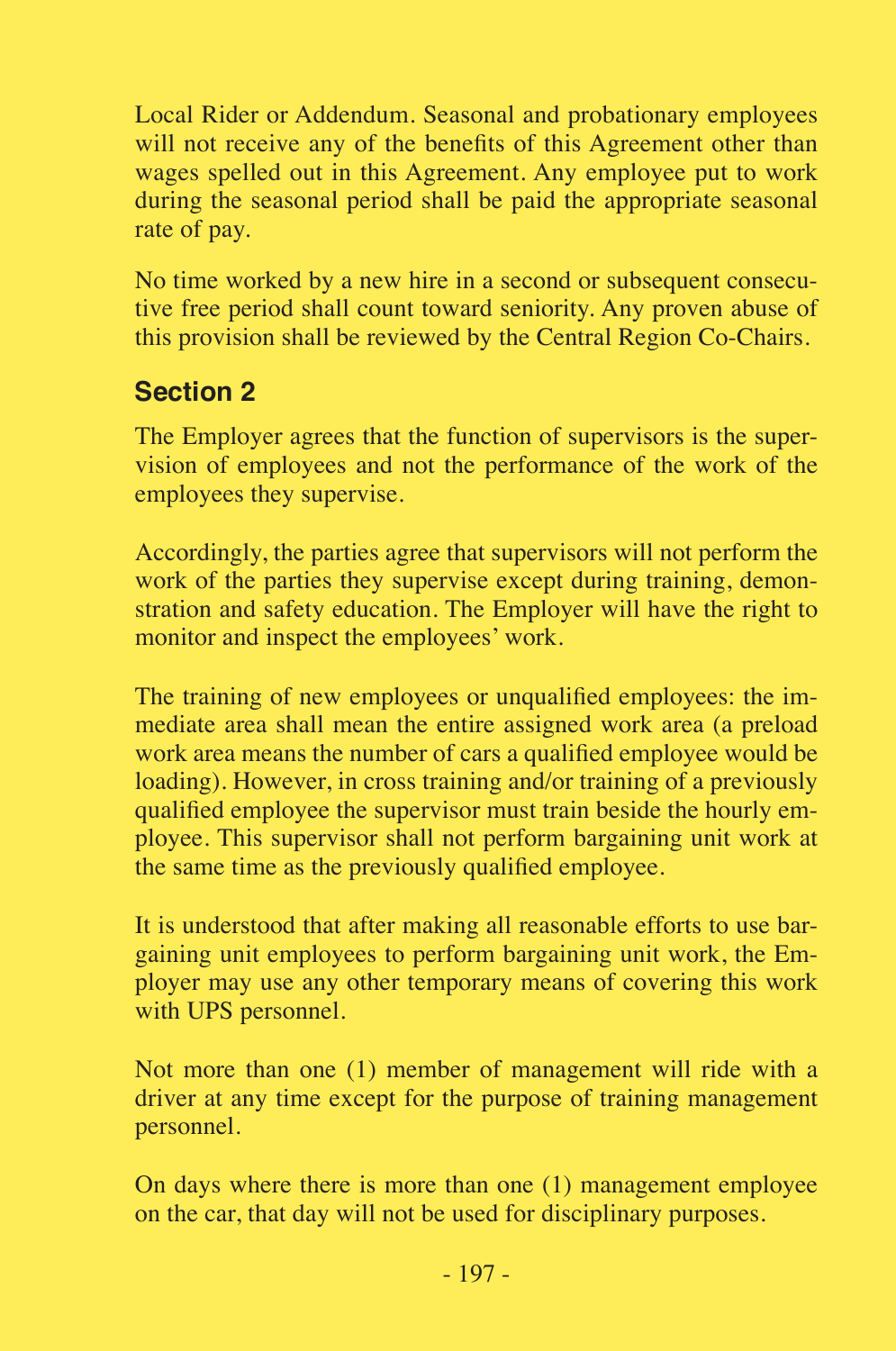Local Rider or Addendum. Seasonal and probationary employees will not receive any of the benefits of this Agreement other than wages spelled out in this Agreement. Any employee put to work during the seasonal period shall be paid the appropriate seasonal rate of pay.

No time worked by a new hire in a second or subsequent consecutive free period shall count toward seniority. Any proven abuse of this provision shall be reviewed by the Central Region Co-Chairs.

## Section 2

The Employer agrees that the function of supervisors is the supervision of employees and not the performance of the work of the employees they supervise.

Accordingly, the parties agree that supervisors will not perform the work of the parties they supervise except during training, demonstration and safety education. The Employer will have the right to monitor and inspect the employees' work.

The training of new employees or unqualified employees: the immediate area shall mean the entire assigned work area (a preload work area means the number of cars a qualified employee would be loading). However, in cross training and/or training of a previously qualified employee the supervisor must train beside the hourly employee. This supervisor shall not perform bargaining unit work at the same time as the previously qualified employee.

It is understood that after making all reasonable efforts to use bargaining unit employees to perform bargaining unit work, the Employer may use any other temporary means of covering this work with UPS personnel.

Not more than one (1) member of management will ride with a driver at any time except for the purpose of training management personnel.

On days where there is more than one (1) management employee on the car, that day will not be used for disciplinary purposes.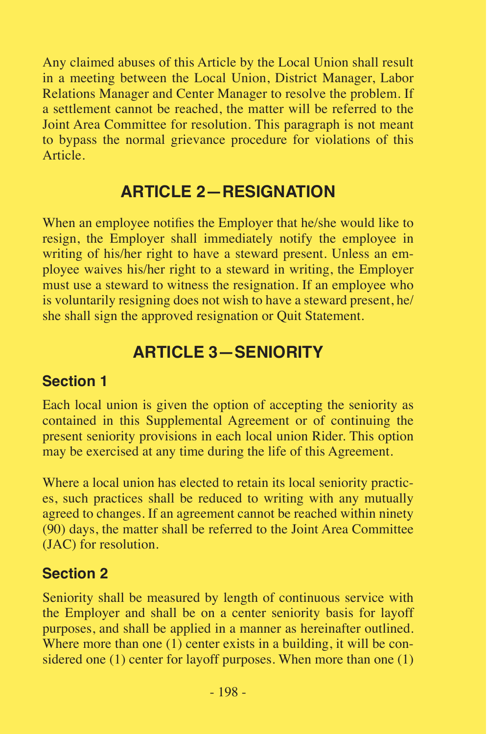Any claimed abuses of this Article by the Local Union shall result in a meeting between the Local Union, District Manager, Labor Relations Manager and Center Manager to resolve the problem. If a settlement cannot be reached, the matter will be referred to the Joint Area Committee for resolution. This paragraph is not meant to bypass the normal grievance procedure for violations of this Article.

## ARTICLE 2—RESIGNATION

When an employee notifies the Employer that he/she would like to resign, the Employer shall immediately notify the employee in writing of his/her right to have a steward present. Unless an employee waives his/her right to a steward in writing, the Employer must use a steward to witness the resignation. If an employee who is voluntarily resigning does not wish to have a steward present, he/she shall sign the approved resignation or Quit Statement.

## ARTICLE 3—SENIORITY

### Section 1

Each local union is given the option of accepting the seniority as contained in this Supplemental Agreement or of continuing the present seniority provisions in each local union Rider. This option may be exercised at any time during the life of this Agreement.

Where a local union has elected to retain its local seniority practices, such practices shall be reduced to writing with any mutually agreed to changes. If an agreement cannot be reached within ninety (90) days, the matter shall be referred to the Joint Area Committee (JAC) for resolution.

### Section 2

Seniority shall be measured by length of continuous service with the Employer and shall be on a center seniority basis for layoff purposes, and shall be applied in a manner as hereinafter outlined. Where more than one (1) center exists in a building, it will be considered one (1) center for layoff purposes. When more than one (1)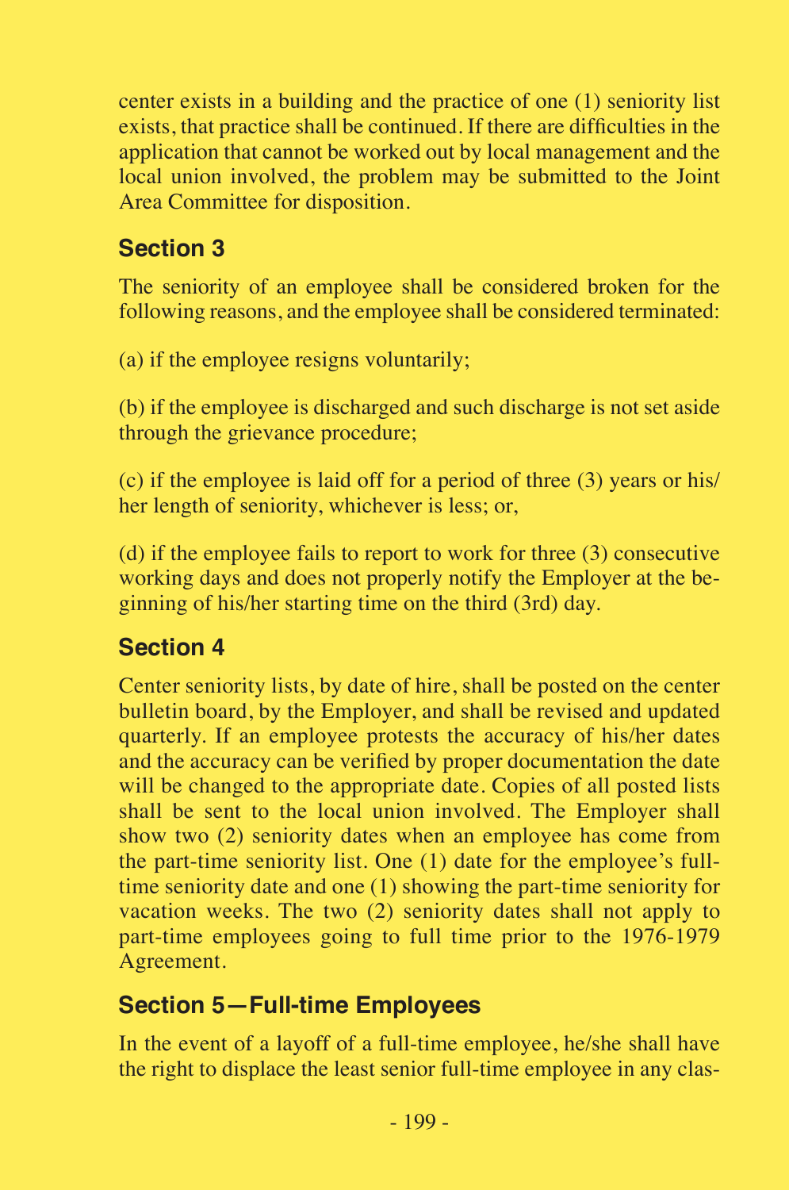center exists in a building and the practice of one (1) seniority list exists, that practice shall be continued. If there are difficulties in the application that cannot be worked out by local management and the local union involved, the problem may be submitted to the Joint Area Committee for disposition.

## Section 3

The seniority of an employee shall be considered broken for the following reasons, and the employee shall be considered terminated:

(a) if the employee resigns voluntarily;

(b) if the employee is discharged and such discharge is not set aside through the grievance procedure;

(c) if the employee is laid off for a period of three (3) years or his/her length of seniority, whichever is less; or,

(d) if the employee fails to report to work for three (3) consecutive working days and does not properly notify the Employer at the beginning of his/her starting time on the third (3rd) day.

## Section 4

Center seniority lists, by date of hire, shall be posted on the center bulletin board, by the Employer, and shall be revised and updated quarterly. If an employee protests the accuracy of his/her dates and the accuracy can be verified by proper documentation the date will be changed to the appropriate date. Copies of all posted lists shall be sent to the local union involved. The Employer shall show two (2) seniority dates when an employee has come from the part-time seniority list. One (1) date for the employee's full-time seniority date and one (1) showing the part-time seniority for vacation weeks. The two (2) seniority dates shall not apply to part-time employees going to full time prior to the 1976-1979 Agreement.

## Section 5—Full-time Employees

In the event of a layoff of a full-time employee, he/she shall have the right to displace the least senior full-time employee in any clas-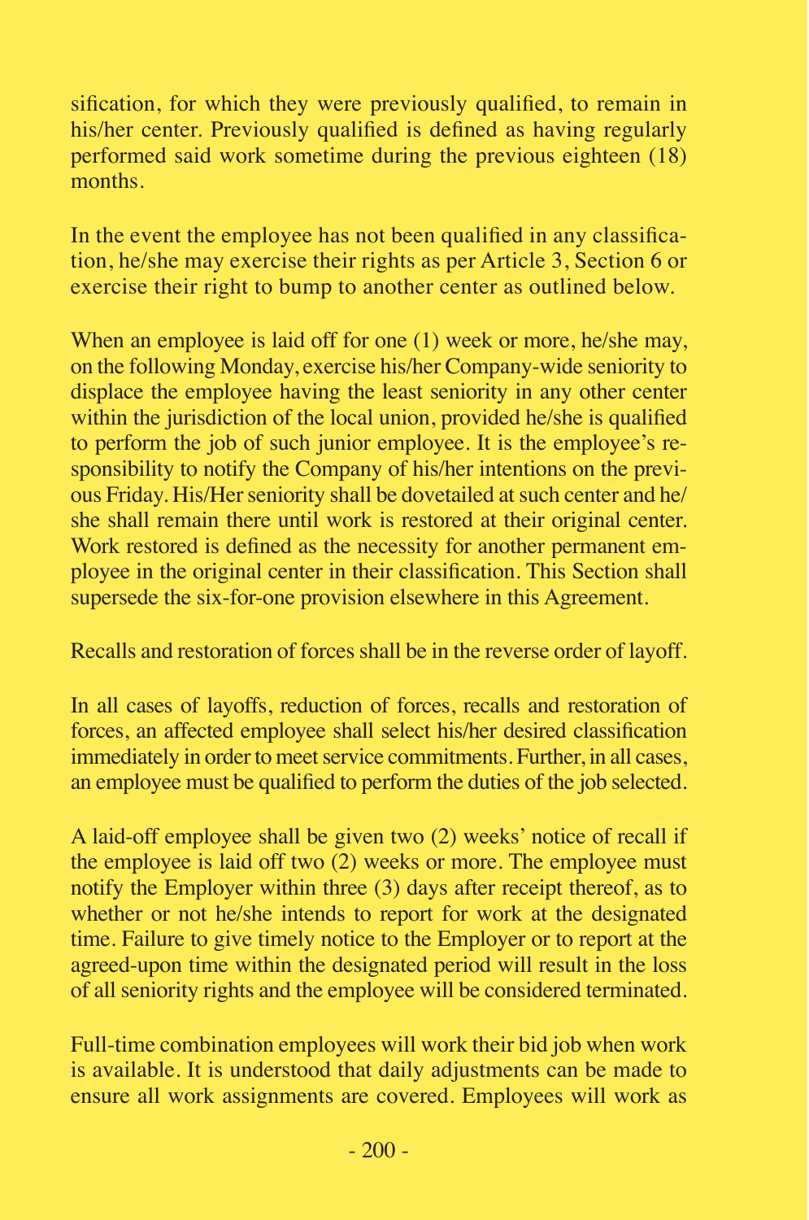sification, for which they were previously qualified, to remain in his/her center. Previously qualified is defined as having regularly performed said work sometime during the previous eighteen (18) months.

In the event the employee has not been qualified in any classification, he/she may exercise their rights as per Article 3, Section 6 or exercise their right to bump to another center as outlined below.

When an employee is laid off for one (1) week or more, he/she may, on the following Monday, exercise his/her Company-wide seniority to displace the employee having the least seniority in any other center within the jurisdiction of the local union, provided he/she is qualified to perform the job of such junior employee. It is the employee's responsibility to notify the Company of his/her intentions on the previous Friday. His/Her seniority shall be dovetailed at such center and he/she shall remain there until work is restored at their original center. Work restored is defined as the necessity for another permanent employee in the original center in their classification. This Section shall supersede the six-for-one provision elsewhere in this Agreement.

Recalls and restoration of forces shall be in the reverse order of layoff.

In all cases of layoffs, reduction of forces, recalls and restoration of forces, an affected employee shall select his/her desired classification immediately in order to meet service commitments. Further, in all cases, an employee must be qualified to perform the duties of the job selected.

A laid-off employee shall be given two (2) weeks' notice of recall if the employee is laid off two (2) weeks or more. The employee must notify the Employer within three (3) days after receipt thereof, as to whether or not he/she intends to report for work at the designated time. Failure to give timely notice to the Employer or to report at the agreed-upon time within the designated period will result in the loss of all seniority rights and the employee will be considered terminated.

Full-time combination employees will work their bid job when work is available. It is understood that daily adjustments can be made to ensure all work assignments are covered. Employees will work as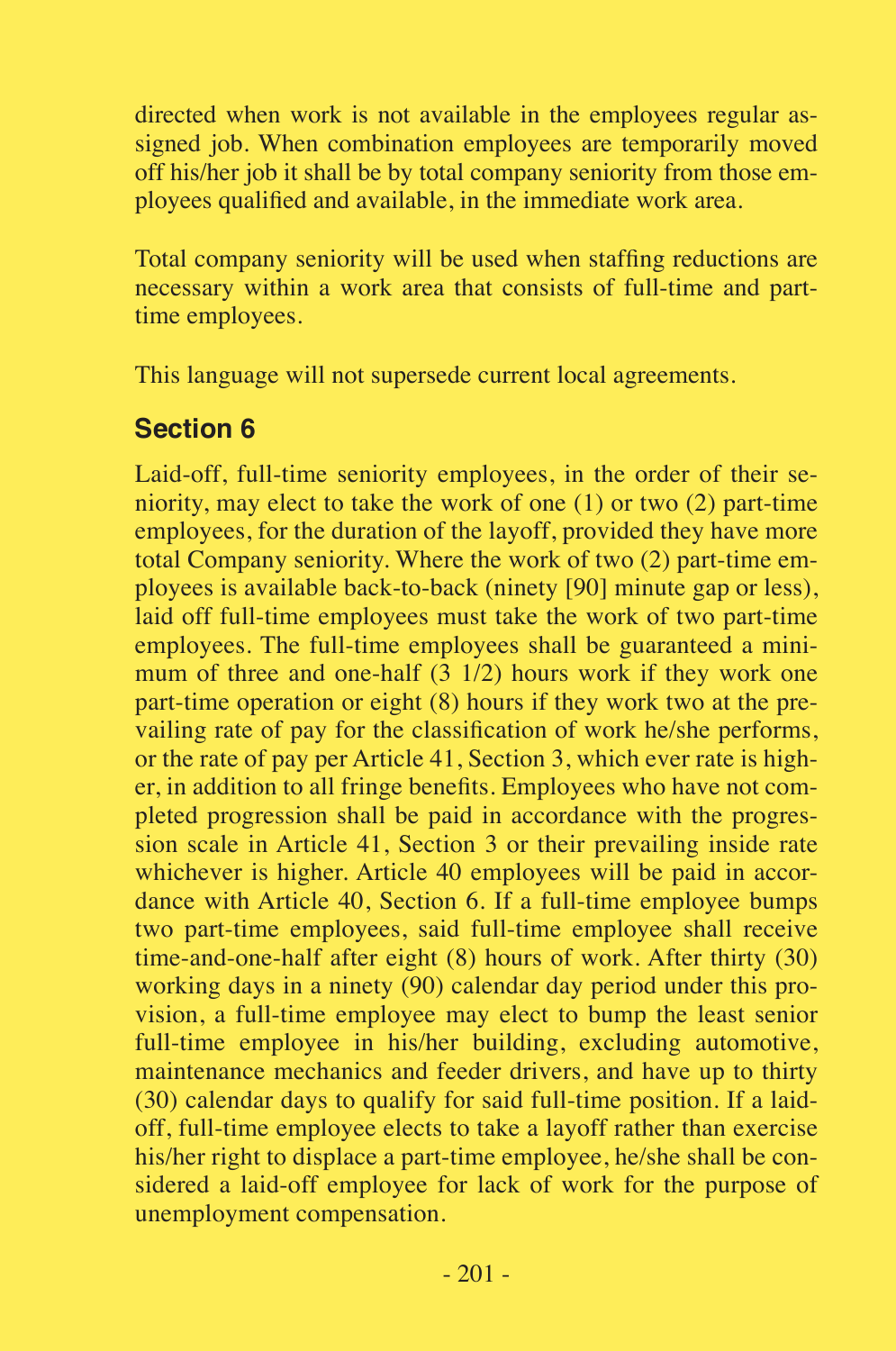directed when work is not available in the employees regular assigned job. When combination employees are temporarily moved off his/her job it shall be by total company seniority from those employees qualified and available, in the immediate work area.

Total company seniority will be used when staffing reductions are necessary within a work area that consists of full-time and part-time employees.

This language will not supersede current local agreements.

## Section 6

Laid-off, full-time seniority employees, in the order of their seniority, may elect to take the work of one (1) or two (2) part-time employees, for the duration of the layoff, provided they have more total Company seniority. Where the work of two (2) part-time employees is available back-to-back (ninety [90] minute gap or less), laid off full-time employees must take the work of two part-time employees. The full-time employees shall be guaranteed a minimum of three and one-half (3 1/2) hours work if they work one part-time operation or eight (8) hours if they work two at the prevailing rate of pay for the classification of work he/she performs, or the rate of pay per Article 41, Section 3, which ever rate is higher, in addition to all fringe benefits. Employees who have not completed progression shall be paid in accordance with the progression scale in Article 41, Section 3 or their prevailing inside rate whichever is higher. Article 40 employees will be paid in accordance with Article 40, Section 6. If a full-time employee bumps two part-time employees, said full-time employee shall receive time-and-one-half after eight (8) hours of work. After thirty (30) working days in a ninety (90) calendar day period under this provision, a full-time employee may elect to bump the least senior full-time employee in his/her building, excluding automotive, maintenance mechanics and feeder drivers, and have up to thirty (30) calendar days to qualify for said full-time position. If a laid-off, full-time employee elects to take a layoff rather than exercise his/her right to displace a part-time employee, he/she shall be considered a laid-off employee for lack of work for the purpose of unemployment compensation.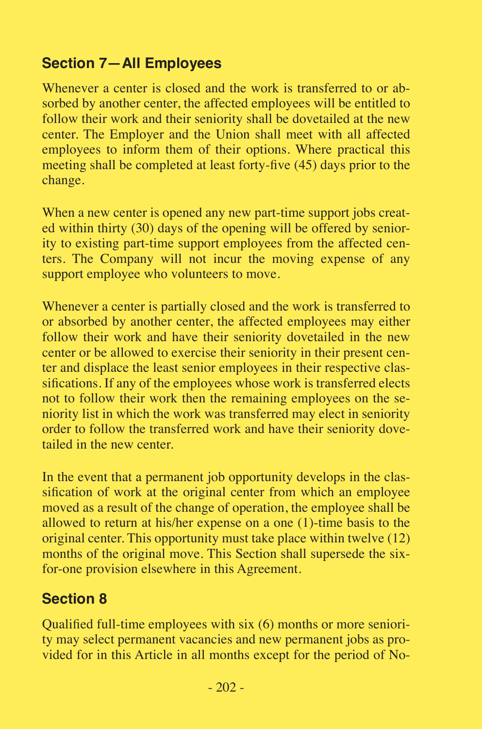## Section 7—All Employees

Whenever a center is closed and the work is transferred to or absorbed by another center, the affected employees will be entitled to follow their work and their seniority shall be dovetailed at the new center. The Employer and the Union shall meet with all affected employees to inform them of their options. Where practical this meeting shall be completed at least forty-five (45) days prior to the change.

When a new center is opened any new part-time support jobs created within thirty (30) days of the opening will be offered by seniority to existing part-time support employees from the affected centers. The Company will not incur the moving expense of any support employee who volunteers to move.

Whenever a center is partially closed and the work is transferred to or absorbed by another center, the affected employees may either follow their work and have their seniority dovetailed in the new center or be allowed to exercise their seniority in their present center and displace the least senior employees in their respective classifications. If any of the employees whose work is transferred elects not to follow their work then the remaining employees on the seniority list in which the work was transferred may elect in seniority order to follow the transferred work and have their seniority dovetailed in the new center.

In the event that a permanent job opportunity develops in the classification of work at the original center from which an employee moved as a result of the change of operation, the employee shall be allowed to return at his/her expense on a one (1)-time basis to the original center. This opportunity must take place within twelve (12) months of the original move. This Section shall supersede the six-for-one provision elsewhere in this Agreement.

## Section 8

Qualified full-time employees with six (6) months or more seniority may select permanent vacancies and new permanent jobs as provided for in this Article in all months except for the period of No-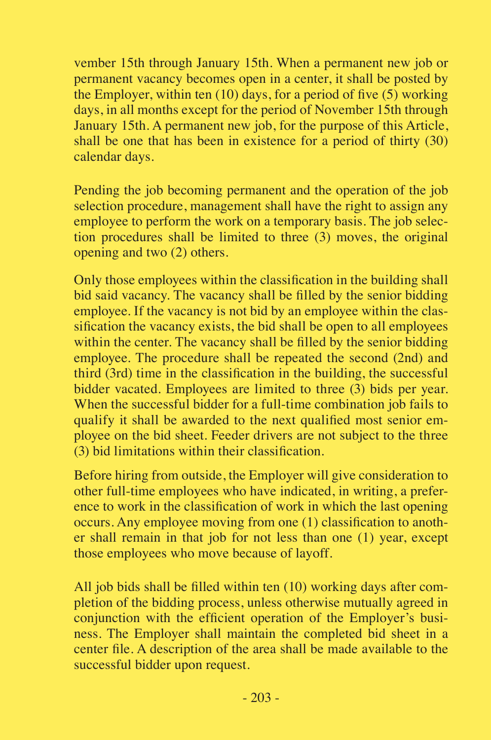vember 15th through January 15th. When a permanent new job or permanent vacancy becomes open in a center, it shall be posted by the Employer, within ten (10) days, for a period of five (5) working days, in all months except for the period of November 15th through January 15th. A permanent new job, for the purpose of this Article, shall be one that has been in existence for a period of thirty (30) calendar days.

Pending the job becoming permanent and the operation of the job selection procedure, management shall have the right to assign any employee to perform the work on a temporary basis. The job selection procedures shall be limited to three (3) moves, the original opening and two (2) others.

Only those employees within the classification in the building shall bid said vacancy. The vacancy shall be filled by the senior bidding employee. If the vacancy is not bid by an employee within the classification the vacancy exists, the bid shall be open to all employees within the center. The vacancy shall be filled by the senior bidding employee. The procedure shall be repeated the second (2nd) and third (3rd) time in the classification in the building, the successful bidder vacated. Employees are limited to three (3) bids per year. When the successful bidder for a full-time combination job fails to qualify it shall be awarded to the next qualified most senior employee on the bid sheet. Feeder drivers are not subject to the three (3) bid limitations within their classification.

Before hiring from outside, the Employer will give consideration to other full-time employees who have indicated, in writing, a preference to work in the classification of work in which the last opening occurs. Any employee moving from one (1) classification to another shall remain in that job for not less than one (1) year, except those employees who move because of layoff.

All job bids shall be filled within ten (10) working days after completion of the bidding process, unless otherwise mutually agreed in conjunction with the efficient operation of the Employer's business. The Employer shall maintain the completed bid sheet in a center file. A description of the area shall be made available to the successful bidder upon request.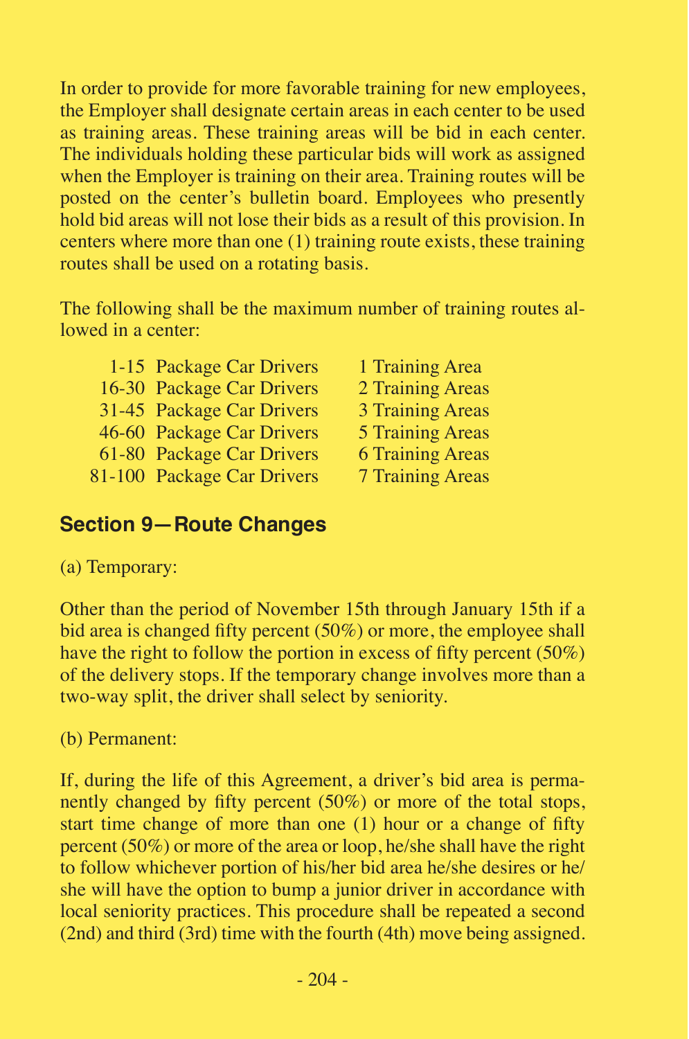In order to provide for more favorable training for new employees, the Employer shall designate certain areas in each center to be used as training areas. These training areas will be bid in each center. The individuals holding these particular bids will work as assigned when the Employer is training on their area. Training routes will be posted on the center's bulletin board. Employees who presently hold bid areas will not lose their bids as a result of this provision. In centers where more than one (1) training route exists, these training routes shall be used on a rotating basis.

The following shall be the maximum number of training routes allowed in a center:

| | |
|---|---|
| 1-15 Package Car Drivers | 1 Training Area |
| 16-30 Package Car Drivers | 2 Training Areas |
| 31-45 Package Car Drivers | 3 Training Areas |
| 46-60 Package Car Drivers | 5 Training Areas |
| 61-80 Package Car Drivers | 6 Training Areas |
| 81-100 Package Car Drivers | 7 Training Areas |

## Section 9—Route Changes

(a) Temporary:

Other than the period of November 15th through January 15th if a bid area is changed fifty percent (50%) or more, the employee shall have the right to follow the portion in excess of fifty percent (50%) of the delivery stops. If the temporary change involves more than a two-way split, the driver shall select by seniority.

(b) Permanent:

If, during the life of this Agreement, a driver's bid area is permanently changed by fifty percent (50%) or more of the total stops, start time change of more than one (1) hour or a change of fifty percent (50%) or more of the area or loop, he/she shall have the right to follow whichever portion of his/her bid area he/she desires or he/she will have the option to bump a junior driver in accordance with local seniority practices. This procedure shall be repeated a second (2nd) and third (3rd) time with the fourth (4th) move being assigned.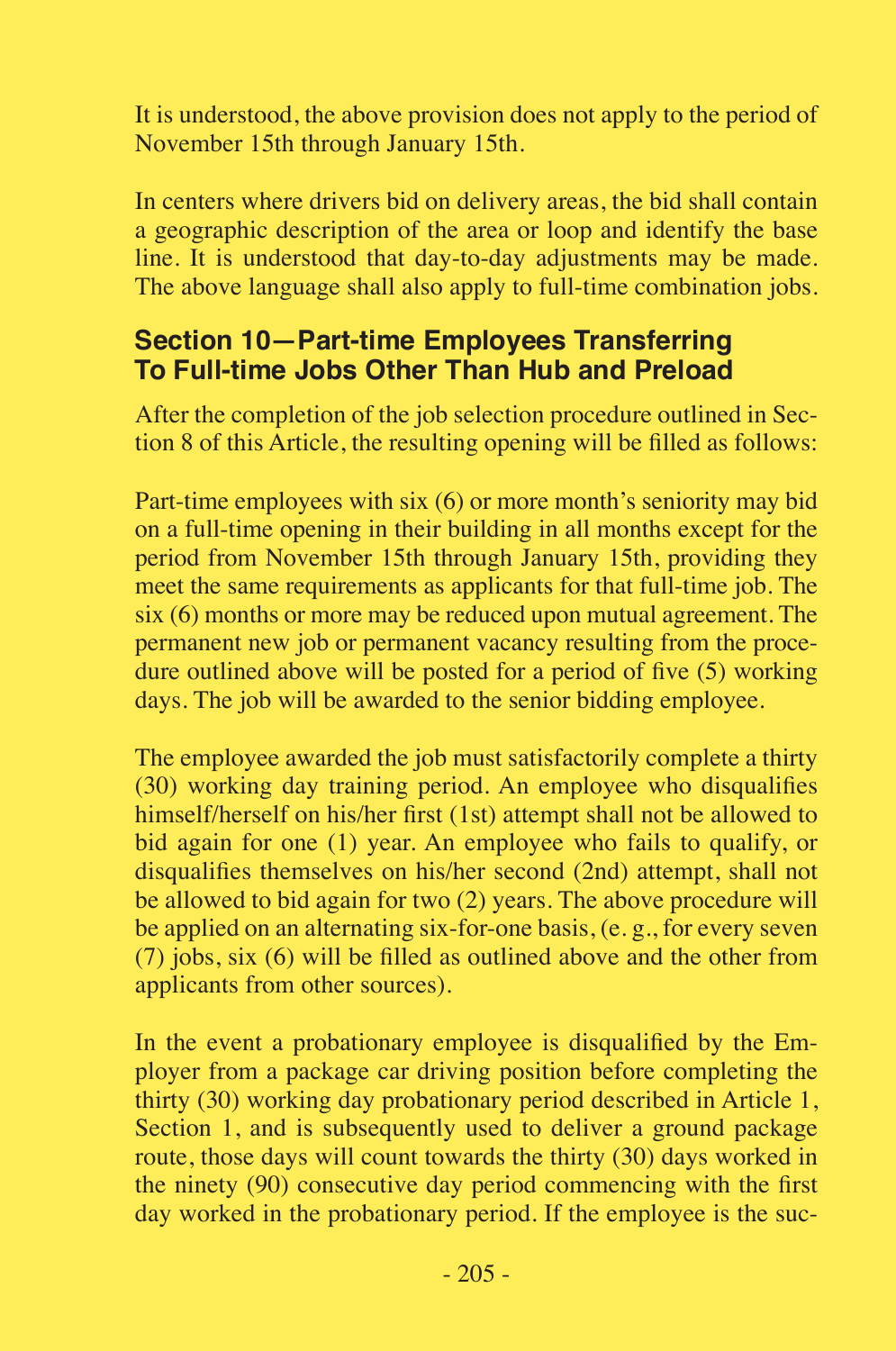It is understood, the above provision does not apply to the period of November 15th through January 15th.

In centers where drivers bid on delivery areas, the bid shall contain a geographic description of the area or loop and identify the base line. It is understood that day-to-day adjustments may be made. The above language shall also apply to full-time combination jobs.

### Section 10—Part-time Employees Transferring To Full-time Jobs Other Than Hub and Preload

After the completion of the job selection procedure outlined in Section 8 of this Article, the resulting opening will be filled as follows:

Part-time employees with six (6) or more month's seniority may bid on a full-time opening in their building in all months except for the period from November 15th through January 15th, providing they meet the same requirements as applicants for that full-time job. The six (6) months or more may be reduced upon mutual agreement. The permanent new job or permanent vacancy resulting from the procedure outlined above will be posted for a period of five (5) working days. The job will be awarded to the senior bidding employee.

The employee awarded the job must satisfactorily complete a thirty (30) working day training period. An employee who disqualifies himself/herself on his/her first (1st) attempt shall not be allowed to bid again for one (1) year. An employee who fails to qualify, or disqualifies themselves on his/her second (2nd) attempt, shall not be allowed to bid again for two (2) years. The above procedure will be applied on an alternating six-for-one basis, (e. g., for every seven (7) jobs, six (6) will be filled as outlined above and the other from applicants from other sources).

In the event a probationary employee is disqualified by the Employer from a package car driving position before completing the thirty (30) working day probationary period described in Article 1, Section 1, and is subsequently used to deliver a ground package route, those days will count towards the thirty (30) days worked in the ninety (90) consecutive day period commencing with the first day worked in the probationary period. If the employee is the suc-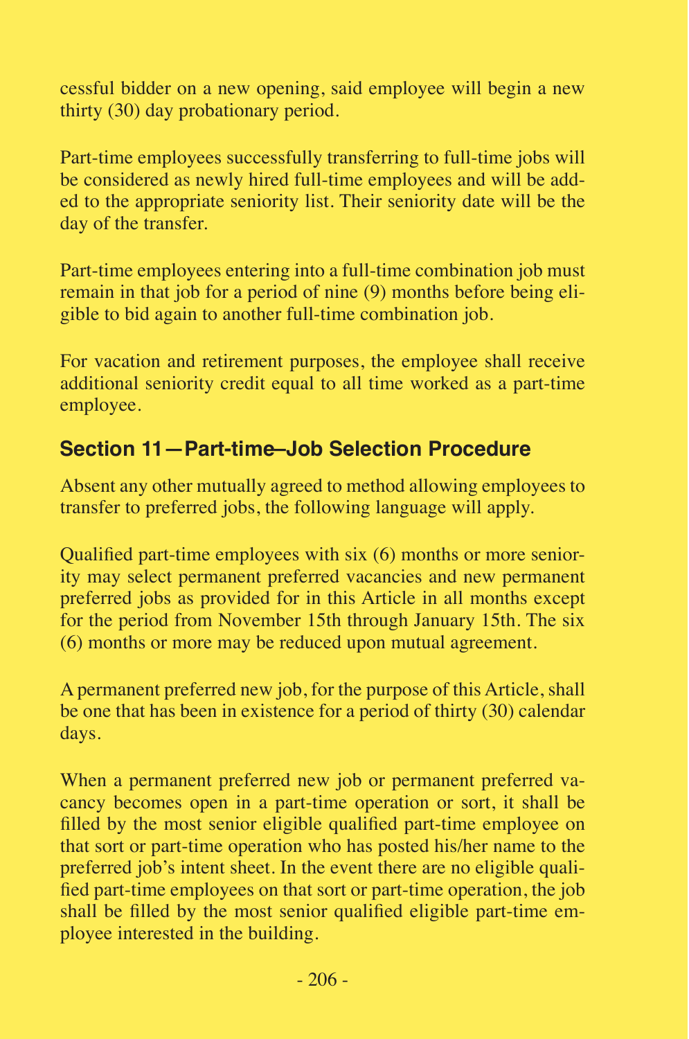cessful bidder on a new opening, said employee will begin a new thirty (30) day probationary period.

Part-time employees successfully transferring to full-time jobs will be considered as newly hired full-time employees and will be added to the appropriate seniority list. Their seniority date will be the day of the transfer.

Part-time employees entering into a full-time combination job must remain in that job for a period of nine (9) months before being eligible to bid again to another full-time combination job.

For vacation and retirement purposes, the employee shall receive additional seniority credit equal to all time worked as a part-time employee.

## Section 11—Part-time–Job Selection Procedure

Absent any other mutually agreed to method allowing employees to transfer to preferred jobs, the following language will apply.

Qualified part-time employees with six (6) months or more seniority may select permanent preferred vacancies and new permanent preferred jobs as provided for in this Article in all months except for the period from November 15th through January 15th. The six (6) months or more may be reduced upon mutual agreement.

A permanent preferred new job, for the purpose of this Article, shall be one that has been in existence for a period of thirty (30) calendar days.

When a permanent preferred new job or permanent preferred vacancy becomes open in a part-time operation or sort, it shall be filled by the most senior eligible qualified part-time employee on that sort or part-time operation who has posted his/her name to the preferred job's intent sheet. In the event there are no eligible qualified part-time employees on that sort or part-time operation, the job shall be filled by the most senior qualified eligible part-time employee interested in the building.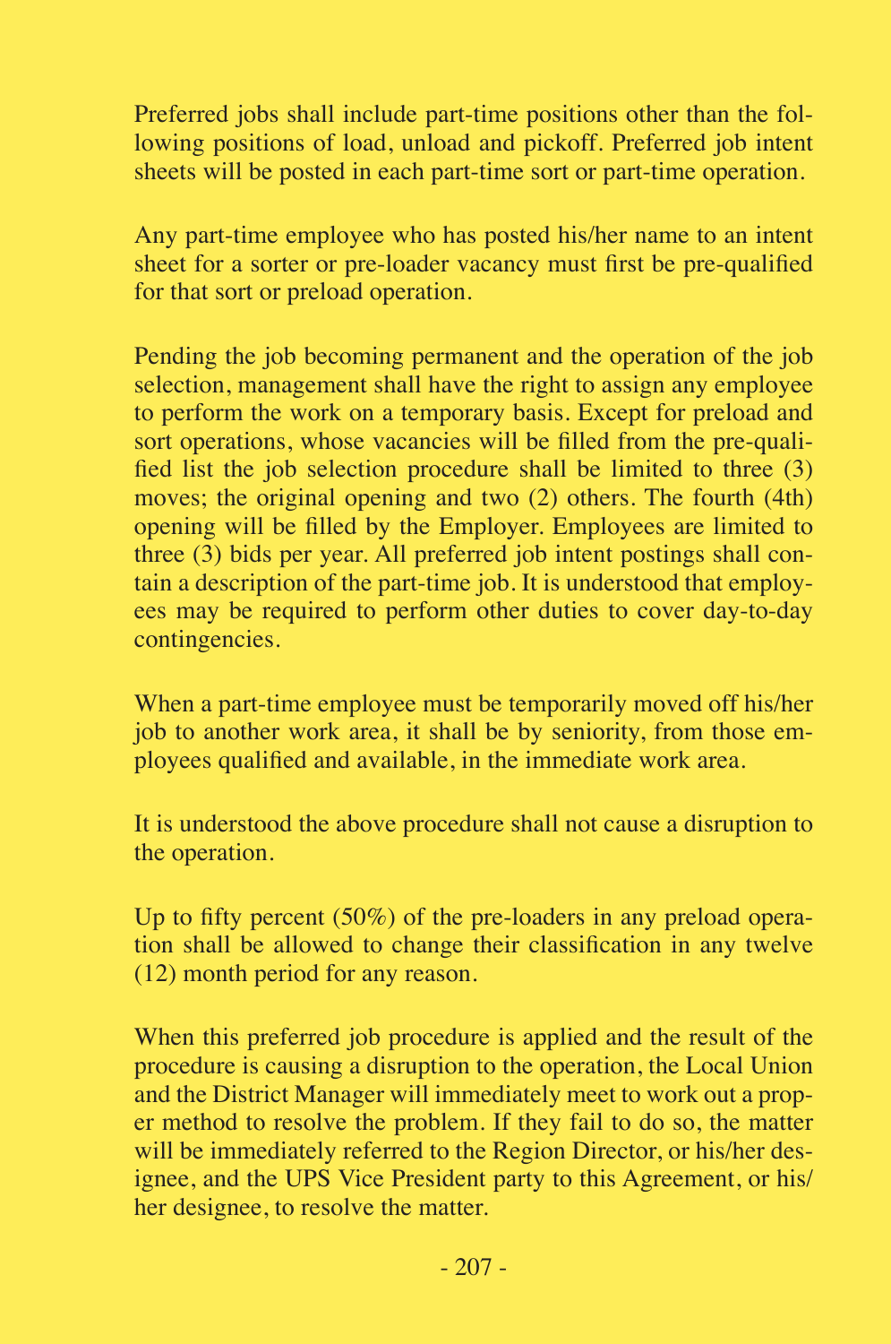Preferred jobs shall include part-time positions other than the following positions of load, unload and pickoff. Preferred job intent sheets will be posted in each part-time sort or part-time operation.

Any part-time employee who has posted his/her name to an intent sheet for a sorter or pre-loader vacancy must first be pre-qualified for that sort or preload operation.

Pending the job becoming permanent and the operation of the job selection, management shall have the right to assign any employee to perform the work on a temporary basis. Except for preload and sort operations, whose vacancies will be filled from the pre-qualified list the job selection procedure shall be limited to three (3) moves; the original opening and two (2) others. The fourth (4th) opening will be filled by the Employer. Employees are limited to three (3) bids per year. All preferred job intent postings shall contain a description of the part-time job. It is understood that employees may be required to perform other duties to cover day-to-day contingencies.

When a part-time employee must be temporarily moved off his/her job to another work area, it shall be by seniority, from those employees qualified and available, in the immediate work area.

It is understood the above procedure shall not cause a disruption to the operation.

Up to fifty percent (50%) of the pre-loaders in any preload operation shall be allowed to change their classification in any twelve (12) month period for any reason.

When this preferred job procedure is applied and the result of the procedure is causing a disruption to the operation, the Local Union and the District Manager will immediately meet to work out a proper method to resolve the problem. If they fail to do so, the matter will be immediately referred to the Region Director, or his/her designee, and the UPS Vice President party to this Agreement, or his/her designee, to resolve the matter.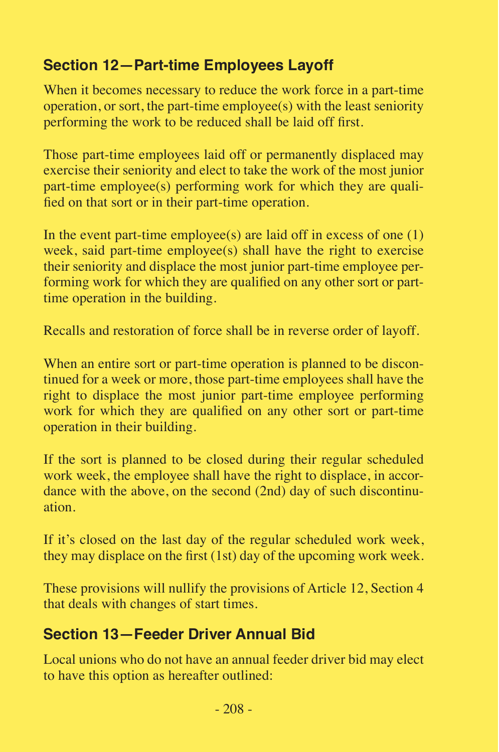## Section 12—Part-time Employees Layoff

When it becomes necessary to reduce the work force in a part-time operation, or sort, the part-time employee(s) with the least seniority performing the work to be reduced shall be laid off first.

Those part-time employees laid off or permanently displaced may exercise their seniority and elect to take the work of the most junior part-time employee(s) performing work for which they are qualified on that sort or in their part-time operation.

In the event part-time employee(s) are laid off in excess of one (1) week, said part-time employee(s) shall have the right to exercise their seniority and displace the most junior part-time employee performing work for which they are qualified on any other sort or part-time operation in the building.

Recalls and restoration of force shall be in reverse order of layoff.

When an entire sort or part-time operation is planned to be discontinued for a week or more, those part-time employees shall have the right to displace the most junior part-time employee performing work for which they are qualified on any other sort or part-time operation in their building.

If the sort is planned to be closed during their regular scheduled work week, the employee shall have the right to displace, in accordance with the above, on the second (2nd) day of such discontinuation.

If it's closed on the last day of the regular scheduled work week, they may displace on the first (1st) day of the upcoming work week.

These provisions will nullify the provisions of Article 12, Section 4 that deals with changes of start times.

## Section 13—Feeder Driver Annual Bid

Local unions who do not have an annual feeder driver bid may elect to have this option as hereafter outlined: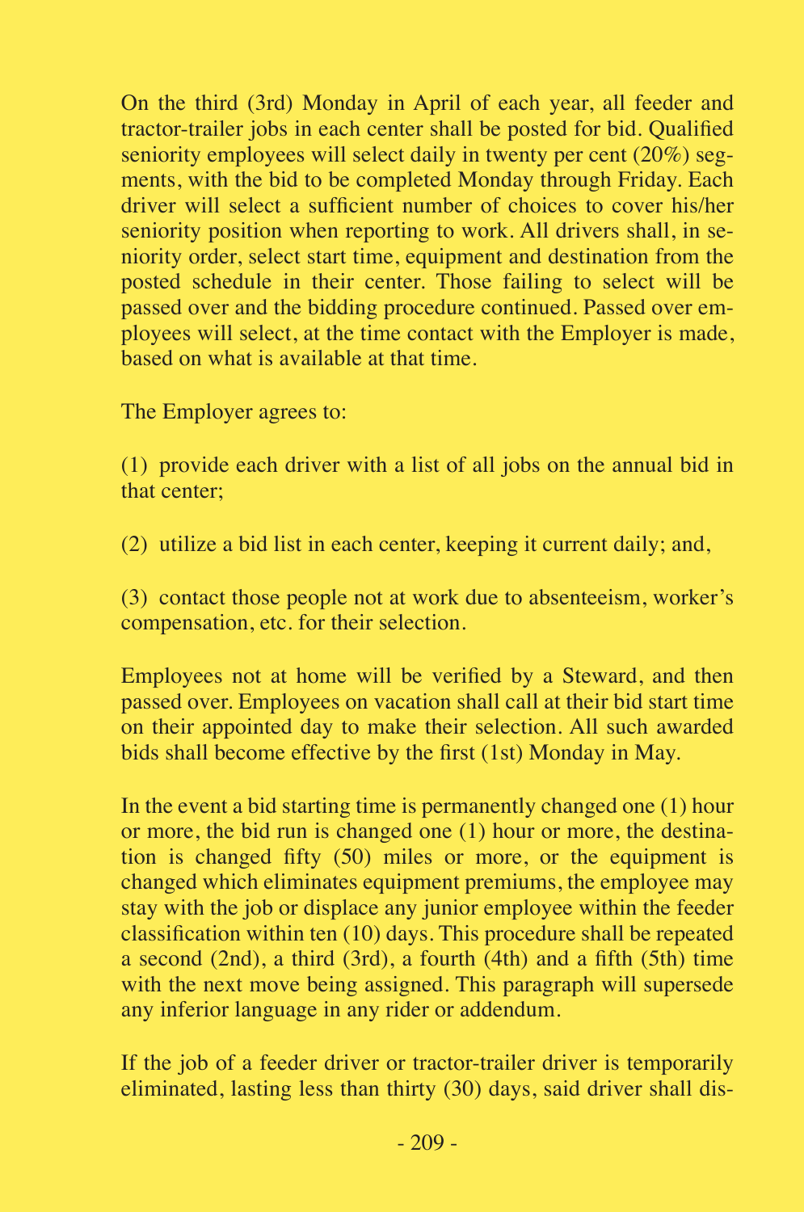On the third (3rd) Monday in April of each year, all feeder and tractor-trailer jobs in each center shall be posted for bid. Qualified seniority employees will select daily in twenty per cent (20%) segments, with the bid to be completed Monday through Friday. Each driver will select a sufficient number of choices to cover his/her seniority position when reporting to work. All drivers shall, in seniority order, select start time, equipment and destination from the posted schedule in their center. Those failing to select will be passed over and the bidding procedure continued. Passed over employees will select, at the time contact with the Employer is made, based on what is available at that time.

The Employer agrees to:

(1) provide each driver with a list of all jobs on the annual bid in that center;

(2) utilize a bid list in each center, keeping it current daily; and,

(3) contact those people not at work due to absenteeism, worker's compensation, etc. for their selection.

Employees not at home will be verified by a Steward, and then passed over. Employees on vacation shall call at their bid start time on their appointed day to make their selection. All such awarded bids shall become effective by the first (1st) Monday in May.

In the event a bid starting time is permanently changed one (1) hour or more, the bid run is changed one (1) hour or more, the destination is changed fifty (50) miles or more, or the equipment is changed which eliminates equipment premiums, the employee may stay with the job or displace any junior employee within the feeder classification within ten (10) days. This procedure shall be repeated a second (2nd), a third (3rd), a fourth (4th) and a fifth (5th) time with the next move being assigned. This paragraph will supersede any inferior language in any rider or addendum.

If the job of a feeder driver or tractor-trailer driver is temporarily eliminated, lasting less than thirty (30) days, said driver shall dis-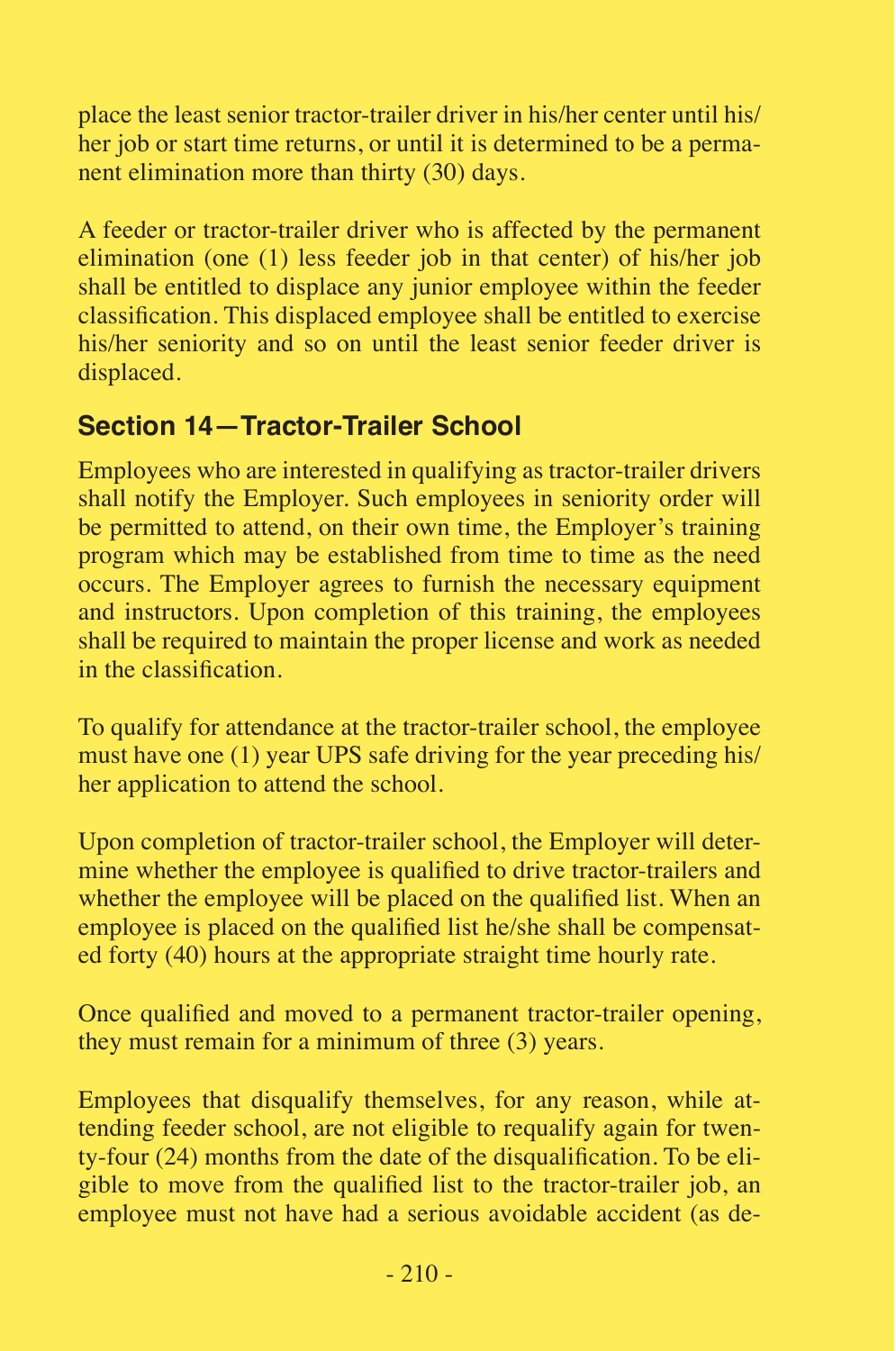place the least senior tractor-trailer driver in his/her center until his/her job or start time returns, or until it is determined to be a permanent elimination more than thirty (30) days.

A feeder or tractor-trailer driver who is affected by the permanent elimination (one (1) less feeder job in that center) of his/her job shall be entitled to displace any junior employee within the feeder classification. This displaced employee shall be entitled to exercise his/her seniority and so on until the least senior feeder driver is displaced.

## Section 14—Tractor-Trailer School

Employees who are interested in qualifying as tractor-trailer drivers shall notify the Employer. Such employees in seniority order will be permitted to attend, on their own time, the Employer's training program which may be established from time to time as the need occurs. The Employer agrees to furnish the necessary equipment and instructors. Upon completion of this training, the employees shall be required to maintain the proper license and work as needed in the classification.

To qualify for attendance at the tractor-trailer school, the employee must have one (1) year UPS safe driving for the year preceding his/her application to attend the school.

Upon completion of tractor-trailer school, the Employer will determine whether the employee is qualified to drive tractor-trailers and whether the employee will be placed on the qualified list. When an employee is placed on the qualified list he/she shall be compensated forty (40) hours at the appropriate straight time hourly rate.

Once qualified and moved to a permanent tractor-trailer opening, they must remain for a minimum of three (3) years.

Employees that disqualify themselves, for any reason, while attending feeder school, are not eligible to requalify again for twenty-four (24) months from the date of the disqualification. To be eligible to move from the qualified list to the tractor-trailer job, an employee must not have had a serious avoidable accident (as de-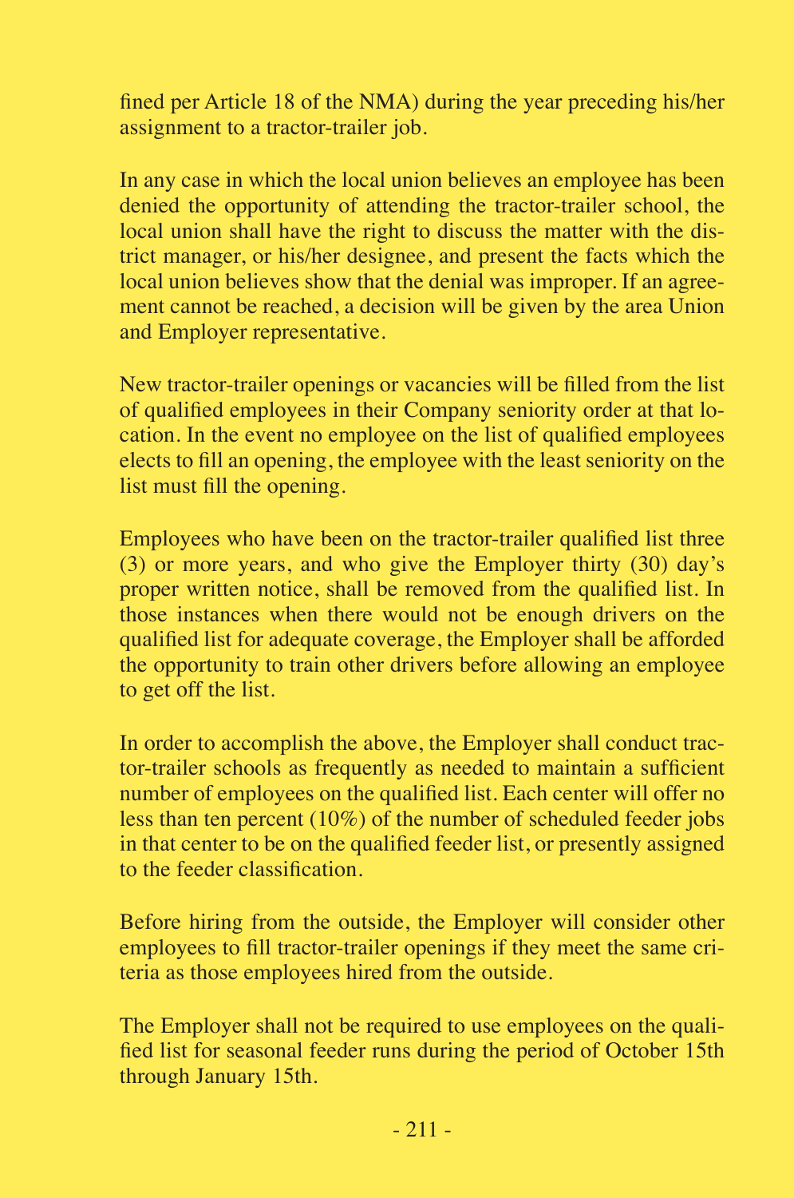fined per Article 18 of the NMA) during the year preceding his/her assignment to a tractor-trailer job.

In any case in which the local union believes an employee has been denied the opportunity of attending the tractor-trailer school, the local union shall have the right to discuss the matter with the district manager, or his/her designee, and present the facts which the local union believes show that the denial was improper. If an agreement cannot be reached, a decision will be given by the area Union and Employer representative.

New tractor-trailer openings or vacancies will be filled from the list of qualified employees in their Company seniority order at that location. In the event no employee on the list of qualified employees elects to fill an opening, the employee with the least seniority on the list must fill the opening.

Employees who have been on the tractor-trailer qualified list three (3) or more years, and who give the Employer thirty (30) day's proper written notice, shall be removed from the qualified list. In those instances when there would not be enough drivers on the qualified list for adequate coverage, the Employer shall be afforded the opportunity to train other drivers before allowing an employee to get off the list.

In order to accomplish the above, the Employer shall conduct tractor-trailer schools as frequently as needed to maintain a sufficient number of employees on the qualified list. Each center will offer no less than ten percent (10%) of the number of scheduled feeder jobs in that center to be on the qualified feeder list, or presently assigned to the feeder classification.

Before hiring from the outside, the Employer will consider other employees to fill tractor-trailer openings if they meet the same criteria as those employees hired from the outside.

The Employer shall not be required to use employees on the qualified list for seasonal feeder runs during the period of October 15th through January 15th.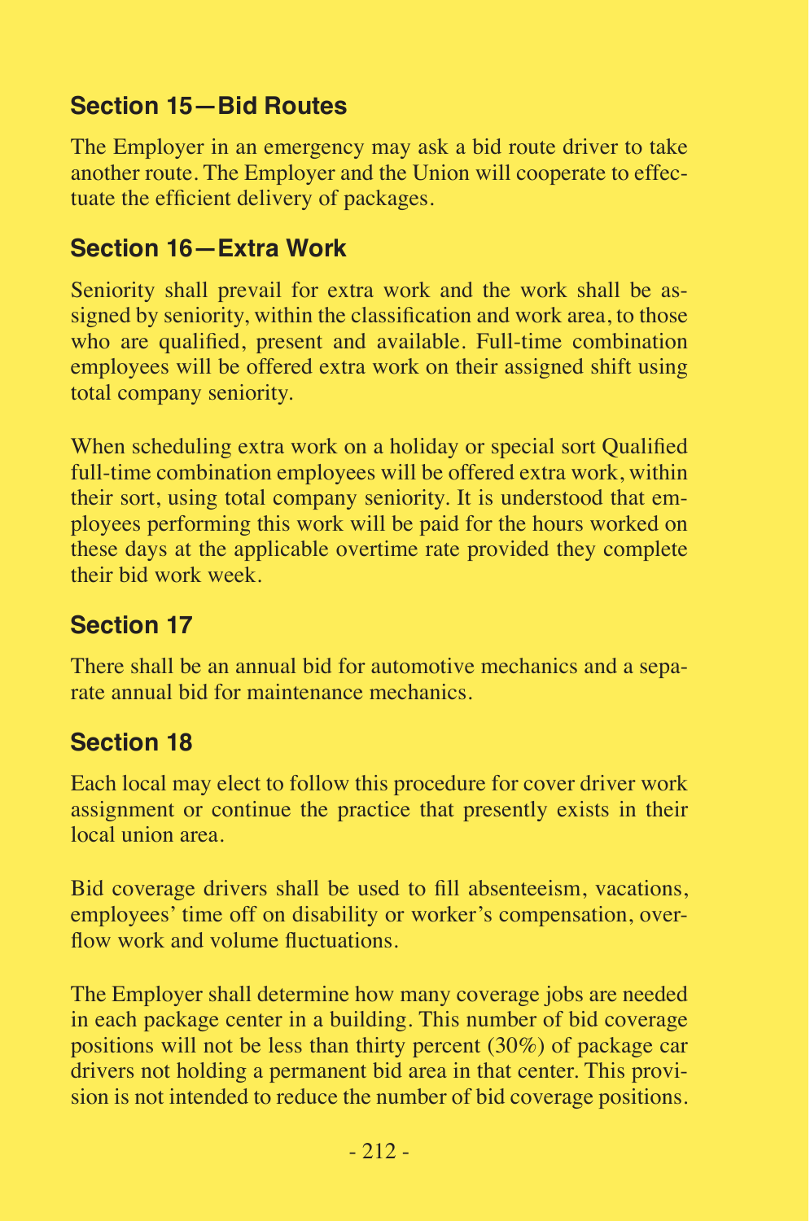## Section 15—Bid Routes

The Employer in an emergency may ask a bid route driver to take another route. The Employer and the Union will cooperate to effectuate the efficient delivery of packages.

## Section 16—Extra Work

Seniority shall prevail for extra work and the work shall be assigned by seniority, within the classification and work area, to those who are qualified, present and available. Full-time combination employees will be offered extra work on their assigned shift using total company seniority.

When scheduling extra work on a holiday or special sort Qualified full-time combination employees will be offered extra work, within their sort, using total company seniority. It is understood that employees performing this work will be paid for the hours worked on these days at the applicable overtime rate provided they complete their bid work week.

## Section 17

There shall be an annual bid for automotive mechanics and a separate annual bid for maintenance mechanics.

## Section 18

Each local may elect to follow this procedure for cover driver work assignment or continue the practice that presently exists in their local union area.

Bid coverage drivers shall be used to fill absenteeism, vacations, employees' time off on disability or worker's compensation, overflow work and volume fluctuations.

The Employer shall determine how many coverage jobs are needed in each package center in a building. This number of bid coverage positions will not be less than thirty percent (30%) of package car drivers not holding a permanent bid area in that center. This provision is not intended to reduce the number of bid coverage positions.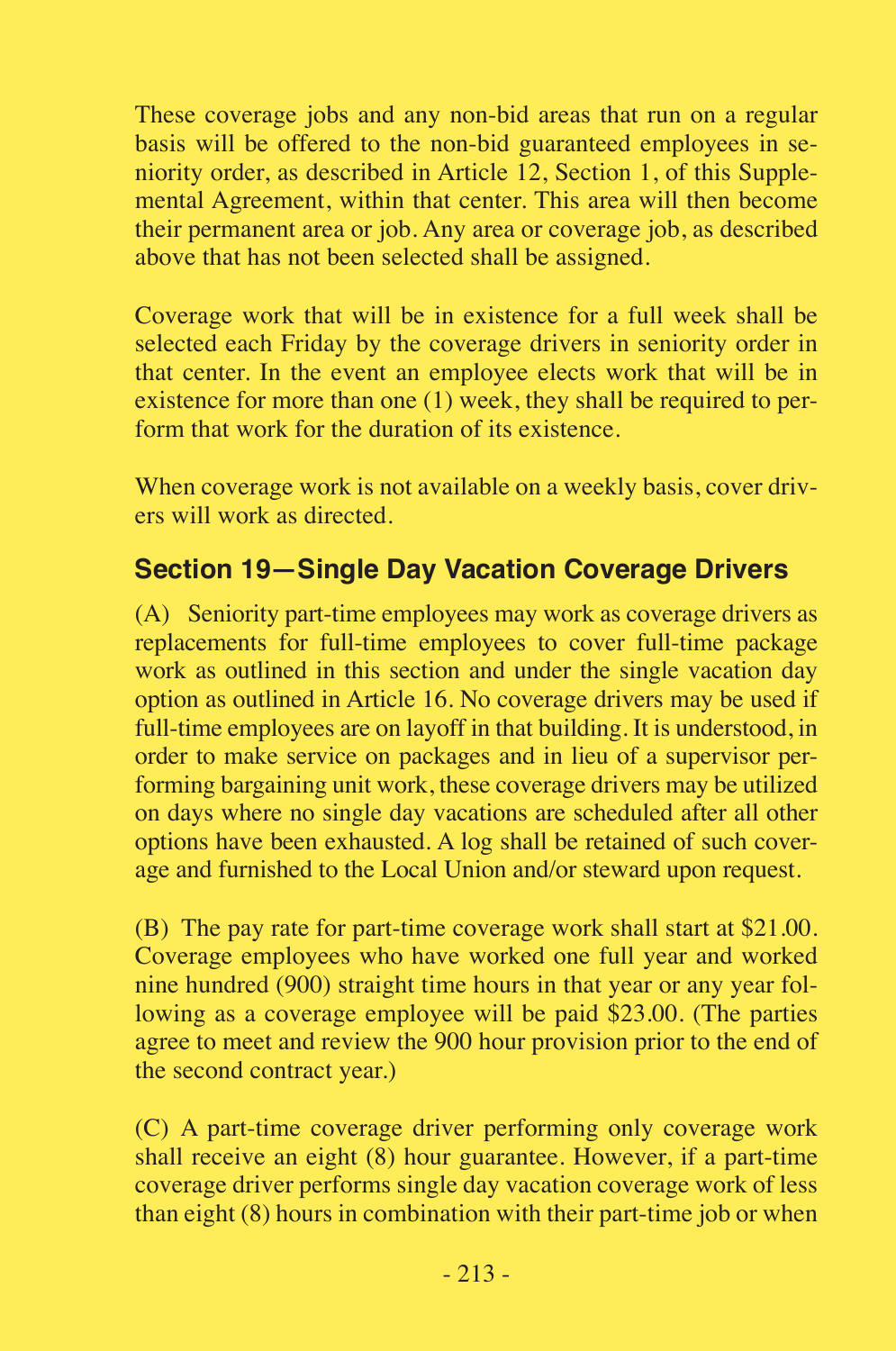These coverage jobs and any non-bid areas that run on a regular basis will be offered to the non-bid guaranteed employees in seniority order, as described in Article 12, Section 1, of this Supplemental Agreement, within that center. This area will then become their permanent area or job. Any area or coverage job, as described above that has not been selected shall be assigned.

Coverage work that will be in existence for a full week shall be selected each Friday by the coverage drivers in seniority order in that center. In the event an employee elects work that will be in existence for more than one (1) week, they shall be required to perform that work for the duration of its existence.

When coverage work is not available on a weekly basis, cover drivers will work as directed.

## Section 19—Single Day Vacation Coverage Drivers

(A) Seniority part-time employees may work as coverage drivers as replacements for full-time employees to cover full-time package work as outlined in this section and under the single vacation day option as outlined in Article 16. No coverage drivers may be used if full-time employees are on layoff in that building. It is understood, in order to make service on packages and in lieu of a supervisor performing bargaining unit work, these coverage drivers may be utilized on days where no single day vacations are scheduled after all other options have been exhausted. A log shall be retained of such coverage and furnished to the Local Union and/or steward upon request.

(B) The pay rate for part-time coverage work shall start at $21.00. Coverage employees who have worked one full year and worked nine hundred (900) straight time hours in that year or any year following as a coverage employee will be paid $23.00. (The parties agree to meet and review the 900 hour provision prior to the end of the second contract year.)

(C) A part-time coverage driver performing only coverage work shall receive an eight (8) hour guarantee. However, if a part-time coverage driver performs single day vacation coverage work of less than eight (8) hours in combination with their part-time job or when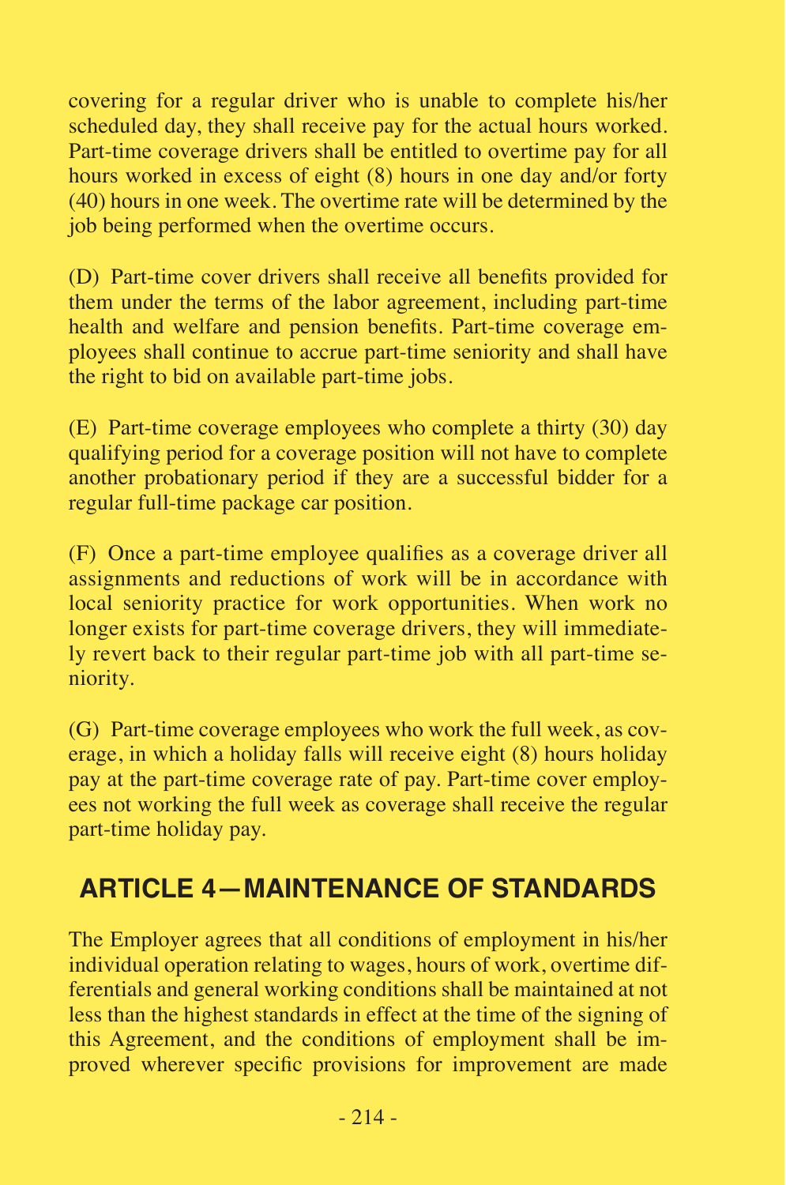covering for a regular driver who is unable to complete his/her scheduled day, they shall receive pay for the actual hours worked. Part-time coverage drivers shall be entitled to overtime pay for all hours worked in excess of eight (8) hours in one day and/or forty (40) hours in one week. The overtime rate will be determined by the job being performed when the overtime occurs.

(D) Part-time cover drivers shall receive all benefits provided for them under the terms of the labor agreement, including part-time health and welfare and pension benefits. Part-time coverage employees shall continue to accrue part-time seniority and shall have the right to bid on available part-time jobs.

(E) Part-time coverage employees who complete a thirty (30) day qualifying period for a coverage position will not have to complete another probationary period if they are a successful bidder for a regular full-time package car position.

(F) Once a part-time employee qualifies as a coverage driver all assignments and reductions of work will be in accordance with local seniority practice for work opportunities. When work no longer exists for part-time coverage drivers, they will immediately revert back to their regular part-time job with all part-time seniority.

(G) Part-time coverage employees who work the full week, as coverage, in which a holiday falls will receive eight (8) hours holiday pay at the part-time coverage rate of pay. Part-time cover employees not working the full week as coverage shall receive the regular part-time holiday pay.

## ARTICLE 4—MAINTENANCE OF STANDARDS

The Employer agrees that all conditions of employment in his/her individual operation relating to wages, hours of work, overtime differentials and general working conditions shall be maintained at not less than the highest standards in effect at the time of the signing of this Agreement, and the conditions of employment shall be improved wherever specific provisions for improvement are made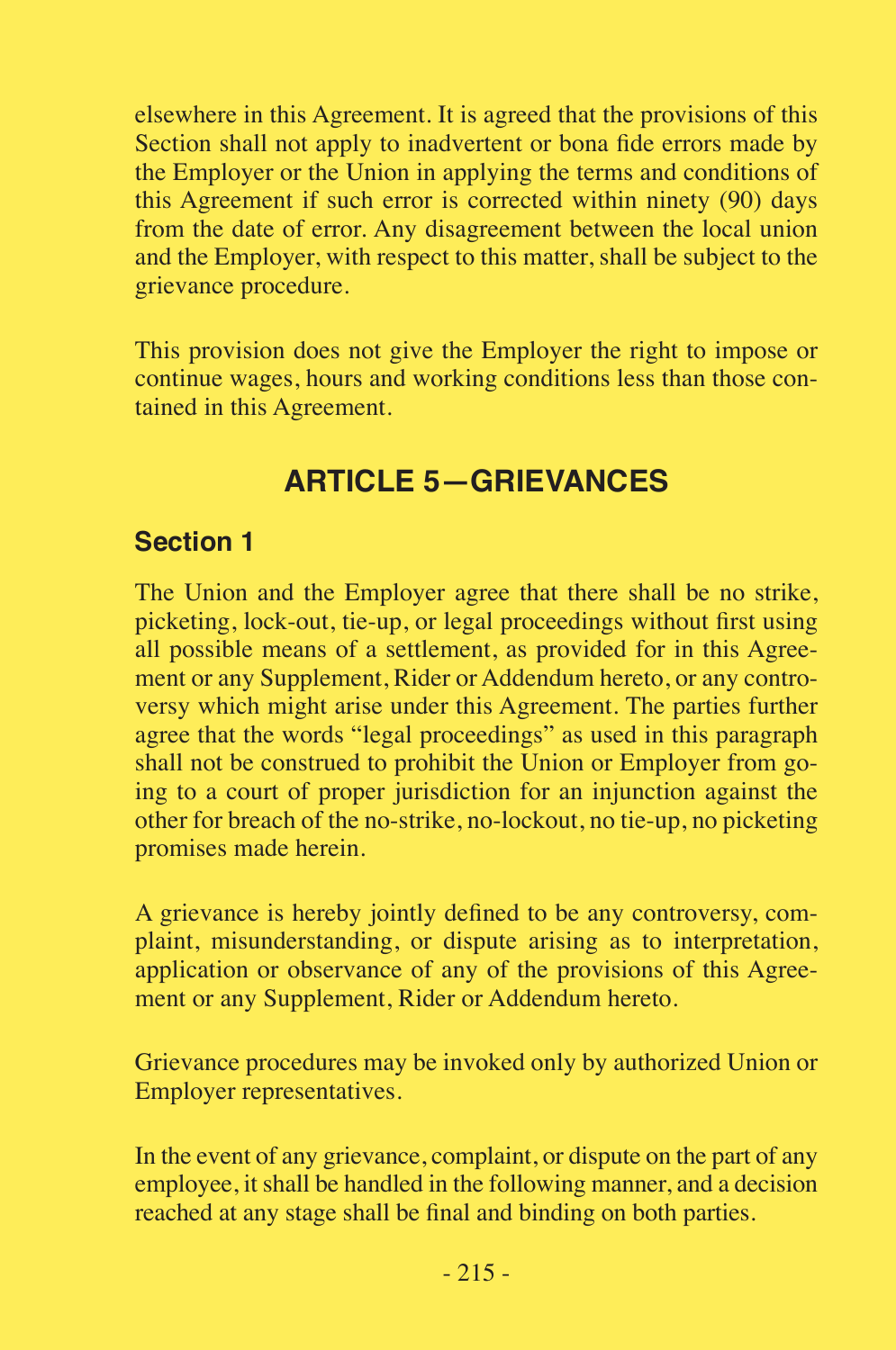elsewhere in this Agreement. It is agreed that the provisions of this Section shall not apply to inadvertent or bona fide errors made by the Employer or the Union in applying the terms and conditions of this Agreement if such error is corrected within ninety (90) days from the date of error. Any disagreement between the local union and the Employer, with respect to this matter, shall be subject to the grievance procedure.

This provision does not give the Employer the right to impose or continue wages, hours and working conditions less than those contained in this Agreement.

## ARTICLE 5—GRIEVANCES

### Section 1

The Union and the Employer agree that there shall be no strike, picketing, lock-out, tie-up, or legal proceedings without first using all possible means of a settlement, as provided for in this Agreement or any Supplement, Rider or Addendum hereto, or any controversy which might arise under this Agreement. The parties further agree that the words "legal proceedings" as used in this paragraph shall not be construed to prohibit the Union or Employer from going to a court of proper jurisdiction for an injunction against the other for breach of the no-strike, no-lockout, no tie-up, no picketing promises made herein.

A grievance is hereby jointly defined to be any controversy, complaint, misunderstanding, or dispute arising as to interpretation, application or observance of any of the provisions of this Agreement or any Supplement, Rider or Addendum hereto.

Grievance procedures may be invoked only by authorized Union or Employer representatives.

In the event of any grievance, complaint, or dispute on the part of any employee, it shall be handled in the following manner, and a decision reached at any stage shall be final and binding on both parties.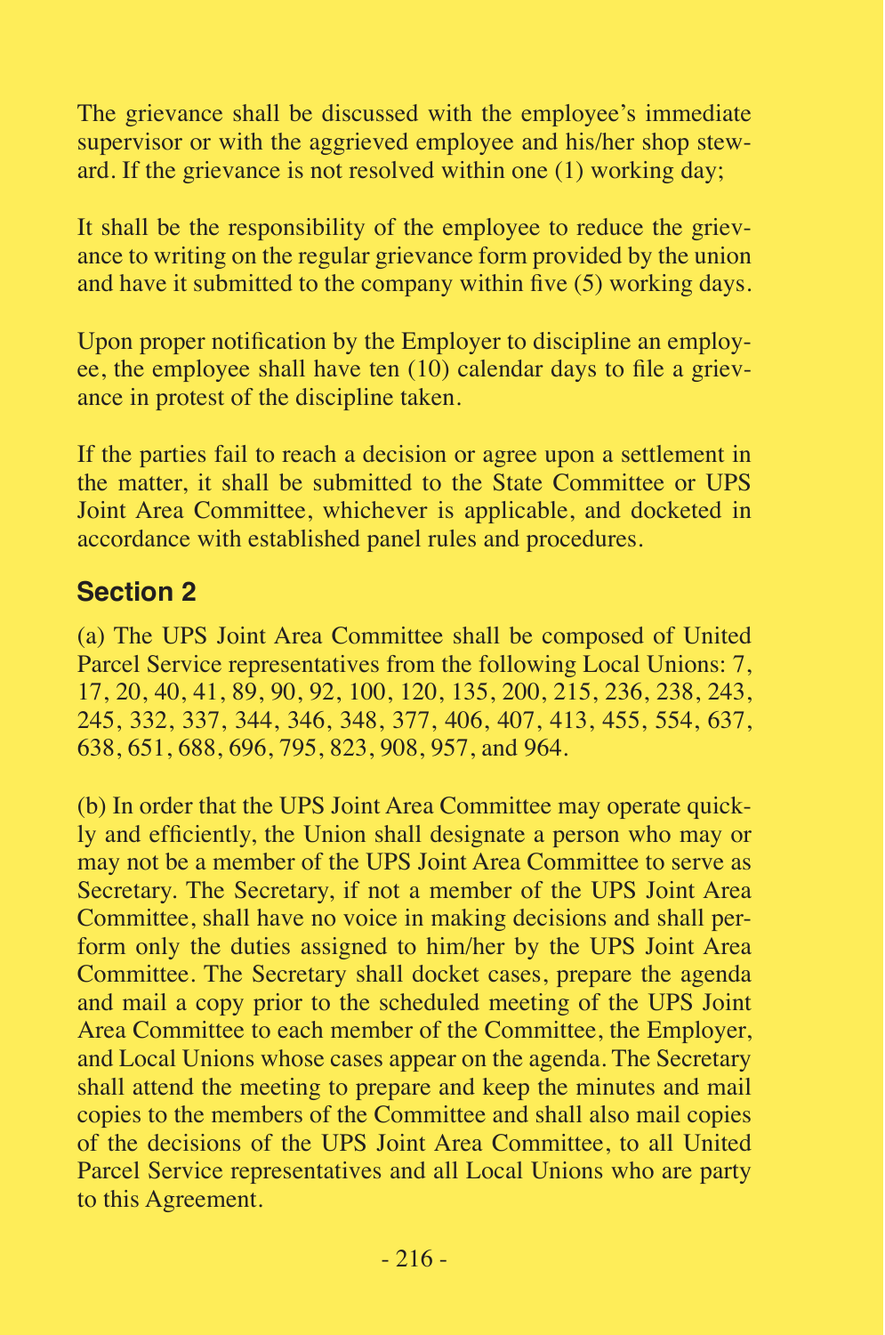The grievance shall be discussed with the employee's immediate supervisor or with the aggrieved employee and his/her shop steward. If the grievance is not resolved within one (1) working day;

It shall be the responsibility of the employee to reduce the grievance to writing on the regular grievance form provided by the union and have it submitted to the company within five (5) working days.

Upon proper notification by the Employer to discipline an employee, the employee shall have ten (10) calendar days to file a grievance in protest of the discipline taken.

If the parties fail to reach a decision or agree upon a settlement in the matter, it shall be submitted to the State Committee or UPS Joint Area Committee, whichever is applicable, and docketed in accordance with established panel rules and procedures.

## Section 2

(a) The UPS Joint Area Committee shall be composed of United Parcel Service representatives from the following Local Unions: 7, 17, 20, 40, 41, 89, 90, 92, 100, 120, 135, 200, 215, 236, 238, 243, 245, 332, 337, 344, 346, 348, 377, 406, 407, 413, 455, 554, 637, 638, 651, 688, 696, 795, 823, 908, 957, and 964.

(b) In order that the UPS Joint Area Committee may operate quickly and efficiently, the Union shall designate a person who may or may not be a member of the UPS Joint Area Committee to serve as Secretary. The Secretary, if not a member of the UPS Joint Area Committee, shall have no voice in making decisions and shall perform only the duties assigned to him/her by the UPS Joint Area Committee. The Secretary shall docket cases, prepare the agenda and mail a copy prior to the scheduled meeting of the UPS Joint Area Committee to each member of the Committee, the Employer, and Local Unions whose cases appear on the agenda. The Secretary shall attend the meeting to prepare and keep the minutes and mail copies to the members of the Committee and shall also mail copies of the decisions of the UPS Joint Area Committee, to all United Parcel Service representatives and all Local Unions who are party to this Agreement.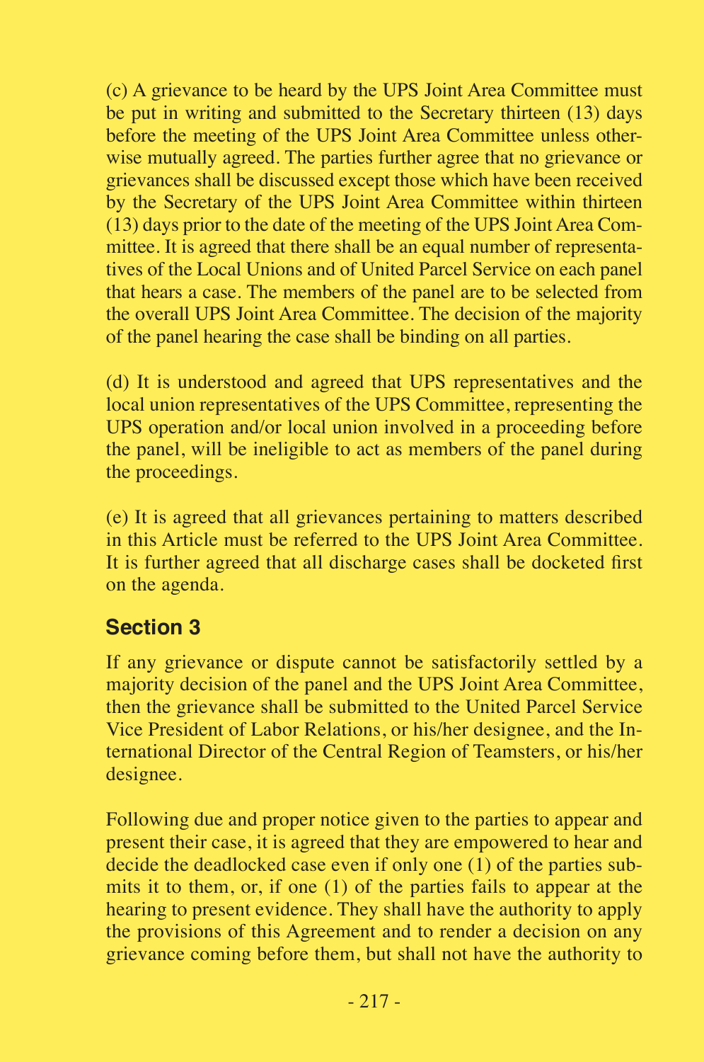(c) A grievance to be heard by the UPS Joint Area Committee must be put in writing and submitted to the Secretary thirteen (13) days before the meeting of the UPS Joint Area Committee unless otherwise mutually agreed. The parties further agree that no grievance or grievances shall be discussed except those which have been received by the Secretary of the UPS Joint Area Committee within thirteen (13) days prior to the date of the meeting of the UPS Joint Area Committee. It is agreed that there shall be an equal number of representatives of the Local Unions and of United Parcel Service on each panel that hears a case. The members of the panel are to be selected from the overall UPS Joint Area Committee. The decision of the majority of the panel hearing the case shall be binding on all parties.

(d) It is understood and agreed that UPS representatives and the local union representatives of the UPS Committee, representing the UPS operation and/or local union involved in a proceeding before the panel, will be ineligible to act as members of the panel during the proceedings.

(e) It is agreed that all grievances pertaining to matters described in this Article must be referred to the UPS Joint Area Committee. It is further agreed that all discharge cases shall be docketed first on the agenda.

## Section 3

If any grievance or dispute cannot be satisfactorily settled by a majority decision of the panel and the UPS Joint Area Committee, then the grievance shall be submitted to the United Parcel Service Vice President of Labor Relations, or his/her designee, and the International Director of the Central Region of Teamsters, or his/her designee.

Following due and proper notice given to the parties to appear and present their case, it is agreed that they are empowered to hear and decide the deadlocked case even if only one (1) of the parties submits it to them, or, if one (1) of the parties fails to appear at the hearing to present evidence. They shall have the authority to apply the provisions of this Agreement and to render a decision on any grievance coming before them, but shall not have the authority to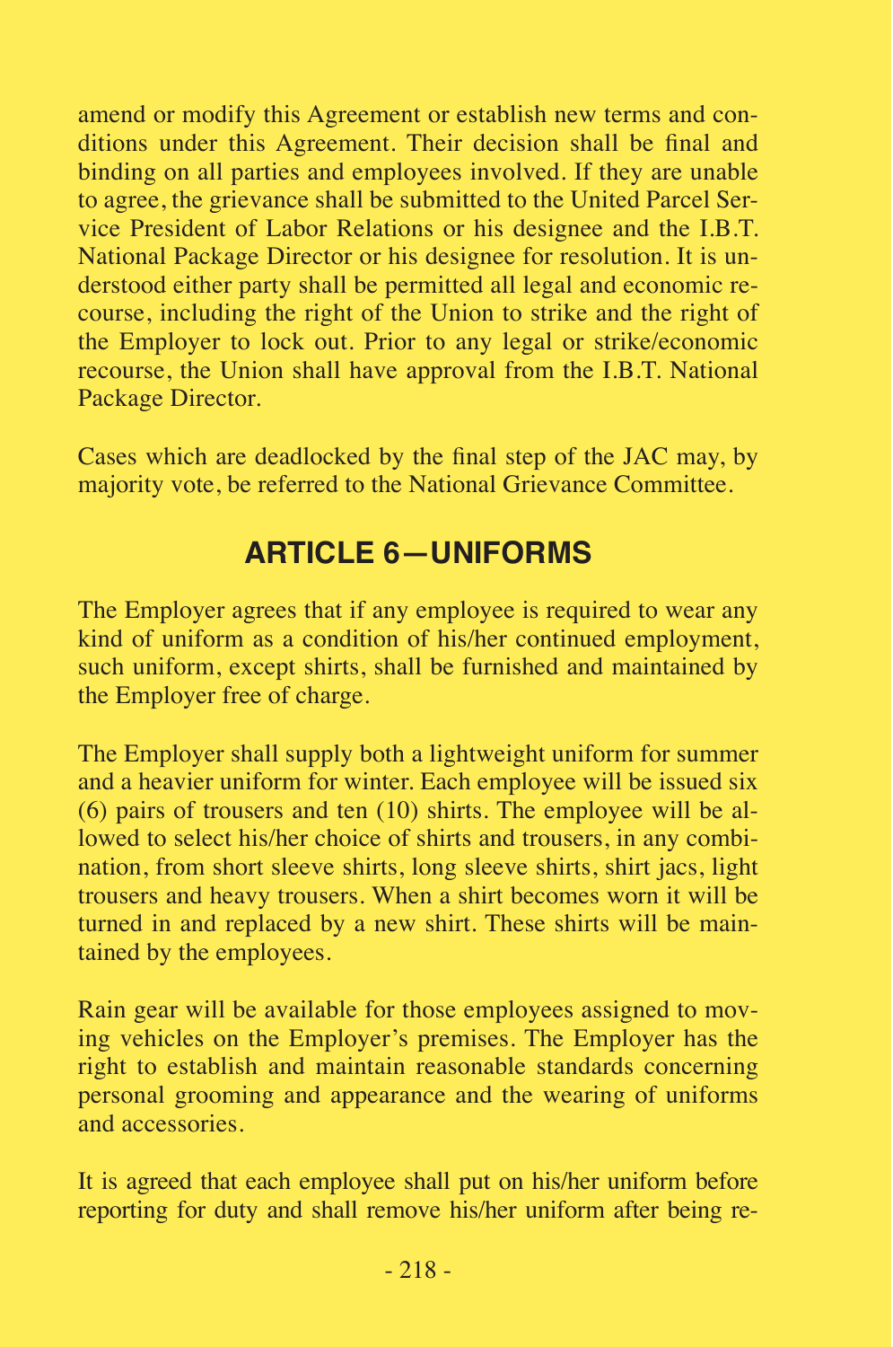amend or modify this Agreement or establish new terms and conditions under this Agreement. Their decision shall be final and binding on all parties and employees involved. If they are unable to agree, the grievance shall be submitted to the United Parcel Service President of Labor Relations or his designee and the I.B.T. National Package Director or his designee for resolution. It is understood either party shall be permitted all legal and economic recourse, including the right of the Union to strike and the right of the Employer to lock out. Prior to any legal or strike/economic recourse, the Union shall have approval from the I.B.T. National Package Director.

Cases which are deadlocked by the final step of the JAC may, by majority vote, be referred to the National Grievance Committee.

## ARTICLE 6—UNIFORMS

The Employer agrees that if any employee is required to wear any kind of uniform as a condition of his/her continued employment, such uniform, except shirts, shall be furnished and maintained by the Employer free of charge.

The Employer shall supply both a lightweight uniform for summer and a heavier uniform for winter. Each employee will be issued six (6) pairs of trousers and ten (10) shirts. The employee will be allowed to select his/her choice of shirts and trousers, in any combination, from short sleeve shirts, long sleeve shirts, shirt jacs, light trousers and heavy trousers. When a shirt becomes worn it will be turned in and replaced by a new shirt. These shirts will be maintained by the employees.

Rain gear will be available for those employees assigned to moving vehicles on the Employer's premises. The Employer has the right to establish and maintain reasonable standards concerning personal grooming and appearance and the wearing of uniforms and accessories.

It is agreed that each employee shall put on his/her uniform before reporting for duty and shall remove his/her uniform after being re-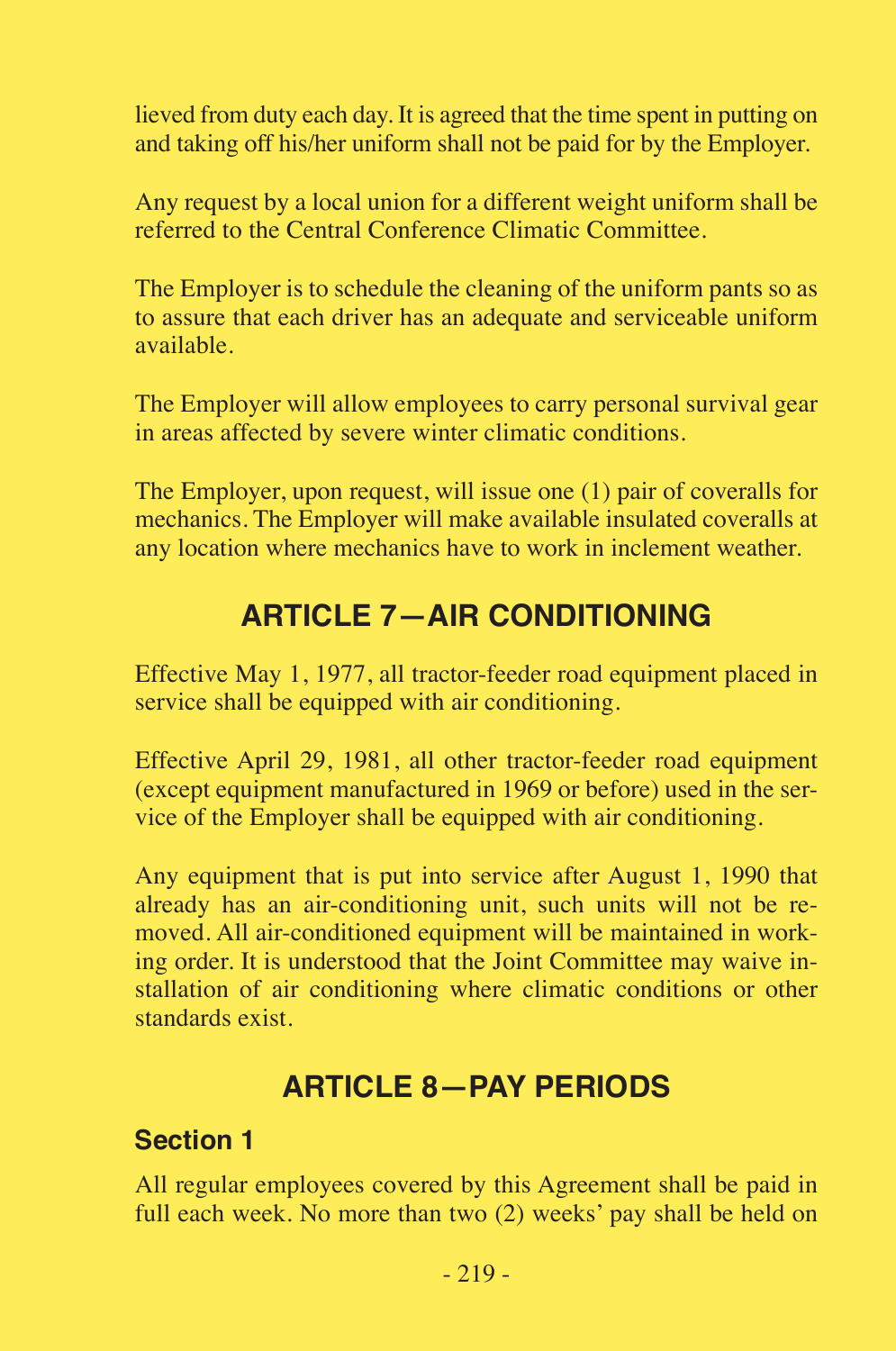lieved from duty each day. It is agreed that the time spent in putting on and taking off his/her uniform shall not be paid for by the Employer.

Any request by a local union for a different weight uniform shall be referred to the Central Conference Climatic Committee.

The Employer is to schedule the cleaning of the uniform pants so as to assure that each driver has an adequate and serviceable uniform available.

The Employer will allow employees to carry personal survival gear in areas affected by severe winter climatic conditions.

The Employer, upon request, will issue one (1) pair of coveralls for mechanics. The Employer will make available insulated coveralls at any location where mechanics have to work in inclement weather.

## ARTICLE 7—AIR CONDITIONING

Effective May 1, 1977, all tractor-feeder road equipment placed in service shall be equipped with air conditioning.

Effective April 29, 1981, all other tractor-feeder road equipment (except equipment manufactured in 1969 or before) used in the service of the Employer shall be equipped with air conditioning.

Any equipment that is put into service after August 1, 1990 that already has an air-conditioning unit, such units will not be removed. All air-conditioned equipment will be maintained in working order. It is understood that the Joint Committee may waive installation of air conditioning where climatic conditions or other standards exist.

## ARTICLE 8—PAY PERIODS

### Section 1

All regular employees covered by this Agreement shall be paid in full each week. No more than two (2) weeks' pay shall be held on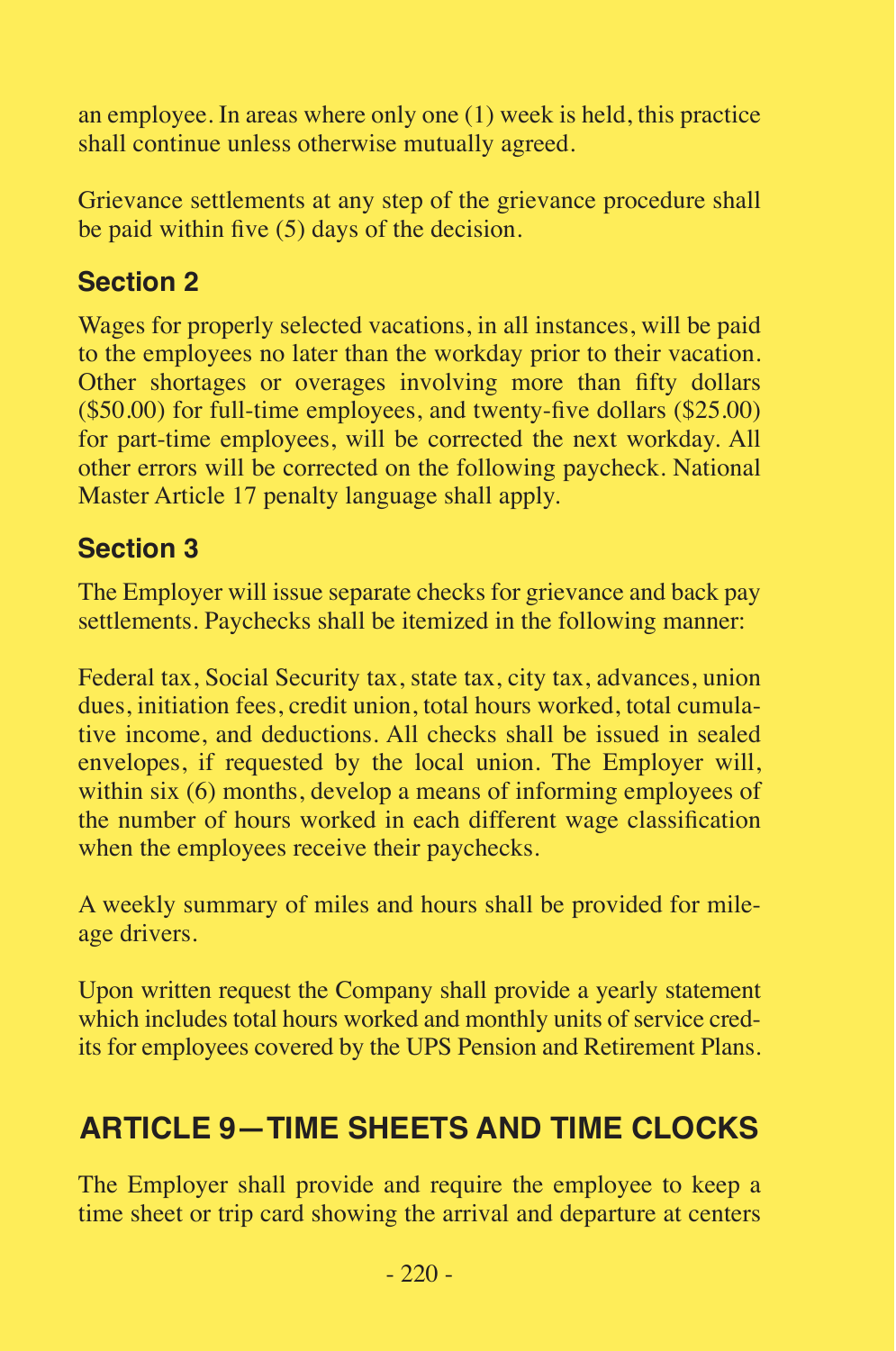an employee. In areas where only one (1) week is held, this practice shall continue unless otherwise mutually agreed.

Grievance settlements at any step of the grievance procedure shall be paid within five (5) days of the decision.

### Section 2

Wages for properly selected vacations, in all instances, will be paid to the employees no later than the workday prior to their vacation. Other shortages or overages involving more than fifty dollars ($50.00) for full-time employees, and twenty-five dollars ($25.00) for part-time employees, will be corrected the next workday. All other errors will be corrected on the following paycheck. National Master Article 17 penalty language shall apply.

### Section 3

The Employer will issue separate checks for grievance and back pay settlements. Paychecks shall be itemized in the following manner:

Federal tax, Social Security tax, state tax, city tax, advances, union dues, initiation fees, credit union, total hours worked, total cumulative income, and deductions. All checks shall be issued in sealed envelopes, if requested by the local union. The Employer will, within six (6) months, develop a means of informing employees of the number of hours worked in each different wage classification when the employees receive their paychecks.

A weekly summary of miles and hours shall be provided for mileage drivers.

Upon written request the Company shall provide a yearly statement which includes total hours worked and monthly units of service credits for employees covered by the UPS Pension and Retirement Plans.

## ARTICLE 9—TIME SHEETS AND TIME CLOCKS

The Employer shall provide and require the employee to keep a time sheet or trip card showing the arrival and departure at centers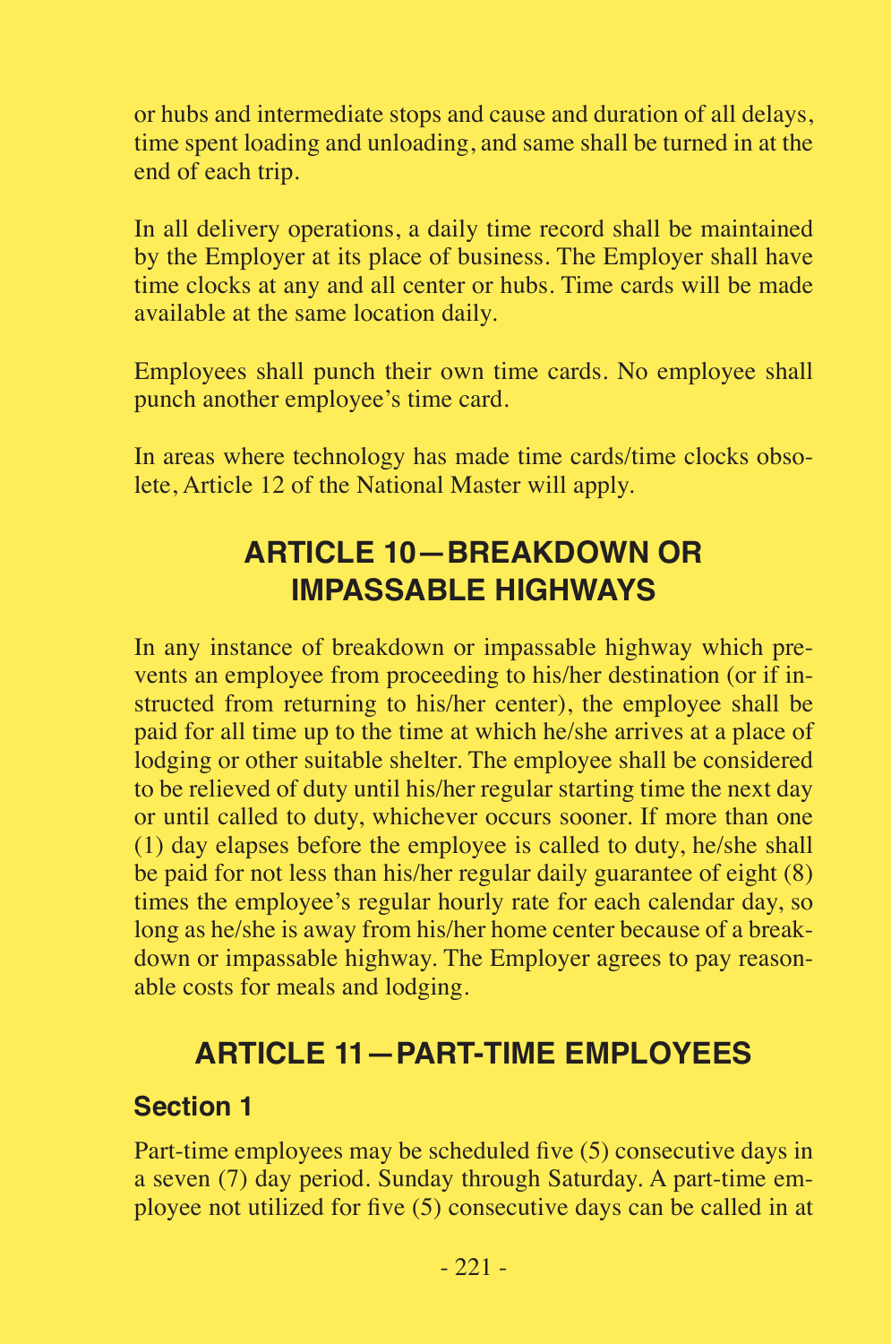or hubs and intermediate stops and cause and duration of all delays, time spent loading and unloading, and same shall be turned in at the end of each trip.

In all delivery operations, a daily time record shall be maintained by the Employer at its place of business. The Employer shall have time clocks at any and all center or hubs. Time cards will be made available at the same location daily.

Employees shall punch their own time cards. No employee shall punch another employee's time card.

In areas where technology has made time cards/time clocks obsolete, Article 12 of the National Master will apply.

## ARTICLE 10—BREAKDOWN OR IMPASSABLE HIGHWAYS

In any instance of breakdown or impassable highway which prevents an employee from proceeding to his/her destination (or if instructed from returning to his/her center), the employee shall be paid for all time up to the time at which he/she arrives at a place of lodging or other suitable shelter. The employee shall be considered to be relieved of duty until his/her regular starting time the next day or until called to duty, whichever occurs sooner. If more than one (1) day elapses before the employee is called to duty, he/she shall be paid for not less than his/her regular daily guarantee of eight (8) times the employee's regular hourly rate for each calendar day, so long as he/she is away from his/her home center because of a breakdown or impassable highway. The Employer agrees to pay reasonable costs for meals and lodging.

## ARTICLE 11—PART-TIME EMPLOYEES

### Section 1

Part-time employees may be scheduled five (5) consecutive days in a seven (7) day period. Sunday through Saturday. A part-time employee not utilized for five (5) consecutive days can be called in at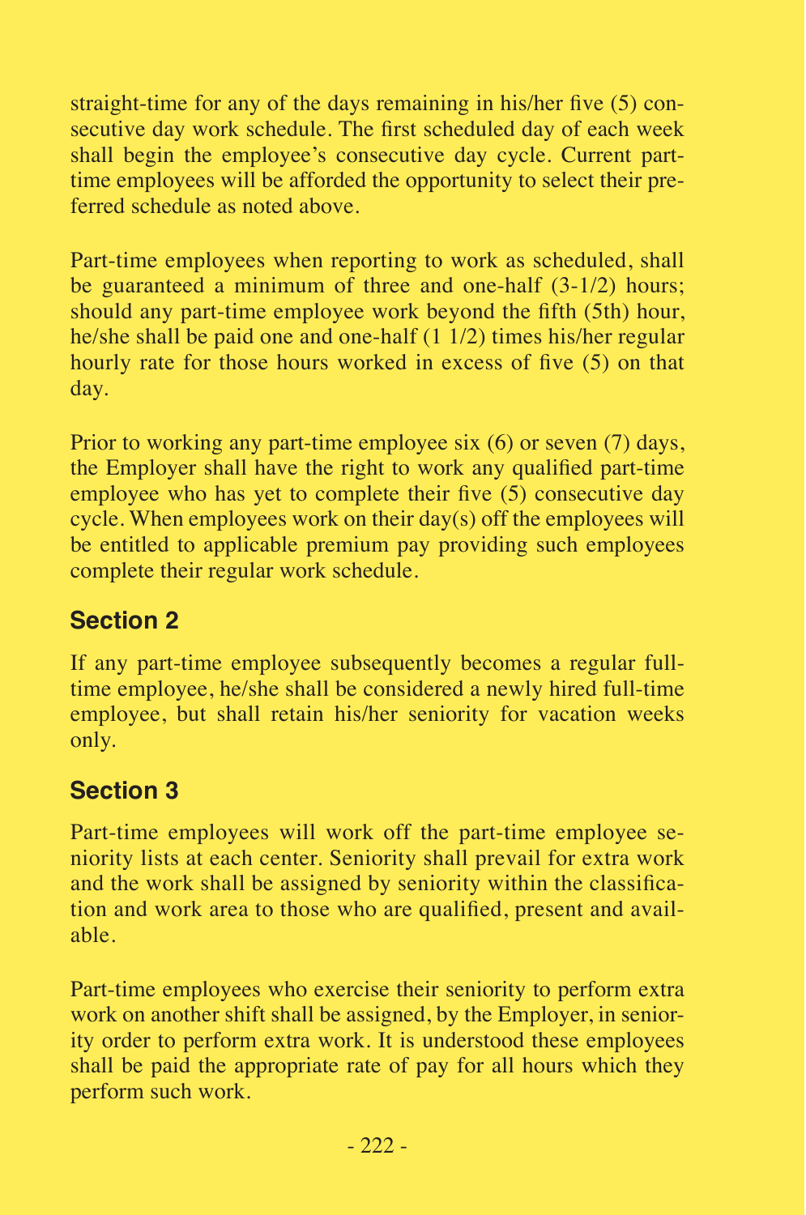straight-time for any of the days remaining in his/her five (5) consecutive day work schedule. The first scheduled day of each week shall begin the employee's consecutive day cycle. Current part-time employees will be afforded the opportunity to select their preferred schedule as noted above.

Part-time employees when reporting to work as scheduled, shall be guaranteed a minimum of three and one-half (3-1/2) hours; should any part-time employee work beyond the fifth (5th) hour, he/she shall be paid one and one-half (1 1/2) times his/her regular hourly rate for those hours worked in excess of five (5) on that day.

Prior to working any part-time employee six (6) or seven (7) days, the Employer shall have the right to work any qualified part-time employee who has yet to complete their five (5) consecutive day cycle. When employees work on their day(s) off the employees will be entitled to applicable premium pay providing such employees complete their regular work schedule.

## Section 2

If any part-time employee subsequently becomes a regular full-time employee, he/she shall be considered a newly hired full-time employee, but shall retain his/her seniority for vacation weeks only.

## Section 3

Part-time employees will work off the part-time employee seniority lists at each center. Seniority shall prevail for extra work and the work shall be assigned by seniority within the classification and work area to those who are qualified, present and available.

Part-time employees who exercise their seniority to perform extra work on another shift shall be assigned, by the Employer, in seniority order to perform extra work. It is understood these employees shall be paid the appropriate rate of pay for all hours which they perform such work.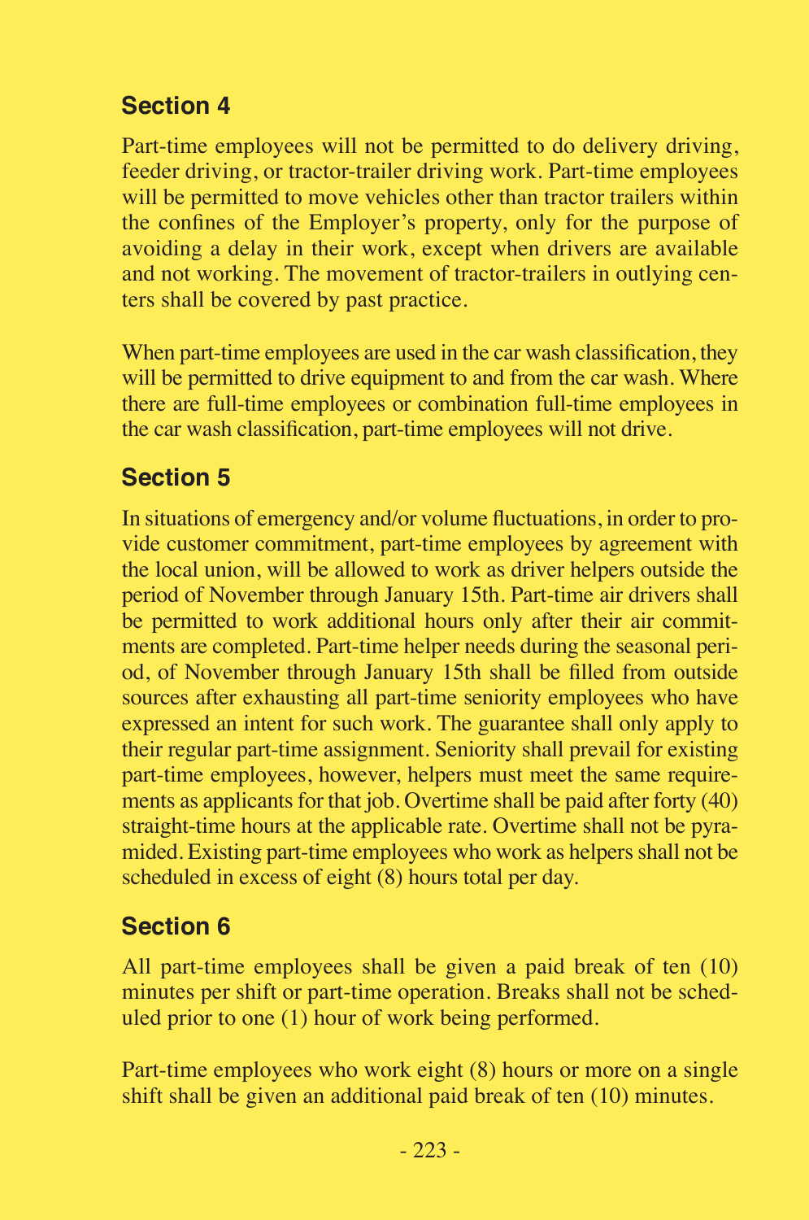## Section 4

Part-time employees will not be permitted to do delivery driving, feeder driving, or tractor-trailer driving work. Part-time employees will be permitted to move vehicles other than tractor trailers within the confines of the Employer's property, only for the purpose of avoiding a delay in their work, except when drivers are available and not working. The movement of tractor-trailers in outlying centers shall be covered by past practice.

When part-time employees are used in the car wash classification, they will be permitted to drive equipment to and from the car wash. Where there are full-time employees or combination full-time employees in the car wash classification, part-time employees will not drive.

## Section 5

In situations of emergency and/or volume fluctuations, in order to provide customer commitment, part-time employees by agreement with the local union, will be allowed to work as driver helpers outside the period of November through January 15th. Part-time air drivers shall be permitted to work additional hours only after their air commitments are completed. Part-time helper needs during the seasonal period, of November through January 15th shall be filled from outside sources after exhausting all part-time seniority employees who have expressed an intent for such work. The guarantee shall only apply to their regular part-time assignment. Seniority shall prevail for existing part-time employees, however, helpers must meet the same requirements as applicants for that job. Overtime shall be paid after forty (40) straight-time hours at the applicable rate. Overtime shall not be pyramided. Existing part-time employees who work as helpers shall not be scheduled in excess of eight (8) hours total per day.

## Section 6

All part-time employees shall be given a paid break of ten (10) minutes per shift or part-time operation. Breaks shall not be scheduled prior to one (1) hour of work being performed.

Part-time employees who work eight (8) hours or more on a single shift shall be given an additional paid break of ten (10) minutes.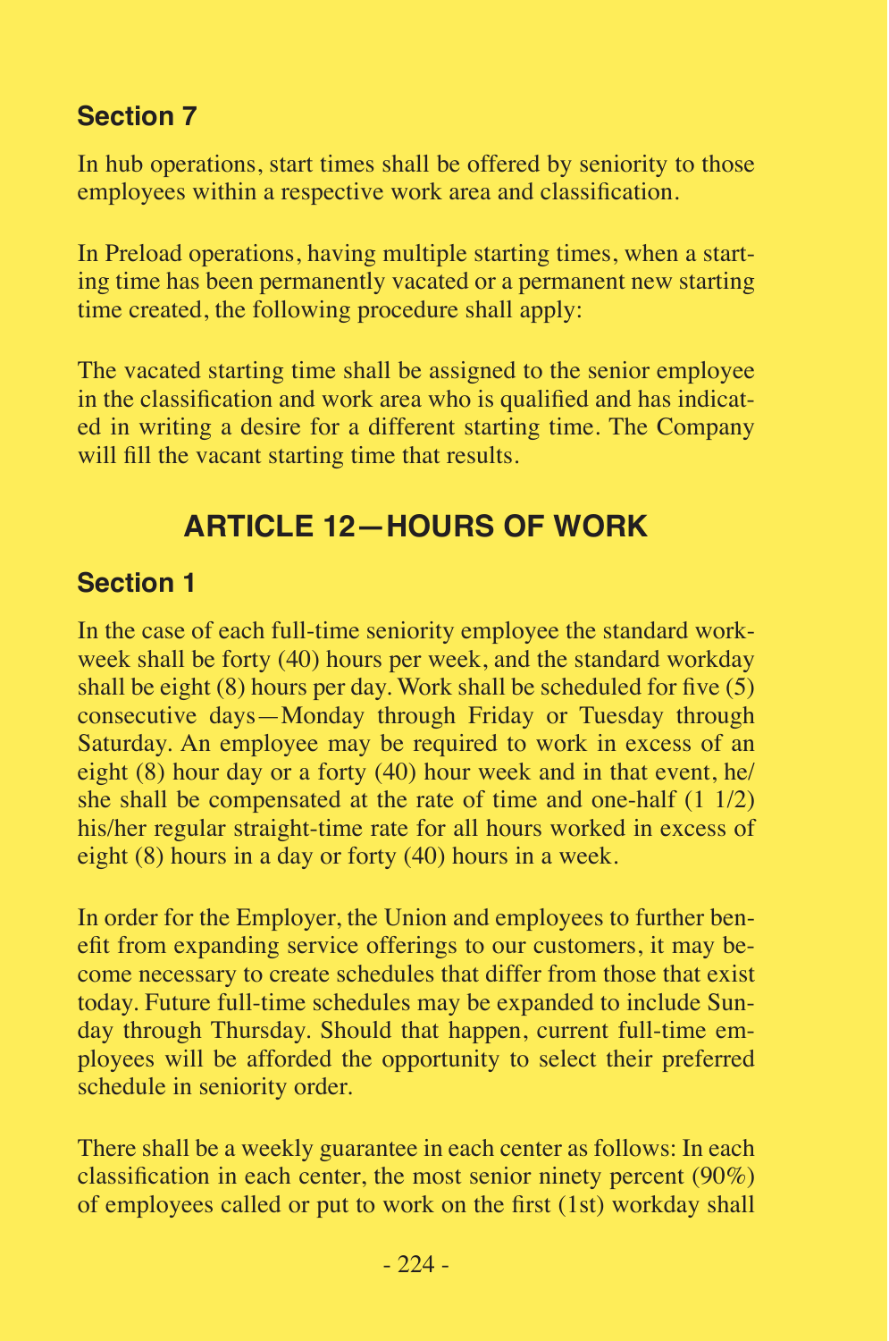### Section 7

In hub operations, start times shall be offered by seniority to those employees within a respective work area and classification.

In Preload operations, having multiple starting times, when a starting time has been permanently vacated or a permanent new starting time created, the following procedure shall apply:

The vacated starting time shall be assigned to the senior employee in the classification and work area who is qualified and has indicated in writing a desire for a different starting time. The Company will fill the vacant starting time that results.

## ARTICLE 12—HOURS OF WORK

### Section 1

In the case of each full-time seniority employee the standard workweek shall be forty (40) hours per week, and the standard workday shall be eight (8) hours per day. Work shall be scheduled for five (5) consecutive days—Monday through Friday or Tuesday through Saturday. An employee may be required to work in excess of an eight (8) hour day or a forty (40) hour week and in that event, he/she shall be compensated at the rate of time and one-half (1 1/2) his/her regular straight-time rate for all hours worked in excess of eight (8) hours in a day or forty (40) hours in a week.

In order for the Employer, the Union and employees to further benefit from expanding service offerings to our customers, it may become necessary to create schedules that differ from those that exist today. Future full-time schedules may be expanded to include Sunday through Thursday. Should that happen, current full-time employees will be afforded the opportunity to select their preferred schedule in seniority order.

There shall be a weekly guarantee in each center as follows: In each classification in each center, the most senior ninety percent (90%) of employees called or put to work on the first (1st) workday shall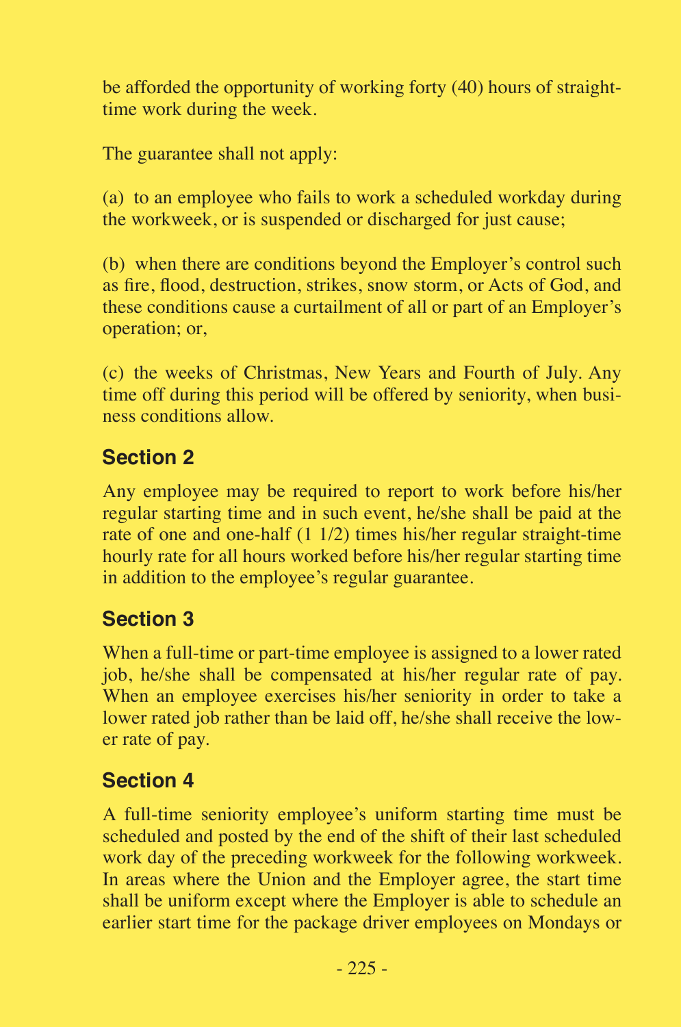be afforded the opportunity of working forty (40) hours of straight-time work during the week.

The guarantee shall not apply:

(a) to an employee who fails to work a scheduled workday during the workweek, or is suspended or discharged for just cause;

(b) when there are conditions beyond the Employer's control such as fire, flood, destruction, strikes, snow storm, or Acts of God, and these conditions cause a curtailment of all or part of an Employer's operation; or,

(c) the weeks of Christmas, New Years and Fourth of July. Any time off during this period will be offered by seniority, when business conditions allow.

## Section 2

Any employee may be required to report to work before his/her regular starting time and in such event, he/she shall be paid at the rate of one and one-half (1 1/2) times his/her regular straight-time hourly rate for all hours worked before his/her regular starting time in addition to the employee's regular guarantee.

## Section 3

When a full-time or part-time employee is assigned to a lower rated job, he/she shall be compensated at his/her regular rate of pay. When an employee exercises his/her seniority in order to take a lower rated job rather than be laid off, he/she shall receive the lower rate of pay.

## Section 4

A full-time seniority employee's uniform starting time must be scheduled and posted by the end of the shift of their last scheduled work day of the preceding workweek for the following workweek. In areas where the Union and the Employer agree, the start time shall be uniform except where the Employer is able to schedule an earlier start time for the package driver employees on Mondays or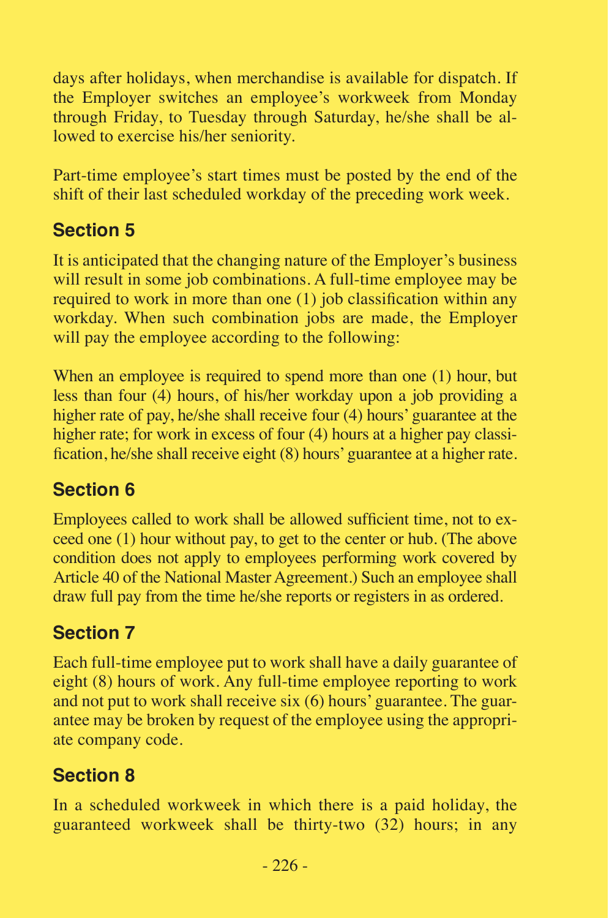days after holidays, when merchandise is available for dispatch. If the Employer switches an employee's workweek from Monday through Friday, to Tuesday through Saturday, he/she shall be allowed to exercise his/her seniority.

Part-time employee's start times must be posted by the end of the shift of their last scheduled workday of the preceding work week.

## Section 5

It is anticipated that the changing nature of the Employer's business will result in some job combinations. A full-time employee may be required to work in more than one (1) job classification within any workday. When such combination jobs are made, the Employer will pay the employee according to the following:

When an employee is required to spend more than one (1) hour, but less than four (4) hours, of his/her workday upon a job providing a higher rate of pay, he/she shall receive four (4) hours' guarantee at the higher rate; for work in excess of four (4) hours at a higher pay classification, he/she shall receive eight (8) hours' guarantee at a higher rate.

## Section 6

Employees called to work shall be allowed sufficient time, not to exceed one (1) hour without pay, to get to the center or hub. (The above condition does not apply to employees performing work covered by Article 40 of the National Master Agreement.) Such an employee shall draw full pay from the time he/she reports or registers in as ordered.

## Section 7

Each full-time employee put to work shall have a daily guarantee of eight (8) hours of work. Any full-time employee reporting to work and not put to work shall receive six (6) hours' guarantee. The guarantee may be broken by request of the employee using the appropriate company code.

## Section 8

In a scheduled workweek in which there is a paid holiday, the guaranteed workweek shall be thirty-two (32) hours; in any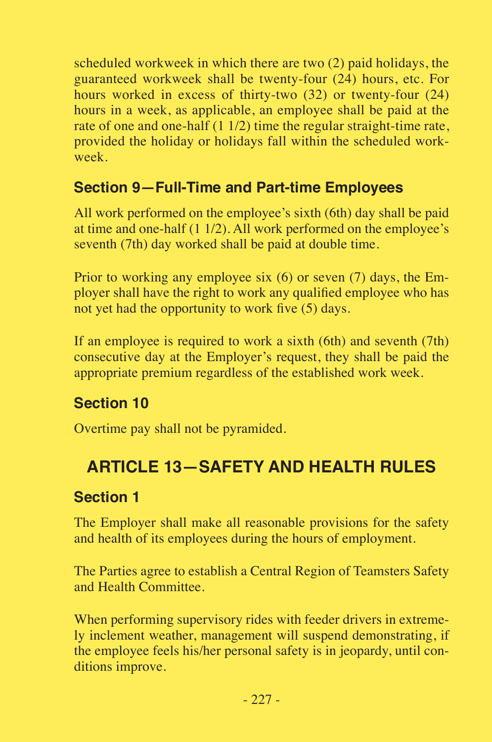scheduled workweek in which there are two (2) paid holidays, the guaranteed workweek shall be twenty-four (24) hours, etc. For hours worked in excess of thirty-two (32) or twenty-four (24) hours in a week, as applicable, an employee shall be paid at the rate of one and one-half (1 1/2) time the regular straight-time rate, provided the holiday or holidays fall within the scheduled workweek.

### Section 9—Full-Time and Part-time Employees

All work performed on the employee's sixth (6th) day shall be paid at time and one-half (1 1/2). All work performed on the employee's seventh (7th) day worked shall be paid at double time.

Prior to working any employee six (6) or seven (7) days, the Employer shall have the right to work any qualified employee who has not yet had the opportunity to work five (5) days.

If an employee is required to work a sixth (6th) and seventh (7th) consecutive day at the Employer's request, they shall be paid the appropriate premium regardless of the established work week.

### Section 10

Overtime pay shall not be pyramided.

## ARTICLE 13—SAFETY AND HEALTH RULES

### Section 1

The Employer shall make all reasonable provisions for the safety and health of its employees during the hours of employment.

The Parties agree to establish a Central Region of Teamsters Safety and Health Committee.

When performing supervisory rides with feeder drivers in extremely inclement weather, management will suspend demonstrating, if the employee feels his/her personal safety is in jeopardy, until conditions improve.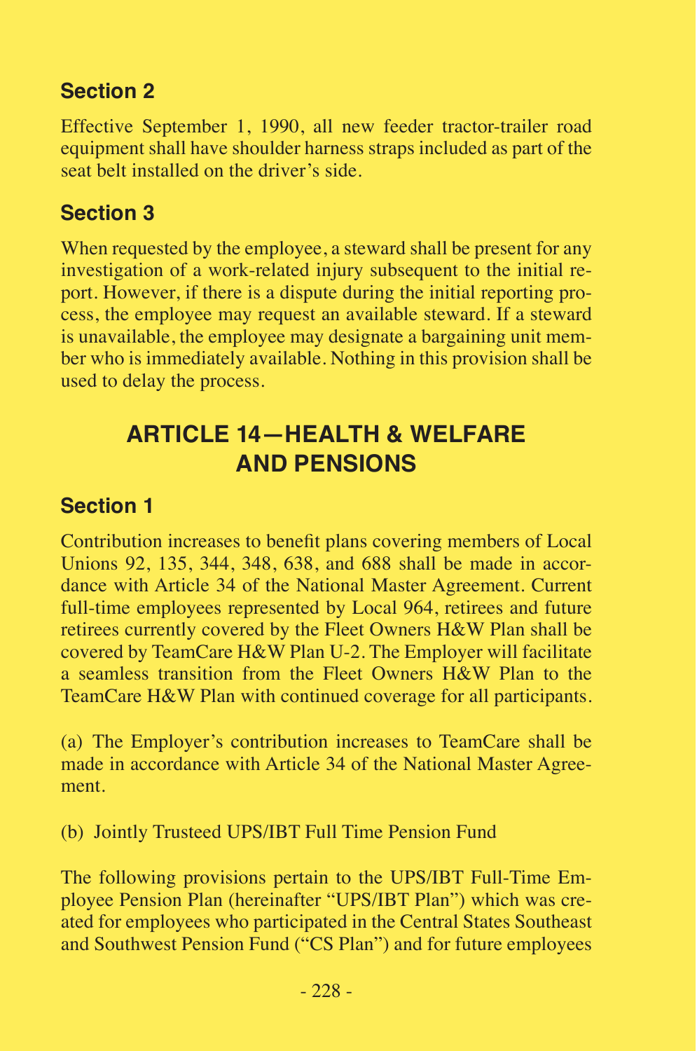### Section 2

Effective September 1, 1990, all new feeder tractor-trailer road equipment shall have shoulder harness straps included as part of the seat belt installed on the driver's side.

### Section 3

When requested by the employee, a steward shall be present for any investigation of a work-related injury subsequent to the initial report. However, if there is a dispute during the initial reporting process, the employee may request an available steward. If a steward is unavailable, the employee may designate a bargaining unit member who is immediately available. Nothing in this provision shall be used to delay the process.

## ARTICLE 14—HEALTH & WELFARE AND PENSIONS

### Section 1

Contribution increases to benefit plans covering members of Local Unions 92, 135, 344, 348, 638, and 688 shall be made in accordance with Article 34 of the National Master Agreement. Current full-time employees represented by Local 964, retirees and future retirees currently covered by the Fleet Owners H&W Plan shall be covered by TeamCare H&W Plan U-2. The Employer will facilitate a seamless transition from the Fleet Owners H&W Plan to the TeamCare H&W Plan with continued coverage for all participants.

(a) The Employer's contribution increases to TeamCare shall be made in accordance with Article 34 of the National Master Agreement.

(b) Jointly Trusteed UPS/IBT Full Time Pension Fund

The following provisions pertain to the UPS/IBT Full-Time Employee Pension Plan (hereinafter "UPS/IBT Plan") which was created for employees who participated in the Central States Southeast and Southwest Pension Fund ("CS Plan") and for future employees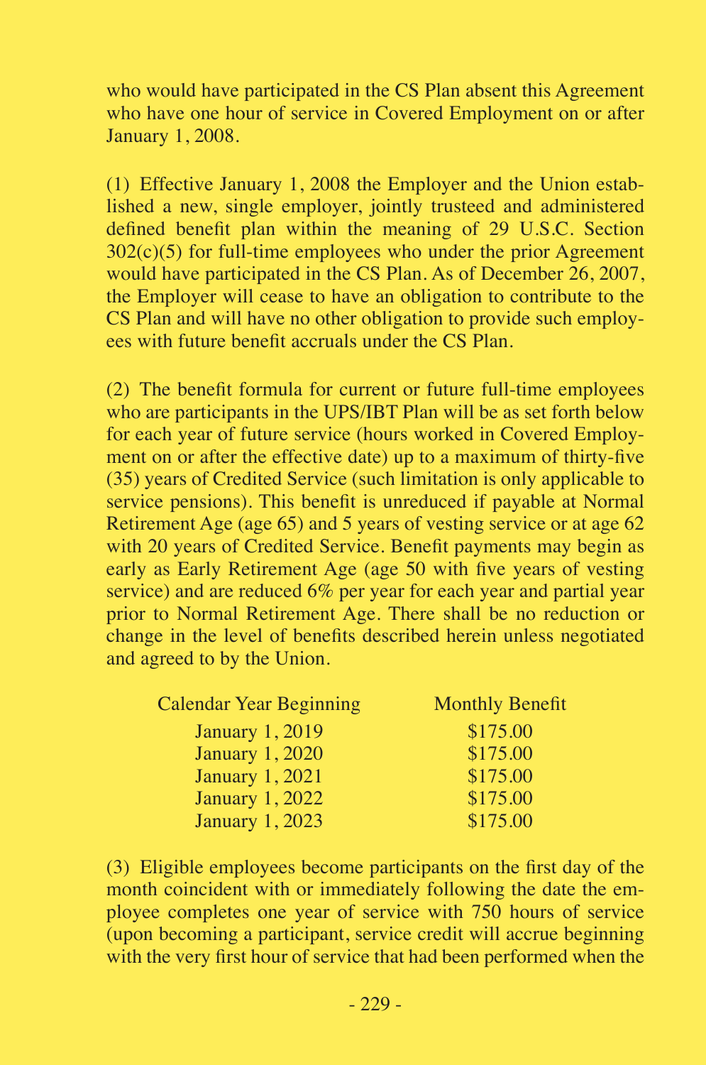who would have participated in the CS Plan absent this Agreement who have one hour of service in Covered Employment on or after January 1, 2008.

(1) Effective January 1, 2008 the Employer and the Union established a new, single employer, jointly trusteed and administered defined benefit plan within the meaning of 29 U.S.C. Section 302(c)(5) for full-time employees who under the prior Agreement would have participated in the CS Plan. As of December 26, 2007, the Employer will cease to have an obligation to contribute to the CS Plan and will have no other obligation to provide such employees with future benefit accruals under the CS Plan.

(2) The benefit formula for current or future full-time employees who are participants in the UPS/IBT Plan will be as set forth below for each year of future service (hours worked in Covered Employment on or after the effective date) up to a maximum of thirty-five (35) years of Credited Service (such limitation is only applicable to service pensions). This benefit is unreduced if payable at Normal Retirement Age (age 65) and 5 years of vesting service or at age 62 with 20 years of Credited Service. Benefit payments may begin as early as Early Retirement Age (age 50 with five years of vesting service) and are reduced 6% per year for each year and partial year prior to Normal Retirement Age. There shall be no reduction or change in the level of benefits described herein unless negotiated and agreed to by the Union.

| Calendar Year Beginning | Monthly Benefit |
|---|---|
| January 1, 2019 | $175.00 |
| January 1, 2020 | $175.00 |
| January 1, 2021 | $175.00 |
| January 1, 2022 | $175.00 |
| January 1, 2023 | $175.00 |

(3) Eligible employees become participants on the first day of the month coincident with or immediately following the date the employee completes one year of service with 750 hours of service (upon becoming a participant, service credit will accrue beginning with the very first hour of service that had been performed when the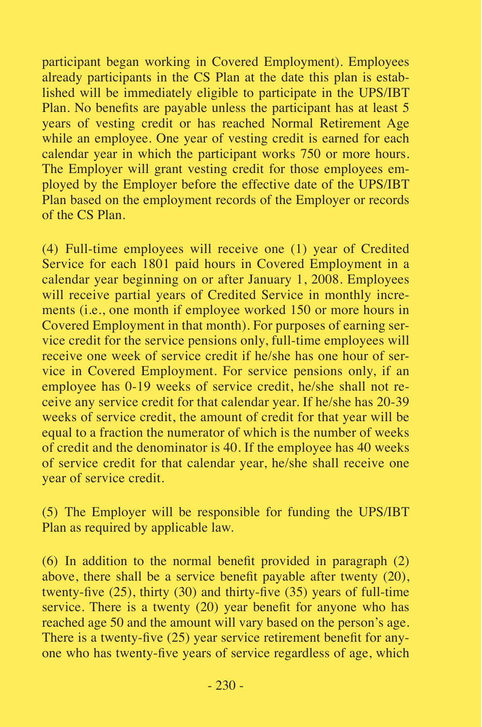participant began working in Covered Employment). Employees already participants in the CS Plan at the date this plan is established will be immediately eligible to participate in the UPS/IBT Plan. No benefits are payable unless the participant has at least 5 years of vesting credit or has reached Normal Retirement Age while an employee. One year of vesting credit is earned for each calendar year in which the participant works 750 or more hours. The Employer will grant vesting credit for those employees employed by the Employer before the effective date of the UPS/IBT Plan based on the employment records of the Employer or records of the CS Plan.

(4) Full-time employees will receive one (1) year of Credited Service for each 1801 paid hours in Covered Employment in a calendar year beginning on or after January 1, 2008. Employees will receive partial years of Credited Service in monthly increments (i.e., one month if employee worked 150 or more hours in Covered Employment in that month). For purposes of earning service credit for the service pensions only, full-time employees will receive one week of service credit if he/she has one hour of service in Covered Employment. For service pensions only, if an employee has 0-19 weeks of service credit, he/she shall not receive any service credit for that calendar year. If he/she has 20-39 weeks of service credit, the amount of credit for that year will be equal to a fraction the numerator of which is the number of weeks of credit and the denominator is 40. If the employee has 40 weeks of service credit for that calendar year, he/she shall receive one year of service credit.

(5) The Employer will be responsible for funding the UPS/IBT Plan as required by applicable law.

(6) In addition to the normal benefit provided in paragraph (2) above, there shall be a service benefit payable after twenty (20), twenty-five (25), thirty (30) and thirty-five (35) years of full-time service. There is a twenty (20) year benefit for anyone who has reached age 50 and the amount will vary based on the person's age. There is a twenty-five (25) year service retirement benefit for anyone who has twenty-five years of service regardless of age, which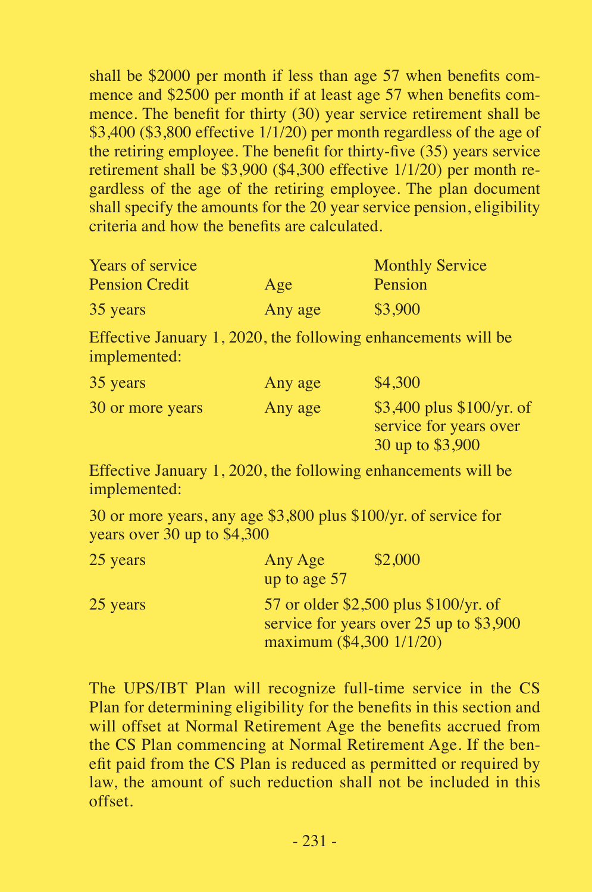shall be $2000 per month if less than age 57 when benefits commence and $2500 per month if at least age 57 when benefits commence. The benefit for thirty (30) year service retirement shall be $3,400 ($3,800 effective 1/1/20) per month regardless of the age of the retiring employee. The benefit for thirty-five (35) years service retirement shall be $3,900 ($4,300 effective 1/1/20) per month regardless of the age of the retiring employee. The plan document shall specify the amounts for the 20 year service pension, eligibility criteria and how the benefits are calculated.

| Years of service Pension Credit | Age | Monthly Service Pension |
|---|---|---|
| 35 years | Any age | $3,900 |

Effective January 1, 2020, the following enhancements will be implemented:

| | | |
|---|---|---|
| 35 years | Any age | $4,300 |
| 30 or more years | Any age | $3,400 plus $100/yr. of service for years over 30 up to $3,900 |

Effective January 1, 2020, the following enhancements will be implemented:

30 or more years, any age $3,800 plus $100/yr. of service for years over 30 up to $4,300

| | | |
|---|---|---|
| 25 years | Any Age up to age 57 | $2,000 |
| 25 years | 57 or older | $2,500 plus $100/yr. of service for years over 25 up to $3,900 maximum ($4,300 1/1/20) |

The UPS/IBT Plan will recognize full-time service in the CS Plan for determining eligibility for the benefits in this section and will offset at Normal Retirement Age the benefits accrued from the CS Plan commencing at Normal Retirement Age. If the benefit paid from the CS Plan is reduced as permitted or required by law, the amount of such reduction shall not be included in this offset.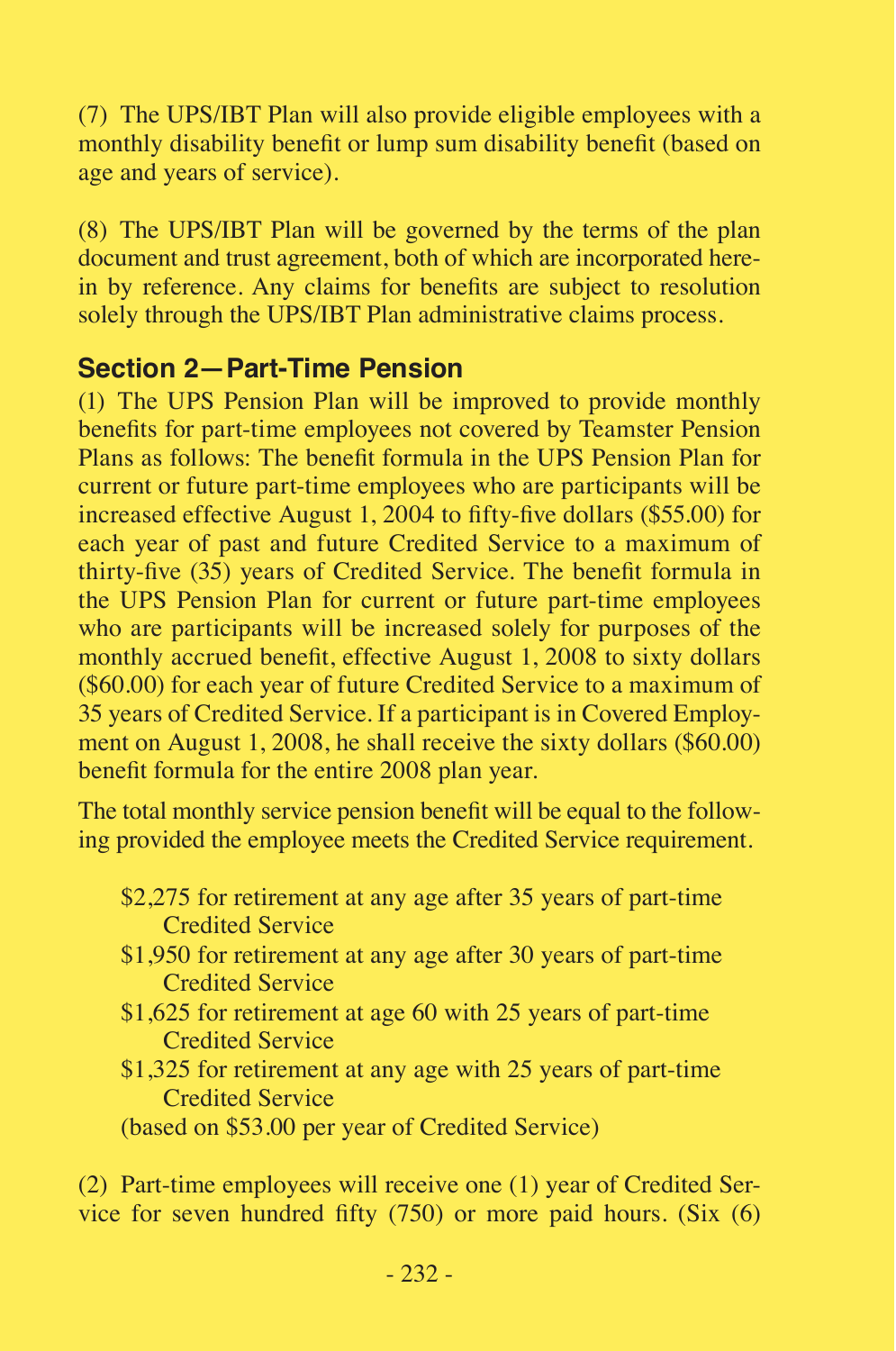(7) The UPS/IBT Plan will also provide eligible employees with a monthly disability benefit or lump sum disability benefit (based on age and years of service).

(8) The UPS/IBT Plan will be governed by the terms of the plan document and trust agreement, both of which are incorporated herein by reference. Any claims for benefits are subject to resolution solely through the UPS/IBT Plan administrative claims process.

## Section 2—Part-Time Pension

(1) The UPS Pension Plan will be improved to provide monthly benefits for part-time employees not covered by Teamster Pension Plans as follows: The benefit formula in the UPS Pension Plan for current or future part-time employees who are participants will be increased effective August 1, 2004 to fifty-five dollars ($55.00) for each year of past and future Credited Service to a maximum of thirty-five (35) years of Credited Service. The benefit formula in the UPS Pension Plan for current or future part-time employees who are participants will be increased solely for purposes of the monthly accrued benefit, effective August 1, 2008 to sixty dollars ($60.00) for each year of future Credited Service to a maximum of 35 years of Credited Service. If a participant is in Covered Employment on August 1, 2008, he shall receive the sixty dollars ($60.00) benefit formula for the entire 2008 plan year.

The total monthly service pension benefit will be equal to the following provided the employee meets the Credited Service requirement.

$2,275 for retirement at any age after 35 years of part-time Credited Service
$1,950 for retirement at any age after 30 years of part-time Credited Service
$1,625 for retirement at age 60 with 25 years of part-time Credited Service
$1,325 for retirement at any age with 25 years of part-time Credited Service
(based on $53.00 per year of Credited Service)

(2) Part-time employees will receive one (1) year of Credited Service for seven hundred fifty (750) or more paid hours. (Six (6)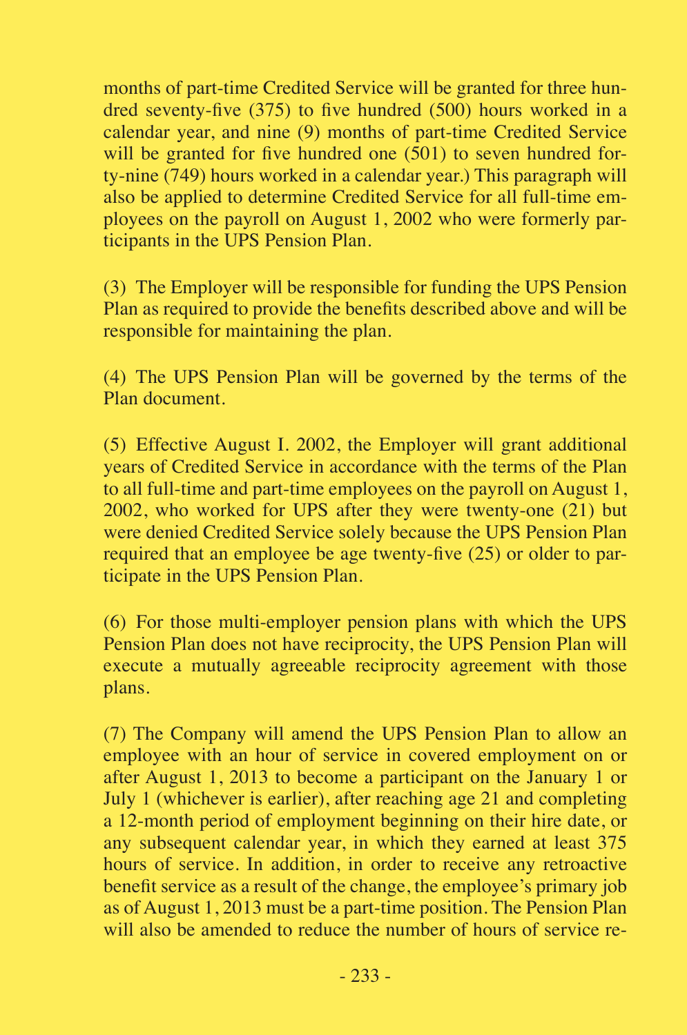months of part-time Credited Service will be granted for three hundred seventy-five (375) to five hundred (500) hours worked in a calendar year, and nine (9) months of part-time Credited Service will be granted for five hundred one (501) to seven hundred forty-nine (749) hours worked in a calendar year.) This paragraph will also be applied to determine Credited Service for all full-time employees on the payroll on August 1, 2002 who were formerly participants in the UPS Pension Plan.

(3) The Employer will be responsible for funding the UPS Pension Plan as required to provide the benefits described above and will be responsible for maintaining the plan.

(4) The UPS Pension Plan will be governed by the terms of the Plan document.

(5) Effective August I. 2002, the Employer will grant additional years of Credited Service in accordance with the terms of the Plan to all full-time and part-time employees on the payroll on August 1, 2002, who worked for UPS after they were twenty-one (21) but were denied Credited Service solely because the UPS Pension Plan required that an employee be age twenty-five (25) or older to participate in the UPS Pension Plan.

(6) For those multi-employer pension plans with which the UPS Pension Plan does not have reciprocity, the UPS Pension Plan will execute a mutually agreeable reciprocity agreement with those plans.

(7) The Company will amend the UPS Pension Plan to allow an employee with an hour of service in covered employment on or after August 1, 2013 to become a participant on the January 1 or July 1 (whichever is earlier), after reaching age 21 and completing a 12-month period of employment beginning on their hire date, or any subsequent calendar year, in which they earned at least 375 hours of service. In addition, in order to receive any retroactive benefit service as a result of the change, the employee's primary job as of August 1, 2013 must be a part-time position. The Pension Plan will also be amended to reduce the number of hours of service re-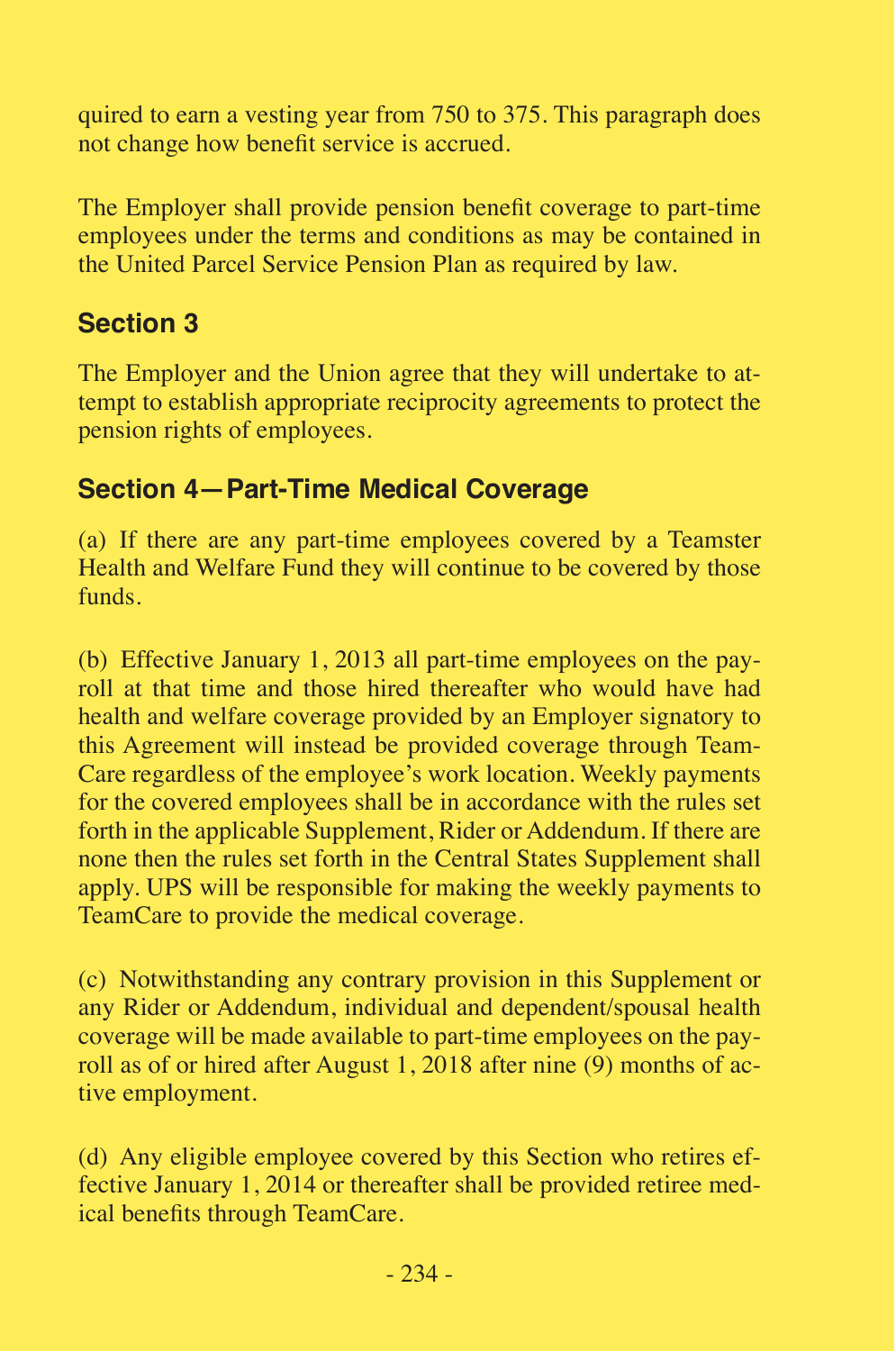quired to earn a vesting year from 750 to 375. This paragraph does not change how benefit service is accrued.

The Employer shall provide pension benefit coverage to part-time employees under the terms and conditions as may be contained in the United Parcel Service Pension Plan as required by law.

## Section 3

The Employer and the Union agree that they will undertake to attempt to establish appropriate reciprocity agreements to protect the pension rights of employees.

## Section 4—Part-Time Medical Coverage

(a) If there are any part-time employees covered by a Teamster Health and Welfare Fund they will continue to be covered by those funds.

(b) Effective January 1, 2013 all part-time employees on the payroll at that time and those hired thereafter who would have had health and welfare coverage provided by an Employer signatory to this Agreement will instead be provided coverage through TeamCare regardless of the employee's work location. Weekly payments for the covered employees shall be in accordance with the rules set forth in the applicable Supplement, Rider or Addendum. If there are none then the rules set forth in the Central States Supplement shall apply. UPS will be responsible for making the weekly payments to TeamCare to provide the medical coverage.

(c) Notwithstanding any contrary provision in this Supplement or any Rider or Addendum, individual and dependent/spousal health coverage will be made available to part-time employees on the payroll as of or hired after August 1, 2018 after nine (9) months of active employment.

(d) Any eligible employee covered by this Section who retires effective January 1, 2014 or thereafter shall be provided retiree medical benefits through TeamCare.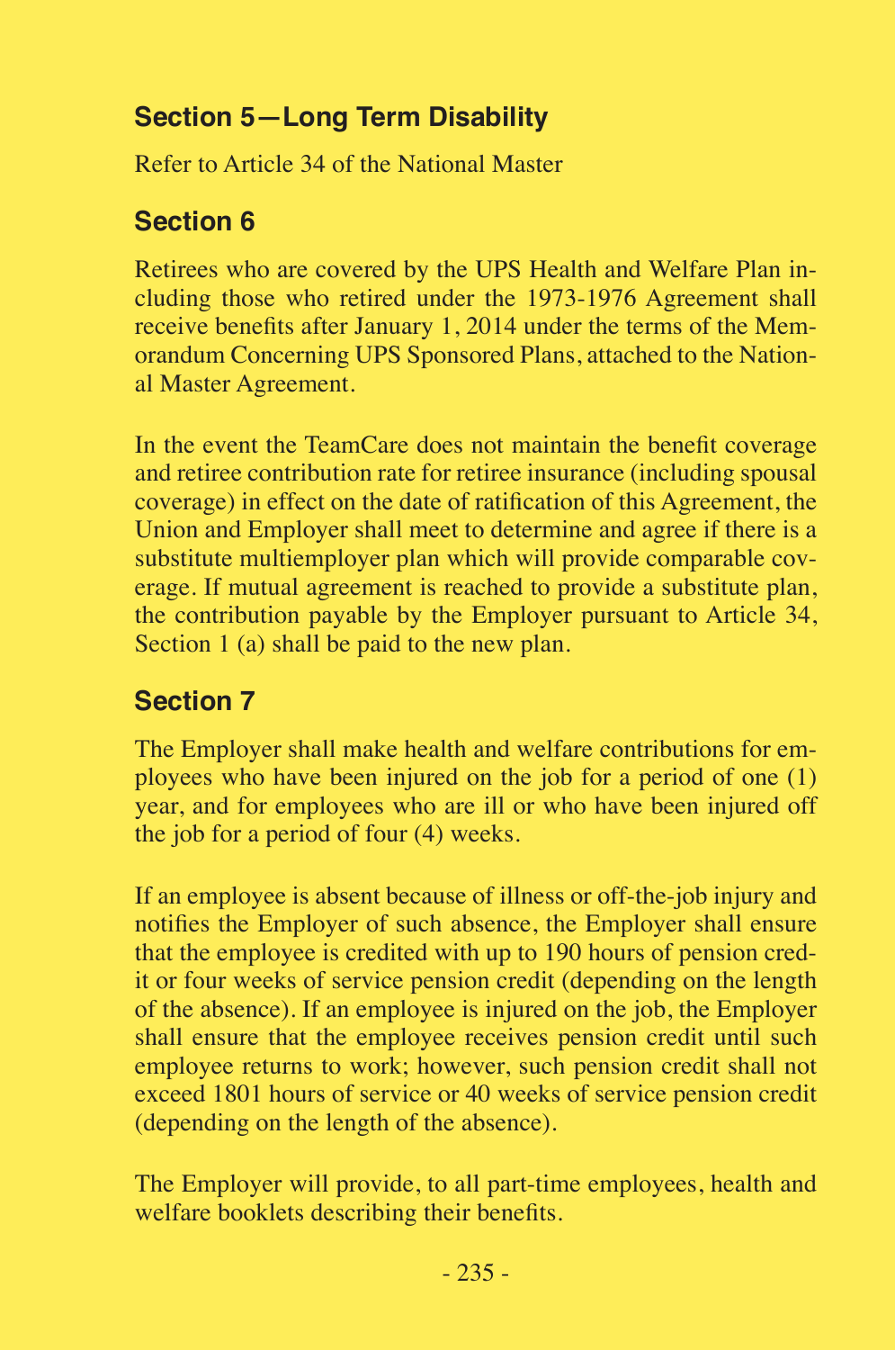## Section 5—Long Term Disability

Refer to Article 34 of the National Master

## Section 6

Retirees who are covered by the UPS Health and Welfare Plan including those who retired under the 1973-1976 Agreement shall receive benefits after January 1, 2014 under the terms of the Memorandum Concerning UPS Sponsored Plans, attached to the National Master Agreement.

In the event the TeamCare does not maintain the benefit coverage and retiree contribution rate for retiree insurance (including spousal coverage) in effect on the date of ratification of this Agreement, the Union and Employer shall meet to determine and agree if there is a substitute multiemployer plan which will provide comparable coverage. If mutual agreement is reached to provide a substitute plan, the contribution payable by the Employer pursuant to Article 34, Section 1 (a) shall be paid to the new plan.

## Section 7

The Employer shall make health and welfare contributions for employees who have been injured on the job for a period of one (1) year, and for employees who are ill or who have been injured off the job for a period of four (4) weeks.

If an employee is absent because of illness or off-the-job injury and notifies the Employer of such absence, the Employer shall ensure that the employee is credited with up to 190 hours of pension credit or four weeks of service pension credit (depending on the length of the absence). If an employee is injured on the job, the Employer shall ensure that the employee receives pension credit until such employee returns to work; however, such pension credit shall not exceed 1801 hours of service or 40 weeks of service pension credit (depending on the length of the absence).

The Employer will provide, to all part-time employees, health and welfare booklets describing their benefits.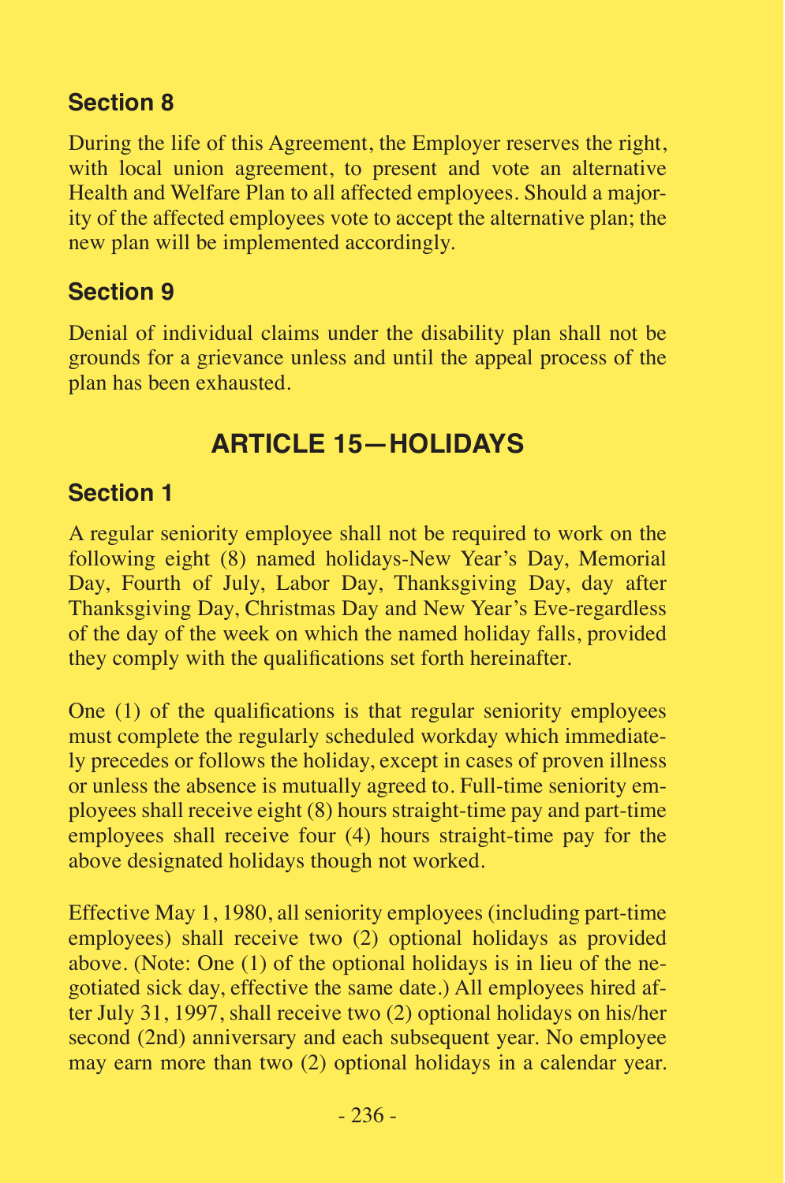### Section 8

During the life of this Agreement, the Employer reserves the right, with local union agreement, to present and vote an alternative Health and Welfare Plan to all affected employees. Should a majority of the affected employees vote to accept the alternative plan; the new plan will be implemented accordingly.

### Section 9

Denial of individual claims under the disability plan shall not be grounds for a grievance unless and until the appeal process of the plan has been exhausted.

## ARTICLE 15—HOLIDAYS

### Section 1

A regular seniority employee shall not be required to work on the following eight (8) named holidays-New Year's Day, Memorial Day, Fourth of July, Labor Day, Thanksgiving Day, day after Thanksgiving Day, Christmas Day and New Year's Eve-regardless of the day of the week on which the named holiday falls, provided they comply with the qualifications set forth hereinafter.

One (1) of the qualifications is that regular seniority employees must complete the regularly scheduled workday which immediately precedes or follows the holiday, except in cases of proven illness or unless the absence is mutually agreed to. Full-time seniority employees shall receive eight (8) hours straight-time pay and part-time employees shall receive four (4) hours straight-time pay for the above designated holidays though not worked.

Effective May 1, 1980, all seniority employees (including part-time employees) shall receive two (2) optional holidays as provided above. (Note: One (1) of the optional holidays is in lieu of the negotiated sick day, effective the same date.) All employees hired after July 31, 1997, shall receive two (2) optional holidays on his/her second (2nd) anniversary and each subsequent year. No employee may earn more than two (2) optional holidays in a calendar year.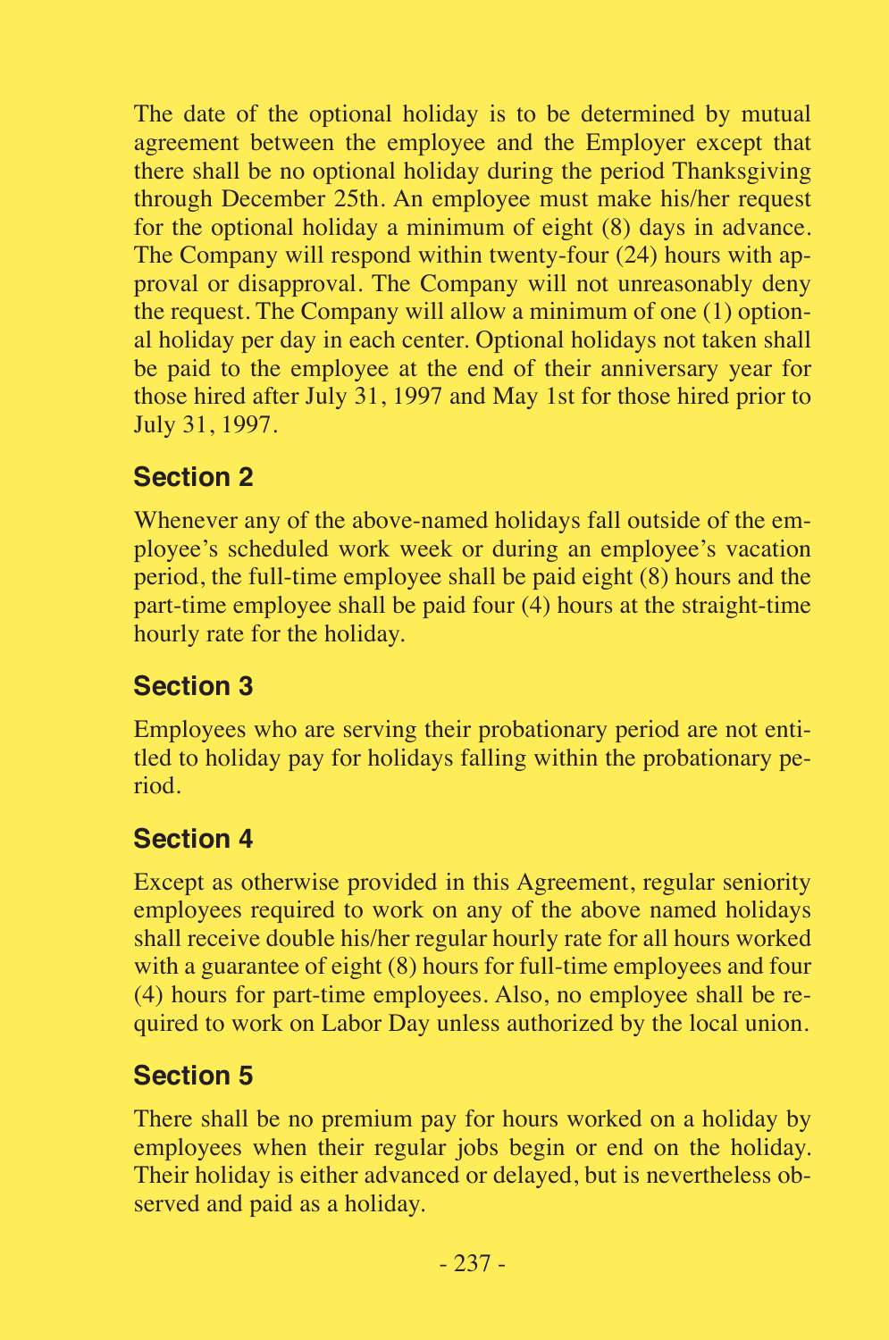The date of the optional holiday is to be determined by mutual agreement between the employee and the Employer except that there shall be no optional holiday during the period Thanksgiving through December 25th. An employee must make his/her request for the optional holiday a minimum of eight (8) days in advance. The Company will respond within twenty-four (24) hours with approval or disapproval. The Company will not unreasonably deny the request. The Company will allow a minimum of one (1) optional holiday per day in each center. Optional holidays not taken shall be paid to the employee at the end of their anniversary year for those hired after July 31, 1997 and May 1st for those hired prior to July 31, 1997.

## Section 2

Whenever any of the above-named holidays fall outside of the employee's scheduled work week or during an employee's vacation period, the full-time employee shall be paid eight (8) hours and the part-time employee shall be paid four (4) hours at the straight-time hourly rate for the holiday.

## Section 3

Employees who are serving their probationary period are not entitled to holiday pay for holidays falling within the probationary period.

## Section 4

Except as otherwise provided in this Agreement, regular seniority employees required to work on any of the above named holidays shall receive double his/her regular hourly rate for all hours worked with a guarantee of eight (8) hours for full-time employees and four (4) hours for part-time employees. Also, no employee shall be required to work on Labor Day unless authorized by the local union.

## Section 5

There shall be no premium pay for hours worked on a holiday by employees when their regular jobs begin or end on the holiday. Their holiday is either advanced or delayed, but is nevertheless observed and paid as a holiday.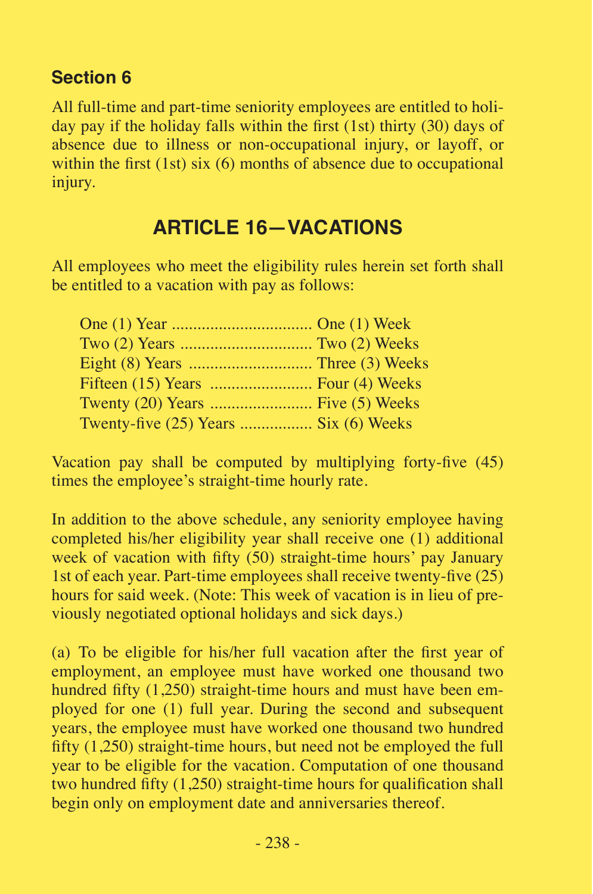### Section 6

All full-time and part-time seniority employees are entitled to holiday pay if the holiday falls within the first (1st) thirty (30) days of absence due to illness or non-occupational injury, or layoff, or within the first (1st) six (6) months of absence due to occupational injury.

## ARTICLE 16—VACATIONS

All employees who meet the eligibility rules herein set forth shall be entitled to a vacation with pay as follows:

| | |
|---|---|
| One (1) Year | One (1) Week |
| Two (2) Years | Two (2) Weeks |
| Eight (8) Years | Three (3) Weeks |
| Fifteen (15) Years | Four (4) Weeks |
| Twenty (20) Years | Five (5) Weeks |
| Twenty-five (25) Years | Six (6) Weeks |

Vacation pay shall be computed by multiplying forty-five (45) times the employee's straight-time hourly rate.

In addition to the above schedule, any seniority employee having completed his/her eligibility year shall receive one (1) additional week of vacation with fifty (50) straight-time hours' pay January 1st of each year. Part-time employees shall receive twenty-five (25) hours for said week. (Note: This week of vacation is in lieu of previously negotiated optional holidays and sick days.)

(a) To be eligible for his/her full vacation after the first year of employment, an employee must have worked one thousand two hundred fifty (1,250) straight-time hours and must have been employed for one (1) full year. During the second and subsequent years, the employee must have worked one thousand two hundred fifty (1,250) straight-time hours, but need not be employed the full year to be eligible for the vacation. Computation of one thousand two hundred fifty (1,250) straight-time hours for qualification shall begin only on employment date and anniversaries thereof.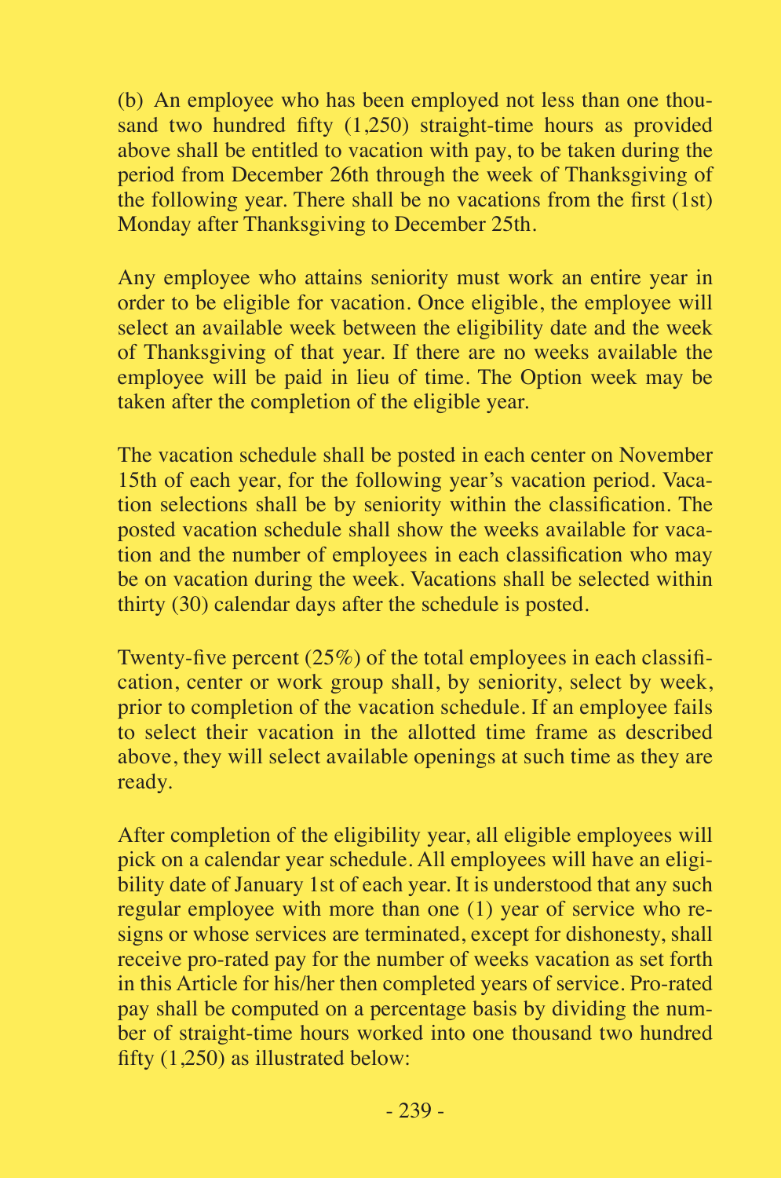(b) An employee who has been employed not less than one thousand two hundred fifty (1,250) straight-time hours as provided above shall be entitled to vacation with pay, to be taken during the period from December 26th through the week of Thanksgiving of the following year. There shall be no vacations from the first (1st) Monday after Thanksgiving to December 25th.

Any employee who attains seniority must work an entire year in order to be eligible for vacation. Once eligible, the employee will select an available week between the eligibility date and the week of Thanksgiving of that year. If there are no weeks available the employee will be paid in lieu of time. The Option week may be taken after the completion of the eligible year.

The vacation schedule shall be posted in each center on November 15th of each year, for the following year's vacation period. Vacation selections shall be by seniority within the classification. The posted vacation schedule shall show the weeks available for vacation and the number of employees in each classification who may be on vacation during the week. Vacations shall be selected within thirty (30) calendar days after the schedule is posted.

Twenty-five percent (25%) of the total employees in each classification, center or work group shall, by seniority, select by week, prior to completion of the vacation schedule. If an employee fails to select their vacation in the allotted time frame as described above, they will select available openings at such time as they are ready.

After completion of the eligibility year, all eligible employees will pick on a calendar year schedule. All employees will have an eligibility date of January 1st of each year. It is understood that any such regular employee with more than one (1) year of service who resigns or whose services are terminated, except for dishonesty, shall receive pro-rated pay for the number of weeks vacation as set forth in this Article for his/her then completed years of service. Pro-rated pay shall be computed on a percentage basis by dividing the number of straight-time hours worked into one thousand two hundred fifty (1,250) as illustrated below: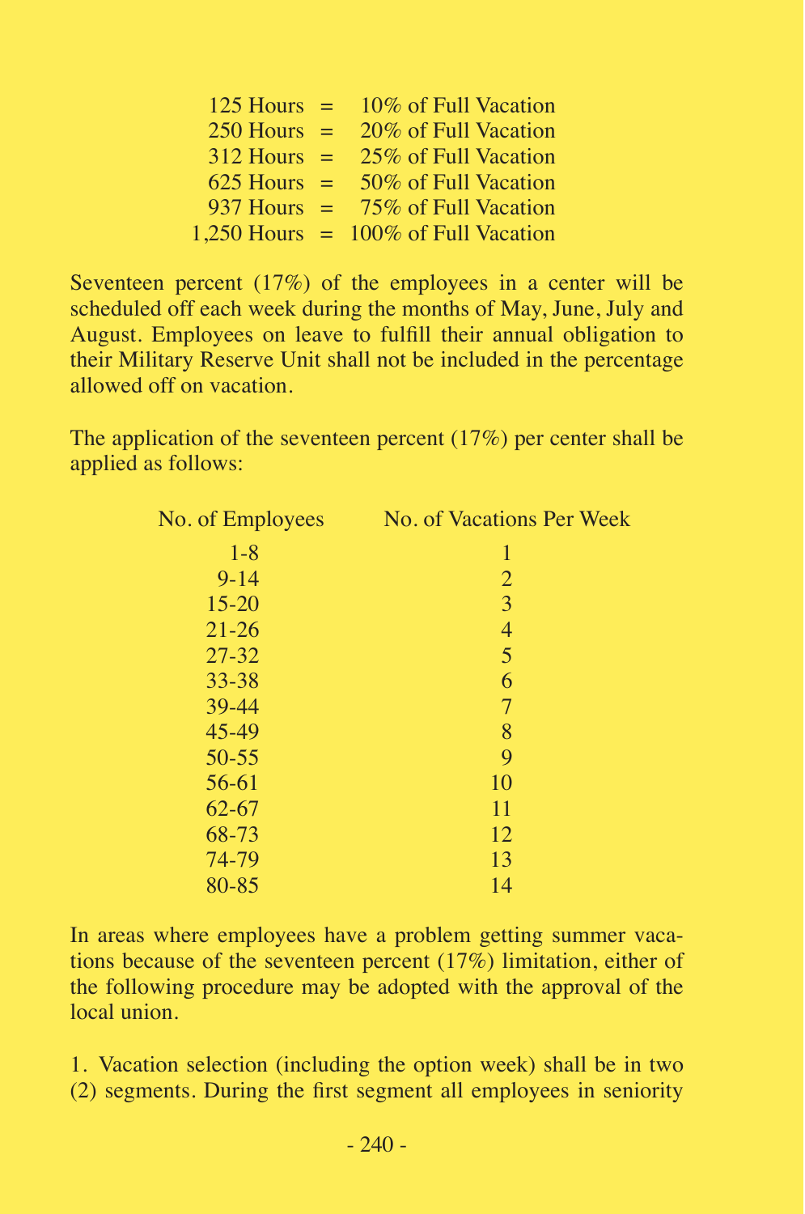| Hours | | Percentage |
|---|---|---|
| 125 Hours | = | 10% of Full Vacation |
| 250 Hours | = | 20% of Full Vacation |
| 312 Hours | = | 25% of Full Vacation |
| 625 Hours | = | 50% of Full Vacation |
| 937 Hours | = | 75% of Full Vacation |
| 1,250 Hours | = | 100% of Full Vacation |

Seventeen percent (17%) of the employees in a center will be scheduled off each week during the months of May, June, July and August. Employees on leave to fulfill their annual obligation to their Military Reserve Unit shall not be included in the percentage allowed off on vacation.

The application of the seventeen percent (17%) per center shall be applied as follows:

| No. of Employees | No. of Vacations Per Week |
|---|---|
| 1-8 | 1 |
| 9-14 | 2 |
| 15-20 | 3 |
| 21-26 | 4 |
| 27-32 | 5 |
| 33-38 | 6 |
| 39-44 | 7 |
| 45-49 | 8 |
| 50-55 | 9 |
| 56-61 | 10 |
| 62-67 | 11 |
| 68-73 | 12 |
| 74-79 | 13 |
| 80-85 | 14 |

In areas where employees have a problem getting summer vacations because of the seventeen percent (17%) limitation, either of the following procedure may be adopted with the approval of the local union.

1. Vacation selection (including the option week) shall be in two (2) segments. During the first segment all employees in seniority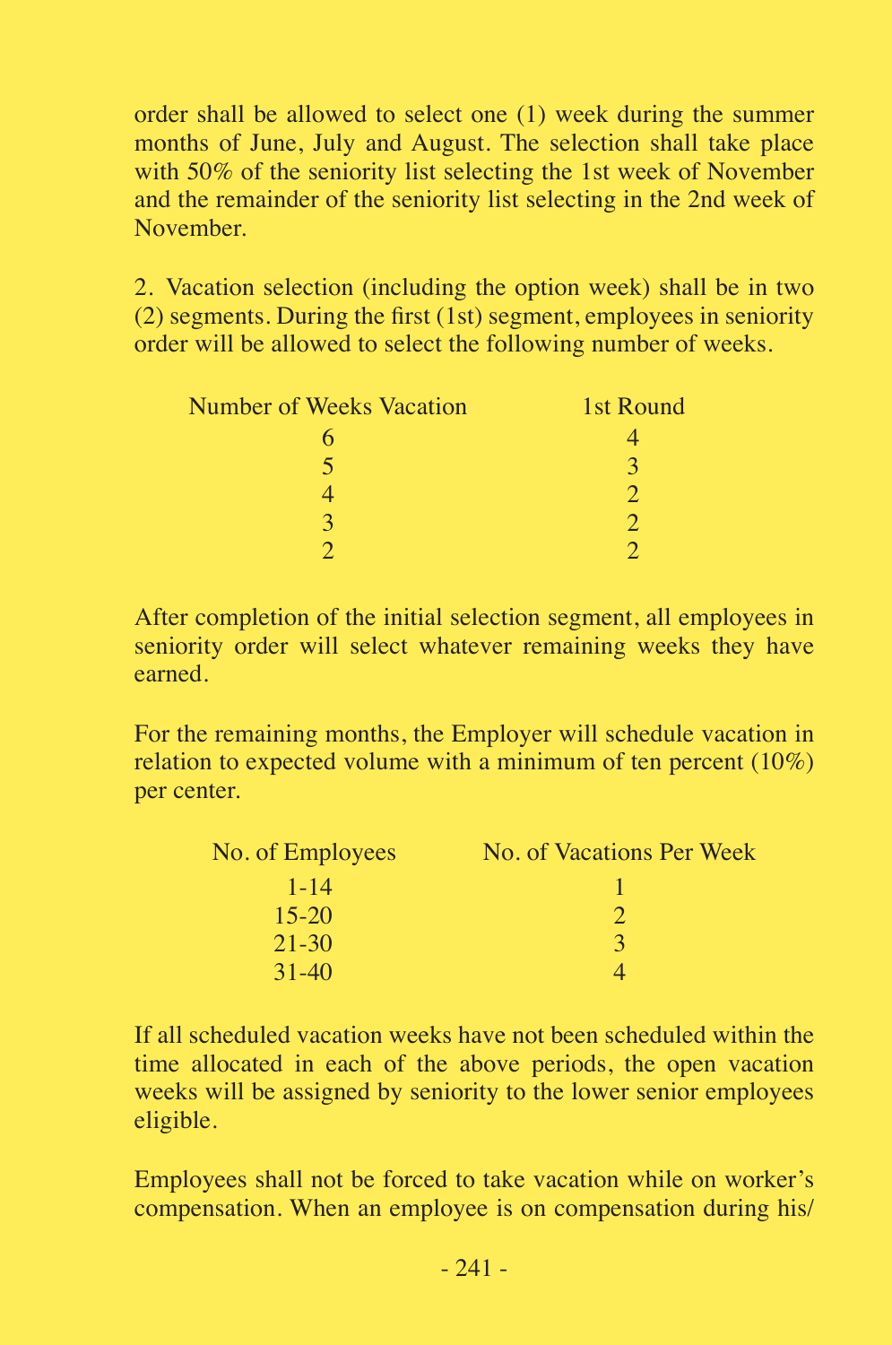order shall be allowed to select one (1) week during the summer months of June, July and August. The selection shall take place with 50% of the seniority list selecting the 1st week of November and the remainder of the seniority list selecting in the 2nd week of November.

2. Vacation selection (including the option week) shall be in two (2) segments. During the first (1st) segment, employees in seniority order will be allowed to select the following number of weeks.

| Number of Weeks Vacation | 1st Round |
|---|---|
| 6 | 4 |
| 5 | 3 |
| 4 | 2 |
| 3 | 2 |
| 2 | 2 |

After completion of the initial selection segment, all employees in seniority order will select whatever remaining weeks they have earned.

For the remaining months, the Employer will schedule vacation in relation to expected volume with a minimum of ten percent (10%) per center.

| No. of Employees | No. of Vacations Per Week |
|---|---|
| 1-14 | 1 |
| 15-20 | 2 |
| 21-30 | 3 |
| 31-40 | 4 |

If all scheduled vacation weeks have not been scheduled within the time allocated in each of the above periods, the open vacation weeks will be assigned by seniority to the lower senior employees eligible.

Employees shall not be forced to take vacation while on worker's compensation. When an employee is on compensation during his/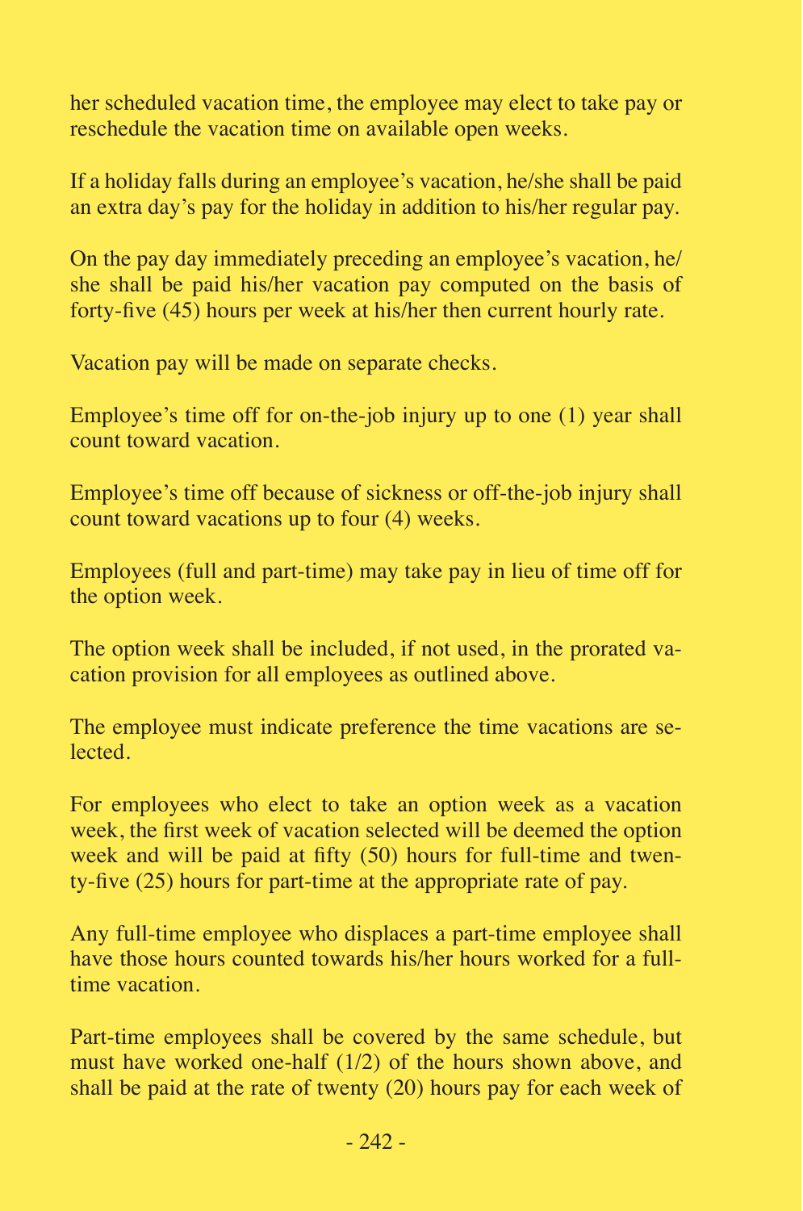her scheduled vacation time, the employee may elect to take pay or reschedule the vacation time on available open weeks.

If a holiday falls during an employee's vacation, he/she shall be paid an extra day's pay for the holiday in addition to his/her regular pay.

On the pay day immediately preceding an employee's vacation, he/she shall be paid his/her vacation pay computed on the basis of forty-five (45) hours per week at his/her then current hourly rate.

Vacation pay will be made on separate checks.

Employee's time off for on-the-job injury up to one (1) year shall count toward vacation.

Employee's time off because of sickness or off-the-job injury shall count toward vacations up to four (4) weeks.

Employees (full and part-time) may take pay in lieu of time off for the option week.

The option week shall be included, if not used, in the prorated vacation provision for all employees as outlined above.

The employee must indicate preference the time vacations are selected.

For employees who elect to take an option week as a vacation week, the first week of vacation selected will be deemed the option week and will be paid at fifty (50) hours for full-time and twenty-five (25) hours for part-time at the appropriate rate of pay.

Any full-time employee who displaces a part-time employee shall have those hours counted towards his/her hours worked for a full-time vacation.

Part-time employees shall be covered by the same schedule, but must have worked one-half (1/2) of the hours shown above, and shall be paid at the rate of twenty (20) hours pay for each week of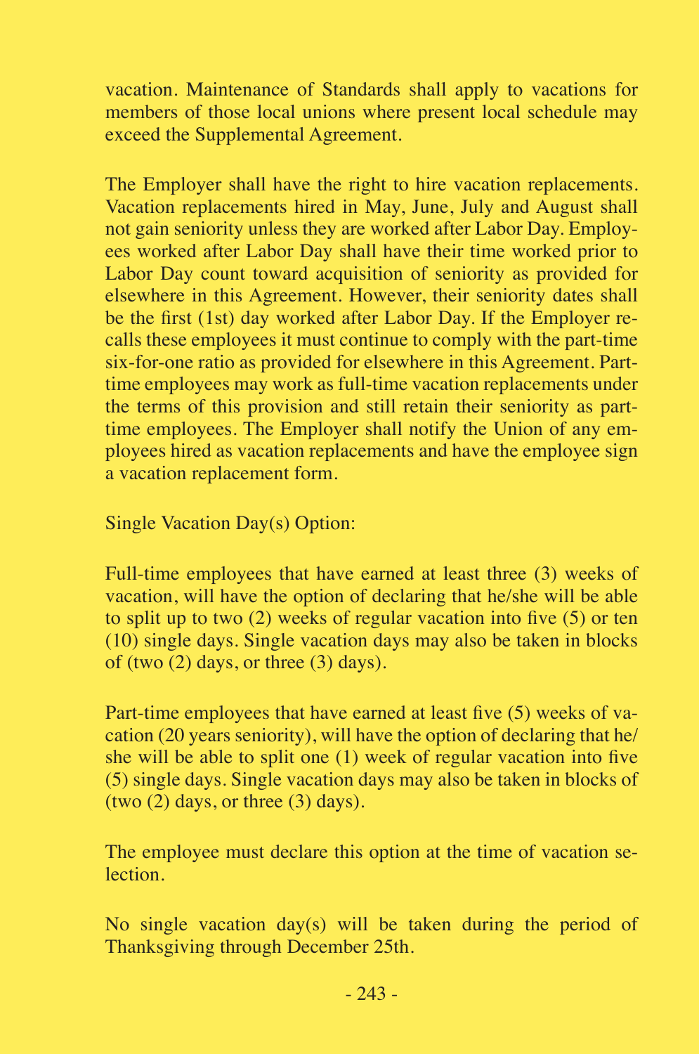vacation. Maintenance of Standards shall apply to vacations for members of those local unions where present local schedule may exceed the Supplemental Agreement.

The Employer shall have the right to hire vacation replacements. Vacation replacements hired in May, June, July and August shall not gain seniority unless they are worked after Labor Day. Employees worked after Labor Day shall have their time worked prior to Labor Day count toward acquisition of seniority as provided for elsewhere in this Agreement. However, their seniority dates shall be the first (1st) day worked after Labor Day. If the Employer recalls these employees it must continue to comply with the part-time six-for-one ratio as provided for elsewhere in this Agreement. Part-time employees may work as full-time vacation replacements under the terms of this provision and still retain their seniority as part-time employees. The Employer shall notify the Union of any employees hired as vacation replacements and have the employee sign a vacation replacement form.

Single Vacation Day(s) Option:

Full-time employees that have earned at least three (3) weeks of vacation, will have the option of declaring that he/she will be able to split up to two (2) weeks of regular vacation into five (5) or ten (10) single days. Single vacation days may also be taken in blocks of (two (2) days, or three (3) days).

Part-time employees that have earned at least five (5) weeks of vacation (20 years seniority), will have the option of declaring that he/she will be able to split one (1) week of regular vacation into five (5) single days. Single vacation days may also be taken in blocks of (two (2) days, or three (3) days).

The employee must declare this option at the time of vacation selection.

No single vacation day(s) will be taken during the period of Thanksgiving through December 25th.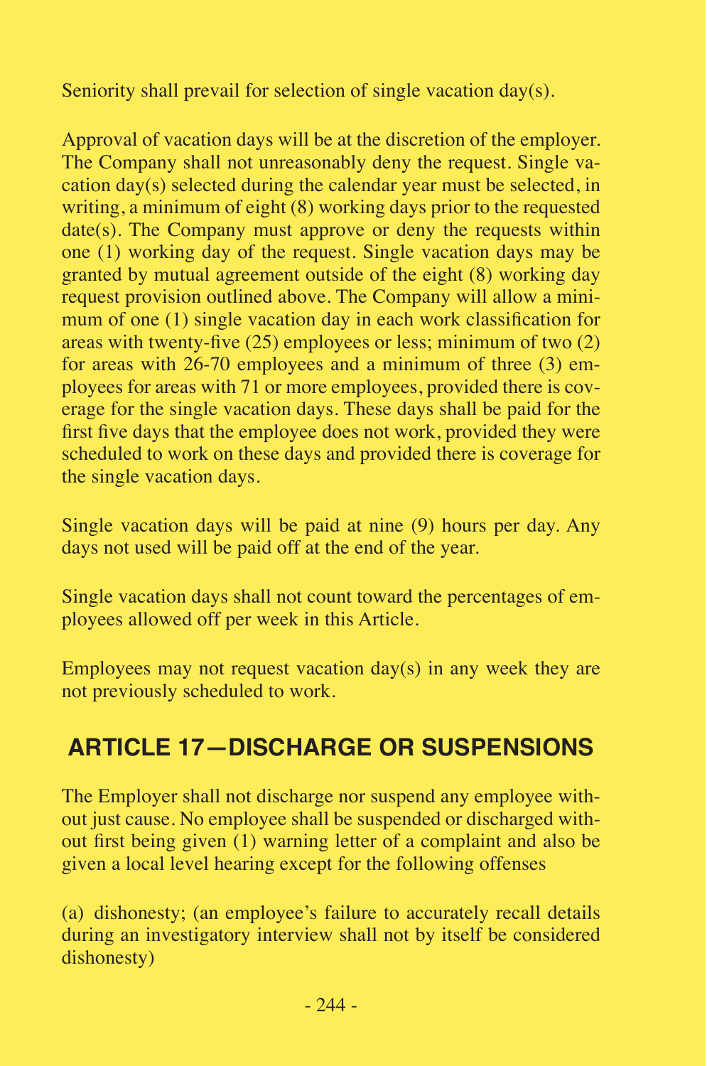Seniority shall prevail for selection of single vacation day(s).

Approval of vacation days will be at the discretion of the employer. The Company shall not unreasonably deny the request. Single vacation day(s) selected during the calendar year must be selected, in writing, a minimum of eight (8) working days prior to the requested date(s). The Company must approve or deny the requests within one (1) working day of the request. Single vacation days may be granted by mutual agreement outside of the eight (8) working day request provision outlined above. The Company will allow a minimum of one (1) single vacation day in each work classification for areas with twenty-five (25) employees or less; minimum of two (2) for areas with 26-70 employees and a minimum of three (3) employees for areas with 71 or more employees, provided there is coverage for the single vacation days. These days shall be paid for the first five days that the employee does not work, provided they were scheduled to work on these days and provided there is coverage for the single vacation days.

Single vacation days will be paid at nine (9) hours per day. Any days not used will be paid off at the end of the year.

Single vacation days shall not count toward the percentages of employees allowed off per week in this Article.

Employees may not request vacation day(s) in any week they are not previously scheduled to work.

## ARTICLE 17—DISCHARGE OR SUSPENSIONS

The Employer shall not discharge nor suspend any employee without just cause. No employee shall be suspended or discharged without first being given (1) warning letter of a complaint and also be given a local level hearing except for the following offenses

(a) dishonesty; (an employee's failure to accurately recall details during an investigatory interview shall not by itself be considered dishonesty)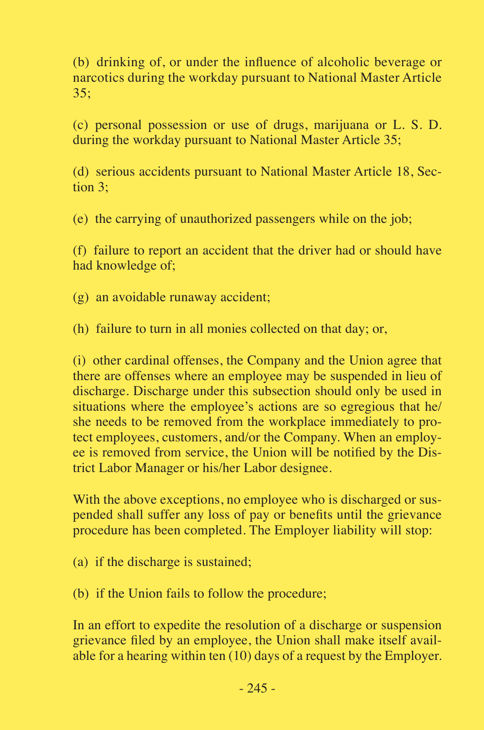(b) drinking of, or under the influence of alcoholic beverage or narcotics during the workday pursuant to National Master Article 35;

(c) personal possession or use of drugs, marijuana or L. S. D. during the workday pursuant to National Master Article 35;

(d) serious accidents pursuant to National Master Article 18, Section 3;

(e) the carrying of unauthorized passengers while on the job;

(f) failure to report an accident that the driver had or should have had knowledge of;

(g) an avoidable runaway accident;

(h) failure to turn in all monies collected on that day; or,

(i) other cardinal offenses, the Company and the Union agree that there are offenses where an employee may be suspended in lieu of discharge. Discharge under this subsection should only be used in situations where the employee's actions are so egregious that he/she needs to be removed from the workplace immediately to protect employees, customers, and/or the Company. When an employee is removed from service, the Union will be notified by the District Labor Manager or his/her Labor designee.

With the above exceptions, no employee who is discharged or suspended shall suffer any loss of pay or benefits until the grievance procedure has been completed. The Employer liability will stop:

(a) if the discharge is sustained;

(b) if the Union fails to follow the procedure;

In an effort to expedite the resolution of a discharge or suspension grievance filed by an employee, the Union shall make itself available for a hearing within ten (10) days of a request by the Employer.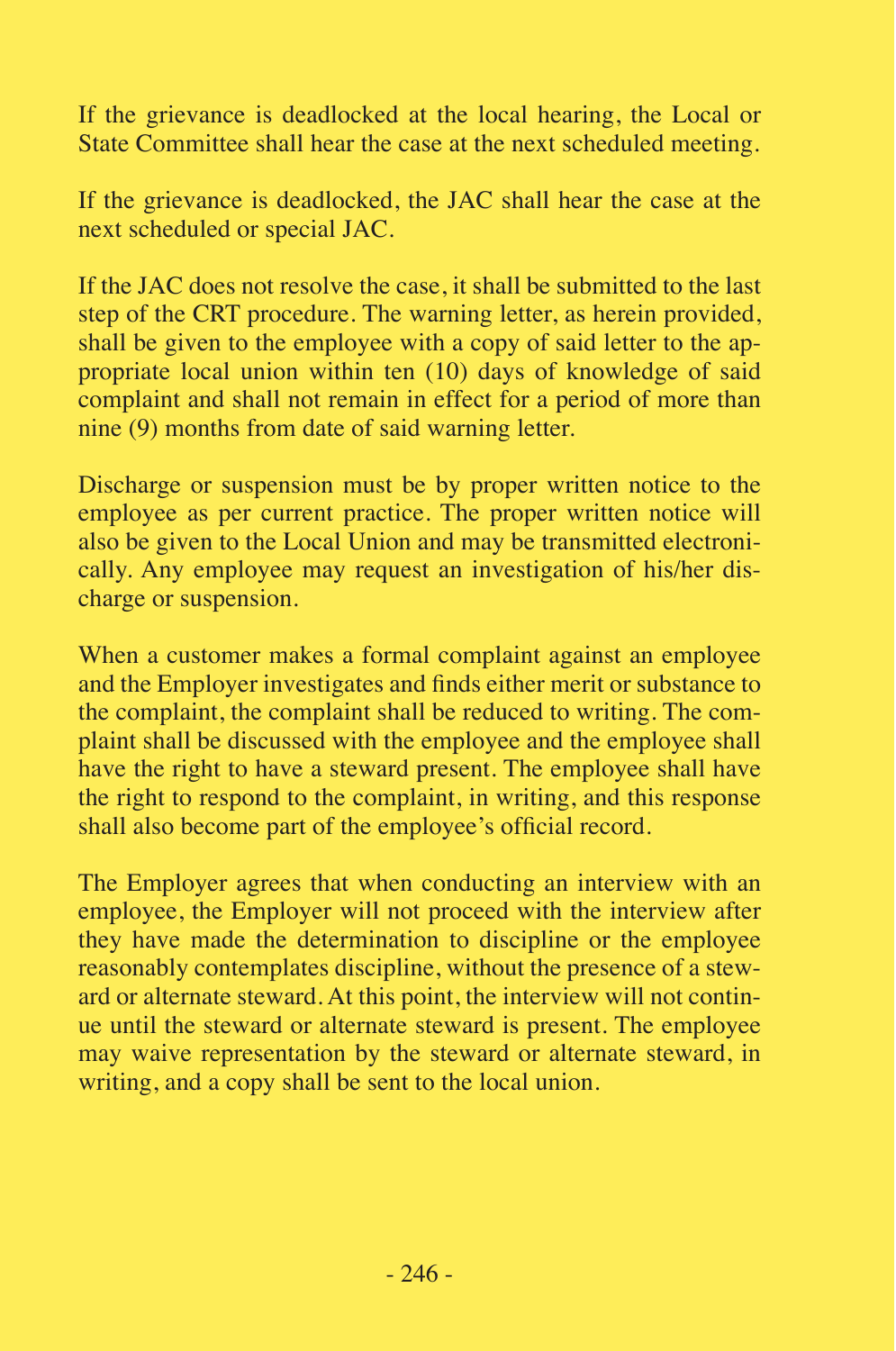If the grievance is deadlocked at the local hearing, the Local or State Committee shall hear the case at the next scheduled meeting.

If the grievance is deadlocked, the JAC shall hear the case at the next scheduled or special JAC.

If the JAC does not resolve the case, it shall be submitted to the last step of the CRT procedure. The warning letter, as herein provided, shall be given to the employee with a copy of said letter to the appropriate local union within ten (10) days of knowledge of said complaint and shall not remain in effect for a period of more than nine (9) months from date of said warning letter.

Discharge or suspension must be by proper written notice to the employee as per current practice. The proper written notice will also be given to the Local Union and may be transmitted electronically. Any employee may request an investigation of his/her discharge or suspension.

When a customer makes a formal complaint against an employee and the Employer investigates and finds either merit or substance to the complaint, the complaint shall be reduced to writing. The complaint shall be discussed with the employee and the employee shall have the right to have a steward present. The employee shall have the right to respond to the complaint, in writing, and this response shall also become part of the employee's official record.

The Employer agrees that when conducting an interview with an employee, the Employer will not proceed with the interview after they have made the determination to discipline or the employee reasonably contemplates discipline, without the presence of a steward or alternate steward. At this point, the interview will not continue until the steward or alternate steward is present. The employee may waive representation by the steward or alternate steward, in writing, and a copy shall be sent to the local union.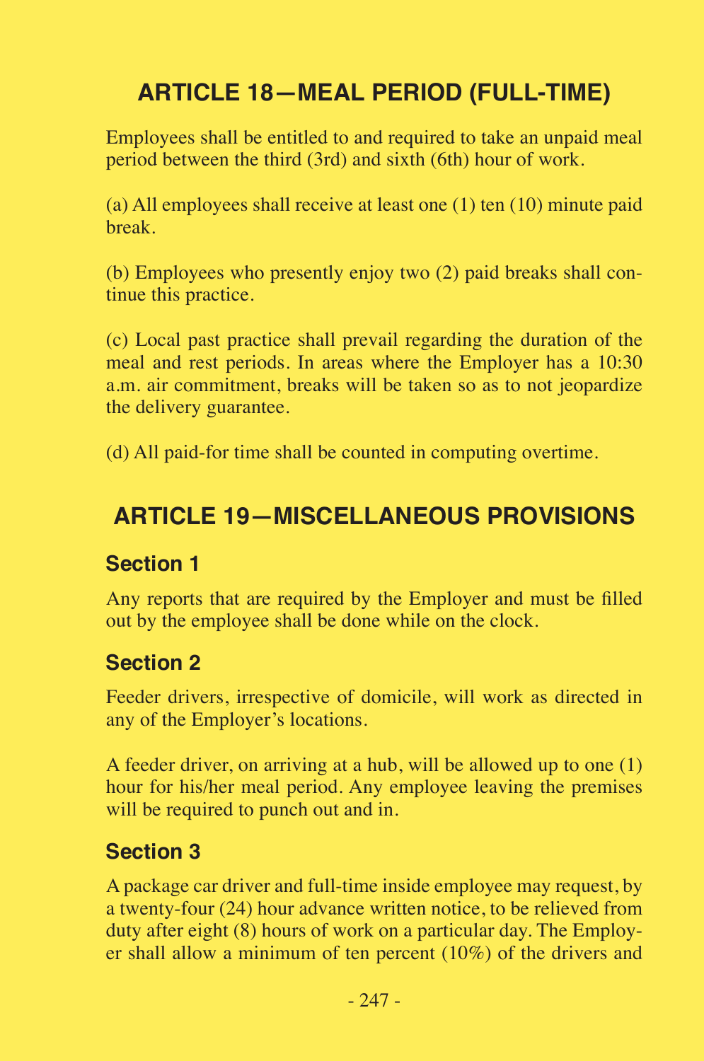## ARTICLE 18—MEAL PERIOD (FULL-TIME)

Employees shall be entitled to and required to take an unpaid meal period between the third (3rd) and sixth (6th) hour of work.

(a) All employees shall receive at least one (1) ten (10) minute paid break.

(b) Employees who presently enjoy two (2) paid breaks shall continue this practice.

(c) Local past practice shall prevail regarding the duration of the meal and rest periods. In areas where the Employer has a 10:30 a.m. air commitment, breaks will be taken so as to not jeopardize the delivery guarantee.

(d) All paid-for time shall be counted in computing overtime.

## ARTICLE 19—MISCELLANEOUS PROVISIONS

### Section 1

Any reports that are required by the Employer and must be filled out by the employee shall be done while on the clock.

### Section 2

Feeder drivers, irrespective of domicile, will work as directed in any of the Employer's locations.

A feeder driver, on arriving at a hub, will be allowed up to one (1) hour for his/her meal period. Any employee leaving the premises will be required to punch out and in.

### Section 3

A package car driver and full-time inside employee may request, by a twenty-four (24) hour advance written notice, to be relieved from duty after eight (8) hours of work on a particular day. The Employer shall allow a minimum of ten percent (10%) of the drivers and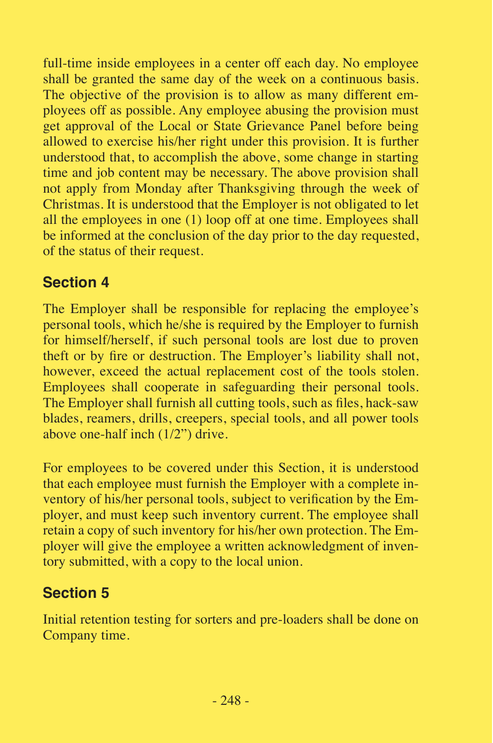full-time inside employees in a center off each day. No employee shall be granted the same day of the week on a continuous basis. The objective of the provision is to allow as many different employees off as possible. Any employee abusing the provision must get approval of the Local or State Grievance Panel before being allowed to exercise his/her right under this provision. It is further understood that, to accomplish the above, some change in starting time and job content may be necessary. The above provision shall not apply from Monday after Thanksgiving through the week of Christmas. It is understood that the Employer is not obligated to let all the employees in one (1) loop off at one time. Employees shall be informed at the conclusion of the day prior to the day requested, of the status of their request.

## Section 4

The Employer shall be responsible for replacing the employee's personal tools, which he/she is required by the Employer to furnish for himself/herself, if such personal tools are lost due to proven theft or by fire or destruction. The Employer's liability shall not, however, exceed the actual replacement cost of the tools stolen. Employees shall cooperate in safeguarding their personal tools. The Employer shall furnish all cutting tools, such as files, hack-saw blades, reamers, drills, creepers, special tools, and all power tools above one-half inch (1/2") drive.

For employees to be covered under this Section, it is understood that each employee must furnish the Employer with a complete inventory of his/her personal tools, subject to verification by the Employer, and must keep such inventory current. The employee shall retain a copy of such inventory for his/her own protection. The Employer will give the employee a written acknowledgment of inventory submitted, with a copy to the local union.

## Section 5

Initial retention testing for sorters and pre-loaders shall be done on Company time.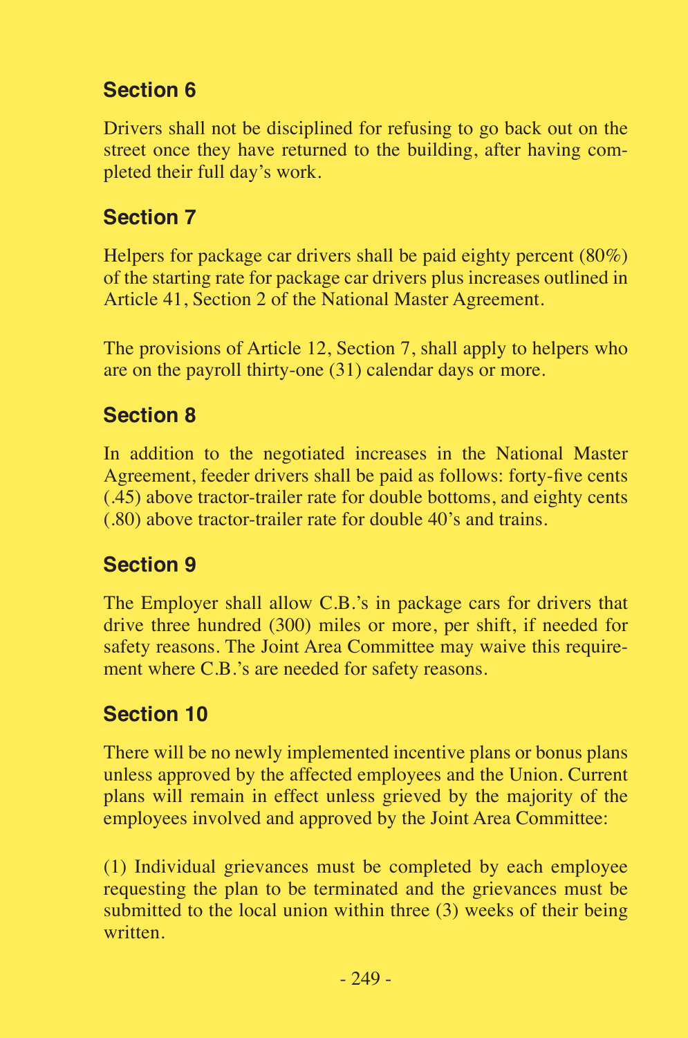## Section 6

Drivers shall not be disciplined for refusing to go back out on the street once they have returned to the building, after having completed their full day's work.

## Section 7

Helpers for package car drivers shall be paid eighty percent (80%) of the starting rate for package car drivers plus increases outlined in Article 41, Section 2 of the National Master Agreement.

The provisions of Article 12, Section 7, shall apply to helpers who are on the payroll thirty-one (31) calendar days or more.

## Section 8

In addition to the negotiated increases in the National Master Agreement, feeder drivers shall be paid as follows: forty-five cents (.45) above tractor-trailer rate for double bottoms, and eighty cents (.80) above tractor-trailer rate for double 40's and trains.

## Section 9

The Employer shall allow C.B.'s in package cars for drivers that drive three hundred (300) miles or more, per shift, if needed for safety reasons. The Joint Area Committee may waive this requirement where C.B.'s are needed for safety reasons.

## Section 10

There will be no newly implemented incentive plans or bonus plans unless approved by the affected employees and the Union. Current plans will remain in effect unless grieved by the majority of the employees involved and approved by the Joint Area Committee:

(1) Individual grievances must be completed by each employee requesting the plan to be terminated and the grievances must be submitted to the local union within three (3) weeks of their being written.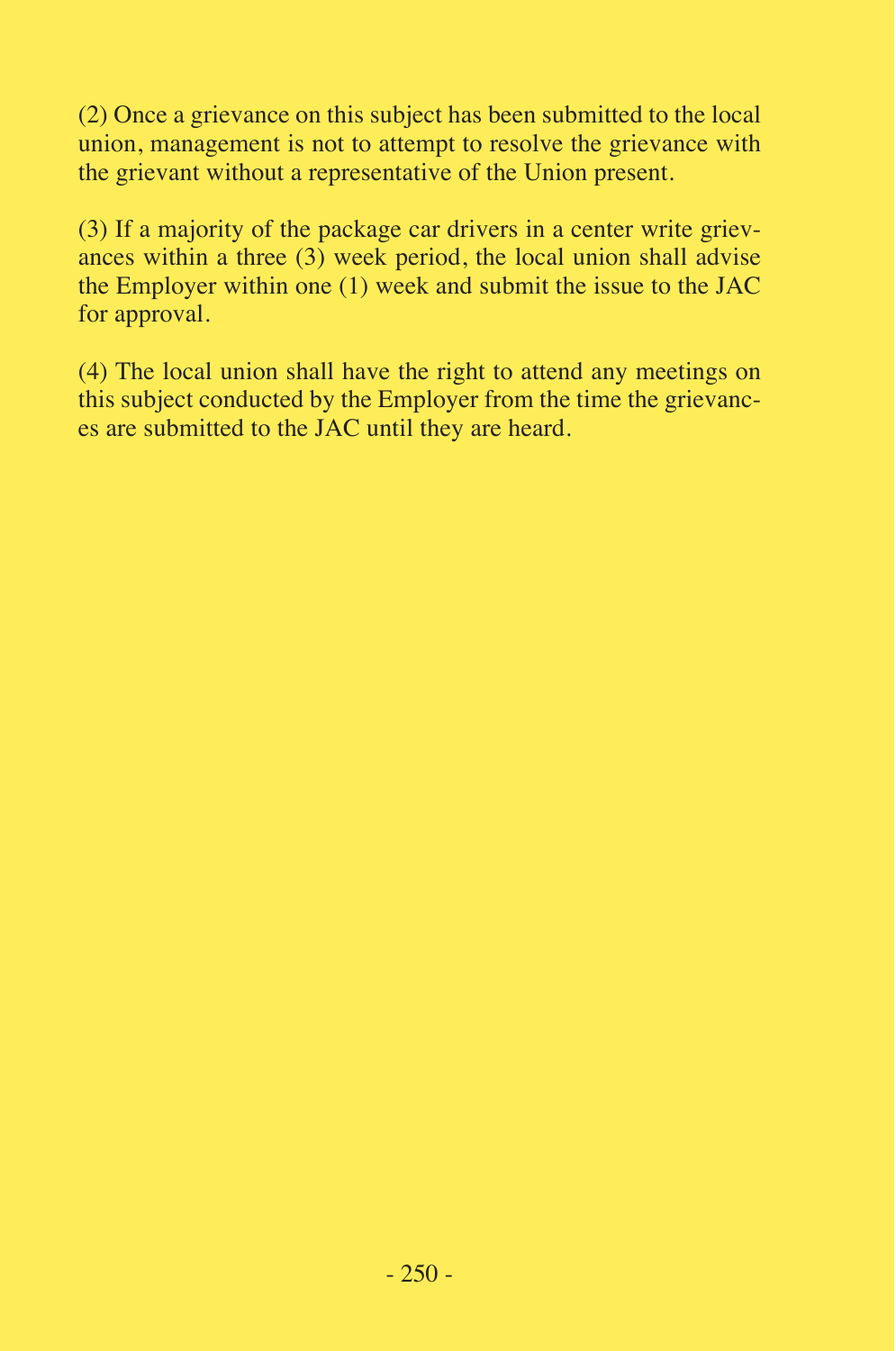(2) Once a grievance on this subject has been submitted to the local union, management is not to attempt to resolve the grievance with the grievant without a representative of the Union present.

(3) If a majority of the package car drivers in a center write grievances within a three (3) week period, the local union shall advise the Employer within one (1) week and submit the issue to the JAC for approval.

(4) The local union shall have the right to attend any meetings on this subject conducted by the Employer from the time the grievances are submitted to the JAC until they are heard.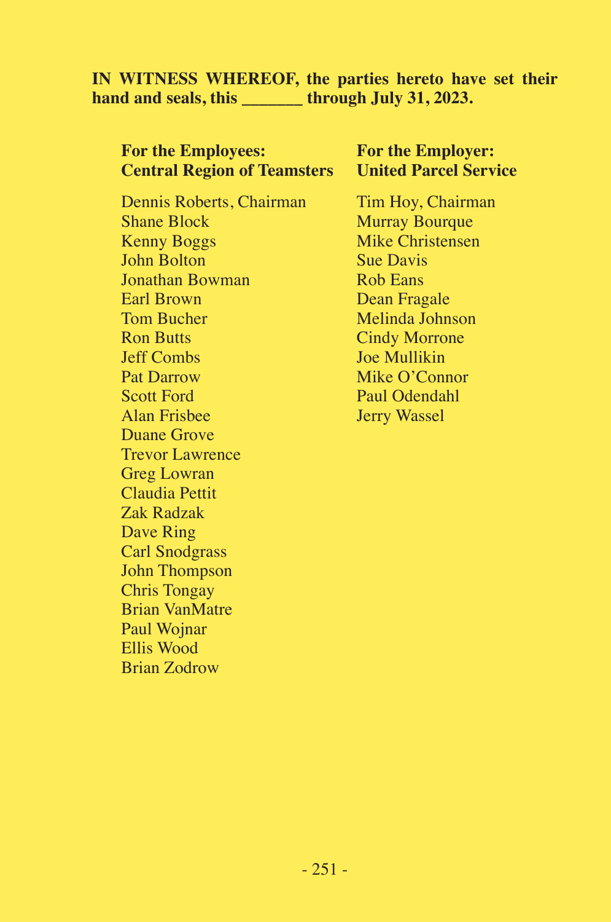**IN WITNESS WHEREOF, the parties hereto have set their hand and seals, this _______ through July 31, 2023.**

**For the Employees:**
**Central Region of Teamsters**

Dennis Roberts, Chairman
Shane Block
Kenny Boggs
John Bolton
Jonathan Bowman
Earl Brown
Tom Bucher
Ron Butts
Jeff Combs
Pat Darrow
Scott Ford
Alan Frisbee
Duane Grove
Trevor Lawrence
Greg Lowran
Claudia Pettit
Zak Radzak
Dave Ring
Carl Snodgrass
John Thompson
Chris Tongay
Brian VanMatre
Paul Wojnar
Ellis Wood
Brian Zodrow

**For the Employer:**
**United Parcel Service**

Tim Hoy, Chairman
Murray Bourque
Mike Christensen
Sue Davis
Rob Eans
Dean Fragale
Melinda Johnson
Cindy Morrone
Joe Mullikin
Mike O'Connor
Paul Odendahl
Jerry Wassel